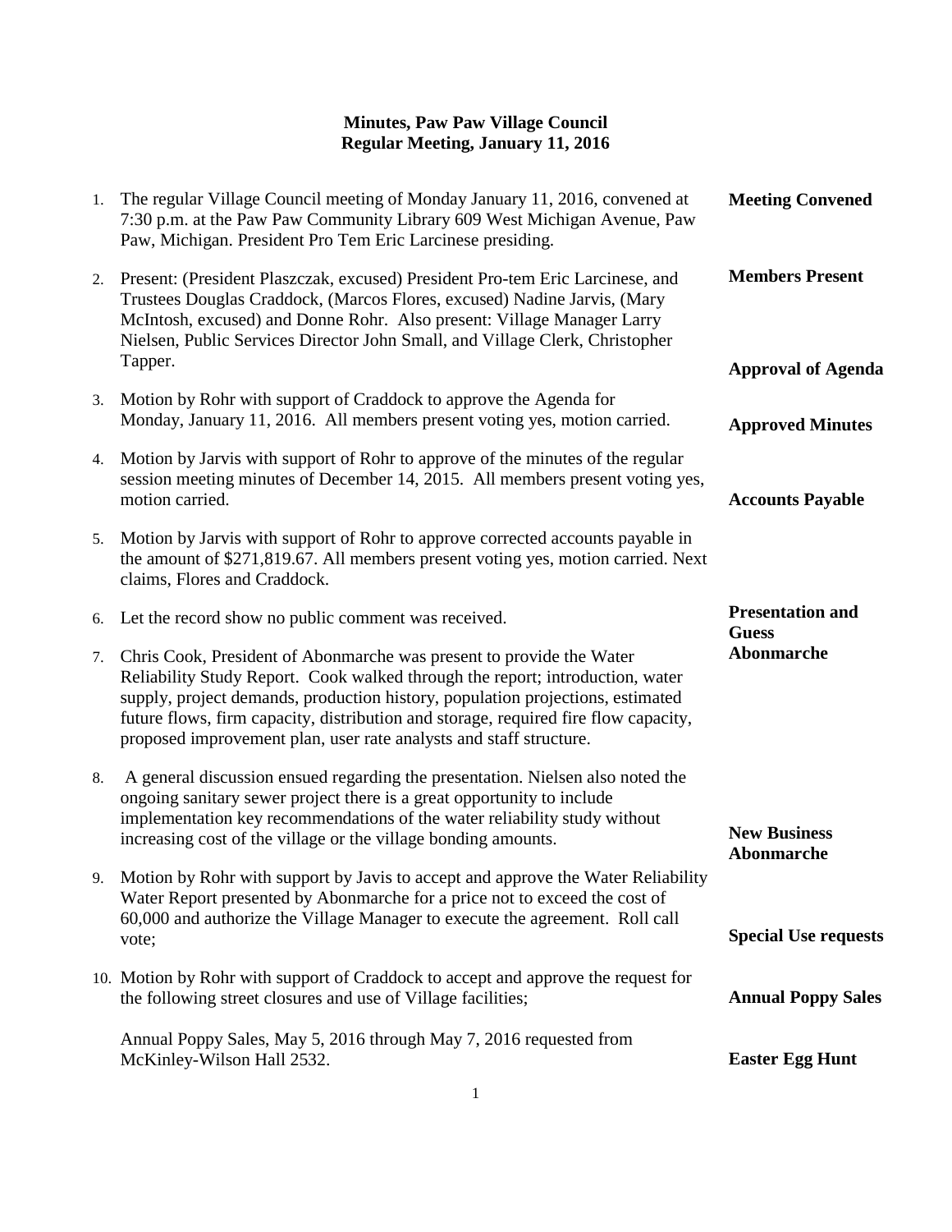# Minutes, Paw Paw Village Council
## Regular Meeting, January 11, 2016

**Meeting Convened**

1. The regular Village Council meeting of Monday January 11, 2016, convened at 7:30 p.m. at the Paw Paw Community Library 609 West Michigan Avenue, Paw Paw, Michigan. President Pro Tem Eric Larcinese presiding.

**Members Present**

2. Present: (President Plaszczak, excused) President Pro-tem Eric Larcinese, and Trustees Douglas Craddock, (Marcos Flores, excused) Nadine Jarvis, (Mary McIntosh, excused) and Donne Rohr. Also present: Village Manager Larry Nielsen, Public Services Director John Small, and Village Clerk, Christopher Tapper.

**Approval of Agenda**

3. Motion by Rohr with support of Craddock to approve the Agenda for Monday, January 11, 2016. All members present voting yes, motion carried.

**Approved Minutes**

4. Motion by Jarvis with support of Rohr to approve of the minutes of the regular session meeting minutes of December 14, 2015. All members present voting yes, motion carried.

**Accounts Payable**

5. Motion by Jarvis with support of Rohr to approve corrected accounts payable in the amount of $271,819.67. All members present voting yes, motion carried. Next claims, Flores and Craddock.

6. Let the record show no public comment was received.

**Presentation and Guess Abonmarche**

7. Chris Cook, President of Abonmarche was present to provide the Water Reliability Study Report. Cook walked through the report; introduction, water supply, project demands, production history, population projections, estimated future flows, firm capacity, distribution and storage, required fire flow capacity, proposed improvement plan, user rate analysts and staff structure.

8. A general discussion ensued regarding the presentation. Nielsen also noted the ongoing sanitary sewer project there is a great opportunity to include implementation key recommendations of the water reliability study without increasing cost of the village or the village bonding amounts.

**New Business Abonmarche**

9. Motion by Rohr with support by Javis to accept and approve the Water Reliability Water Report presented by Abonmarche for a price not to exceed the cost of 60,000 and authorize the Village Manager to execute the agreement. Roll call vote;

**Special Use requests**

10. Motion by Rohr with support of Craddock to accept and approve the request for the following street closures and use of Village facilities;

**Annual Poppy Sales**

Annual Poppy Sales, May 5, 2016 through May 7, 2016 requested from McKinley-Wilson Hall 2532.

**Easter Egg Hunt**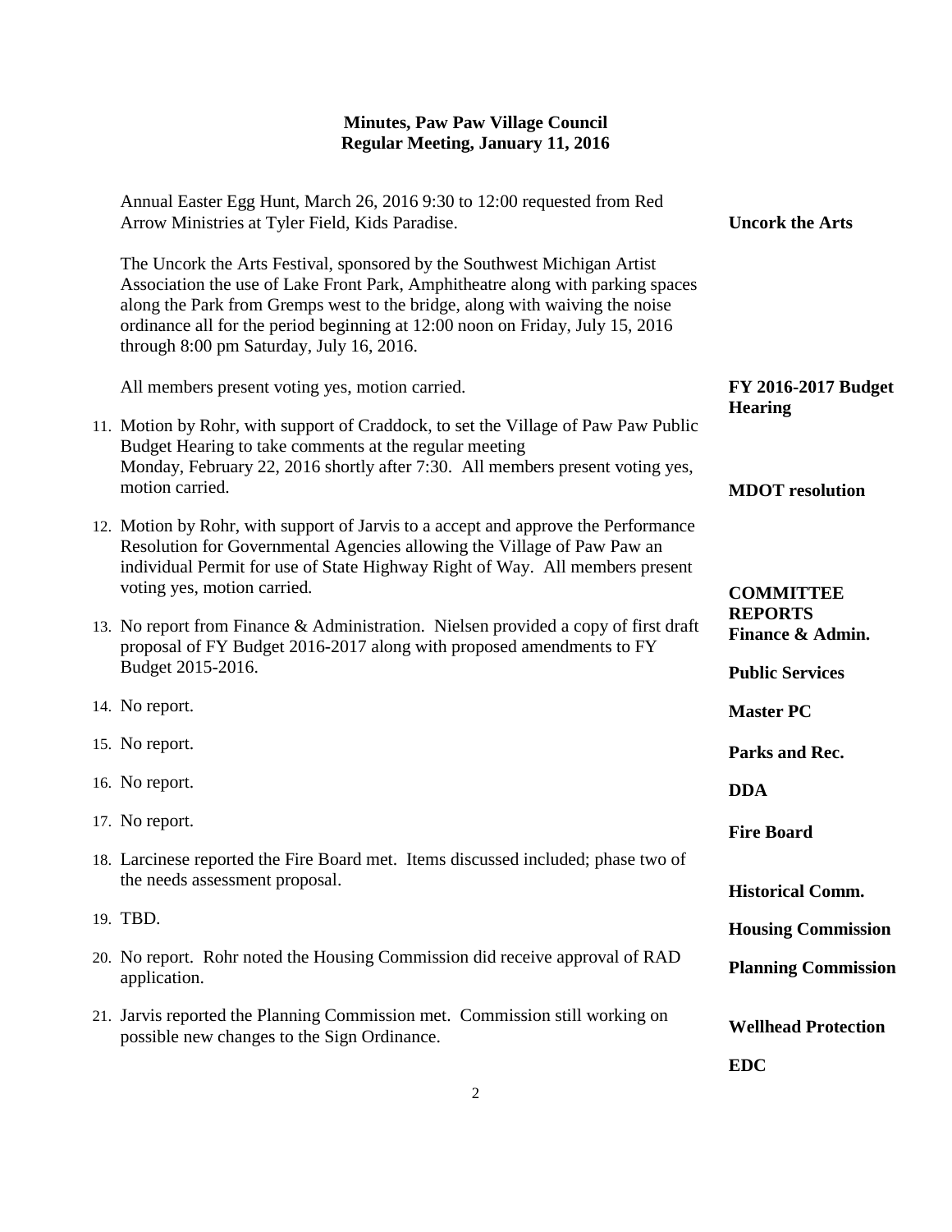# Minutes, Paw Paw Village Council
## Regular Meeting, January 11, 2016

Annual Easter Egg Hunt, March 26, 2016 9:30 to 12:00 requested from Red Arrow Ministries at Tyler Field, Kids Paradise.

**Uncork the Arts**

The Uncork the Arts Festival, sponsored by the Southwest Michigan Artist Association the use of Lake Front Park, Amphitheatre along with parking spaces along the Park from Gremps west to the bridge, along with waiving the noise ordinance all for the period beginning at 12:00 noon on Friday, July 15, 2016 through 8:00 pm Saturday, July 16, 2016.

All members present voting yes, motion carried.

**FY 2016-2017 Budget Hearing**

11. Motion by Rohr, with support of Craddock, to set the Village of Paw Paw Public Budget Hearing to take comments at the regular meeting Monday, February 22, 2016 shortly after 7:30. All members present voting yes, motion carried.

**MDOT resolution**

12. Motion by Rohr, with support of Jarvis to a accept and approve the Performance Resolution for Governmental Agencies allowing the Village of Paw Paw an individual Permit for use of State Highway Right of Way. All members present voting yes, motion carried.

**COMMITTEE REPORTS**

**Finance & Admin.**

13. No report from Finance & Administration. Nielsen provided a copy of first draft proposal of FY Budget 2016-2017 along with proposed amendments to FY Budget 2015-2016.

**Public Services**

14. No report.

**Master PC**

15. No report.

**Parks and Rec.**

16. No report.

**DDA**

17. No report.

**Fire Board**

18. Larcinese reported the Fire Board met. Items discussed included; phase two of the needs assessment proposal.

**Historical Comm.**

19. TBD.

**Housing Commission**

20. No report. Rohr noted the Housing Commission did receive approval of RAD application.

**Planning Commission**

21. Jarvis reported the Planning Commission met. Commission still working on possible new changes to the Sign Ordinance.

**Wellhead Protection**

**EDC**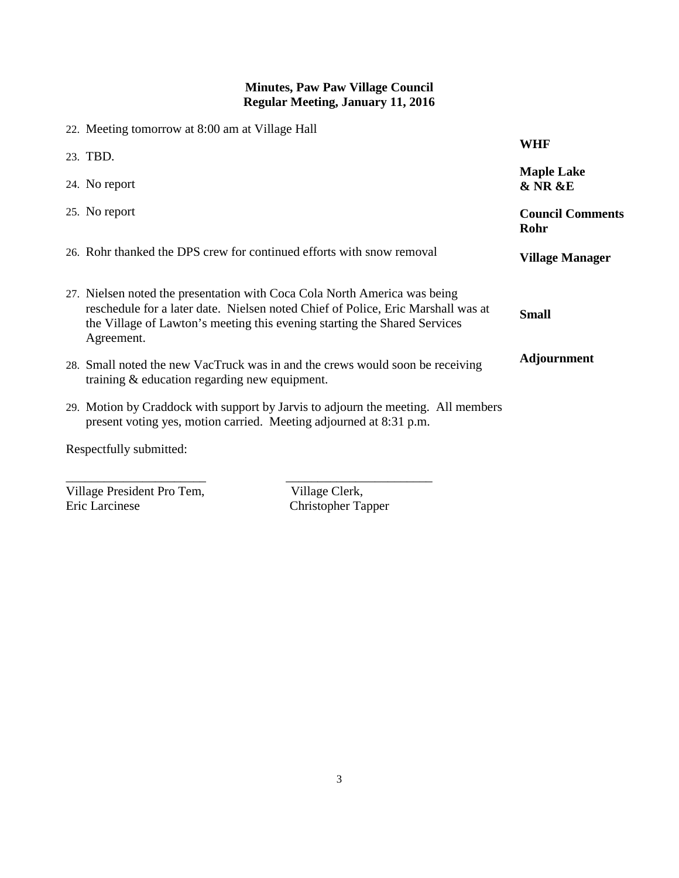**Minutes, Paw Paw Village Council**
**Regular Meeting, January 11, 2016**

**WHF**

22. Meeting tomorrow at 8:00 am at Village Hall

**Maple Lake & NR &E**

23. TBD.

**Council Comments**

24. No report

25. No report

**Rohr**

26. Rohr thanked the DPS crew for continued efforts with snow removal

**Village Manager**

27. Nielsen noted the presentation with Coca Cola North America was being reschedule for a later date. Nielsen noted Chief of Police, Eric Marshall was at the Village of Lawton's meeting this evening starting the Shared Services Agreement.

**Small**

28. Small noted the new VacTruck was in and the crews would soon be receiving training & education regarding new equipment.

**Adjournment**

29. Motion by Craddock with support by Jarvis to adjourn the meeting. All members present voting yes, motion carried. Meeting adjourned at 8:31 p.m.

Respectfully submitted:

______________________ ______________________
Village President Pro Tem, Village Clerk,
Eric Larcinese Christopher Tapper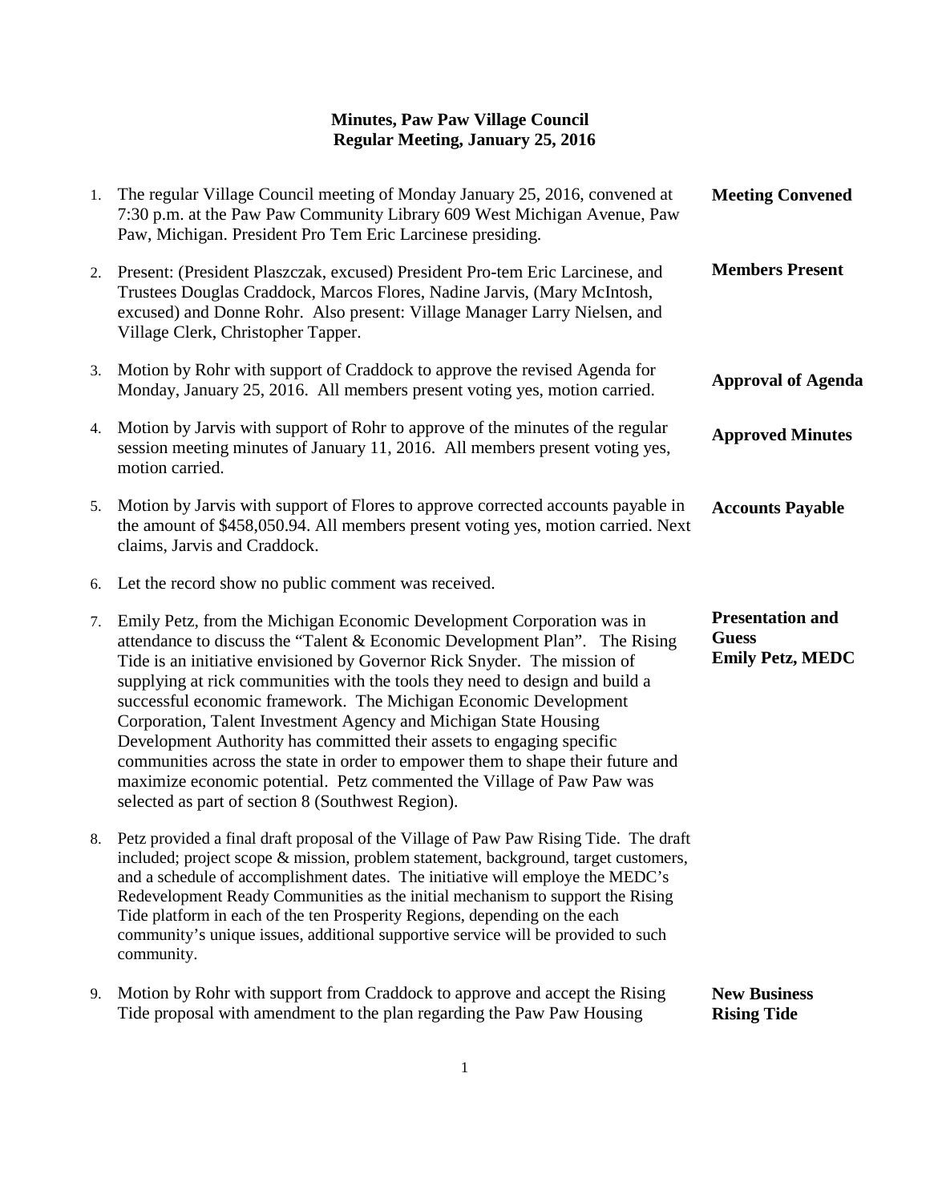# Minutes, Paw Paw Village Council
## Regular Meeting, January 25, 2016

1. The regular Village Council meeting of Monday January 25, 2016, convened at 7:30 p.m. at the Paw Paw Community Library 609 West Michigan Avenue, Paw Paw, Michigan. President Pro Tem Eric Larcinese presiding. — **Meeting Convened**

2. Present: (President Plaszczak, excused) President Pro-tem Eric Larcinese, and Trustees Douglas Craddock, Marcos Flores, Nadine Jarvis, (Mary McIntosh, excused) and Donne Rohr. Also present: Village Manager Larry Nielsen, and Village Clerk, Christopher Tapper. — **Members Present**

3. Motion by Rohr with support of Craddock to approve the revised Agenda for Monday, January 25, 2016. All members present voting yes, motion carried. — **Approval of Agenda**

4. Motion by Jarvis with support of Rohr to approve of the minutes of the regular session meeting minutes of January 11, 2016. All members present voting yes, motion carried. — **Approved Minutes**

5. Motion by Jarvis with support of Flores to approve corrected accounts payable in the amount of $458,050.94. All members present voting yes, motion carried. Next claims, Jarvis and Craddock. — **Accounts Payable**

6. Let the record show no public comment was received.

7. Emily Petz, from the Michigan Economic Development Corporation was in attendance to discuss the "Talent & Economic Development Plan". The Rising Tide is an initiative envisioned by Governor Rick Snyder. The mission of supplying at rick communities with the tools they need to design and build a successful economic framework. The Michigan Economic Development Corporation, Talent Investment Agency and Michigan State Housing Development Authority has committed their assets to engaging specific communities across the state in order to empower them to shape their future and maximize economic potential. Petz commented the Village of Paw Paw was selected as part of section 8 (Southwest Region). — **Presentation and Guess Emily Petz, MEDC**

8. Petz provided a final draft proposal of the Village of Paw Paw Rising Tide. The draft included; project scope & mission, problem statement, background, target customers, and a schedule of accomplishment dates. The initiative will employe the MEDC's Redevelopment Ready Communities as the initial mechanism to support the Rising Tide platform in each of the ten Prosperity Regions, depending on the each community's unique issues, additional supportive service will be provided to such community.

9. Motion by Rohr with support from Craddock to approve and accept the Rising Tide proposal with amendment to the plan regarding the Paw Paw Housing — **New Business Rising Tide**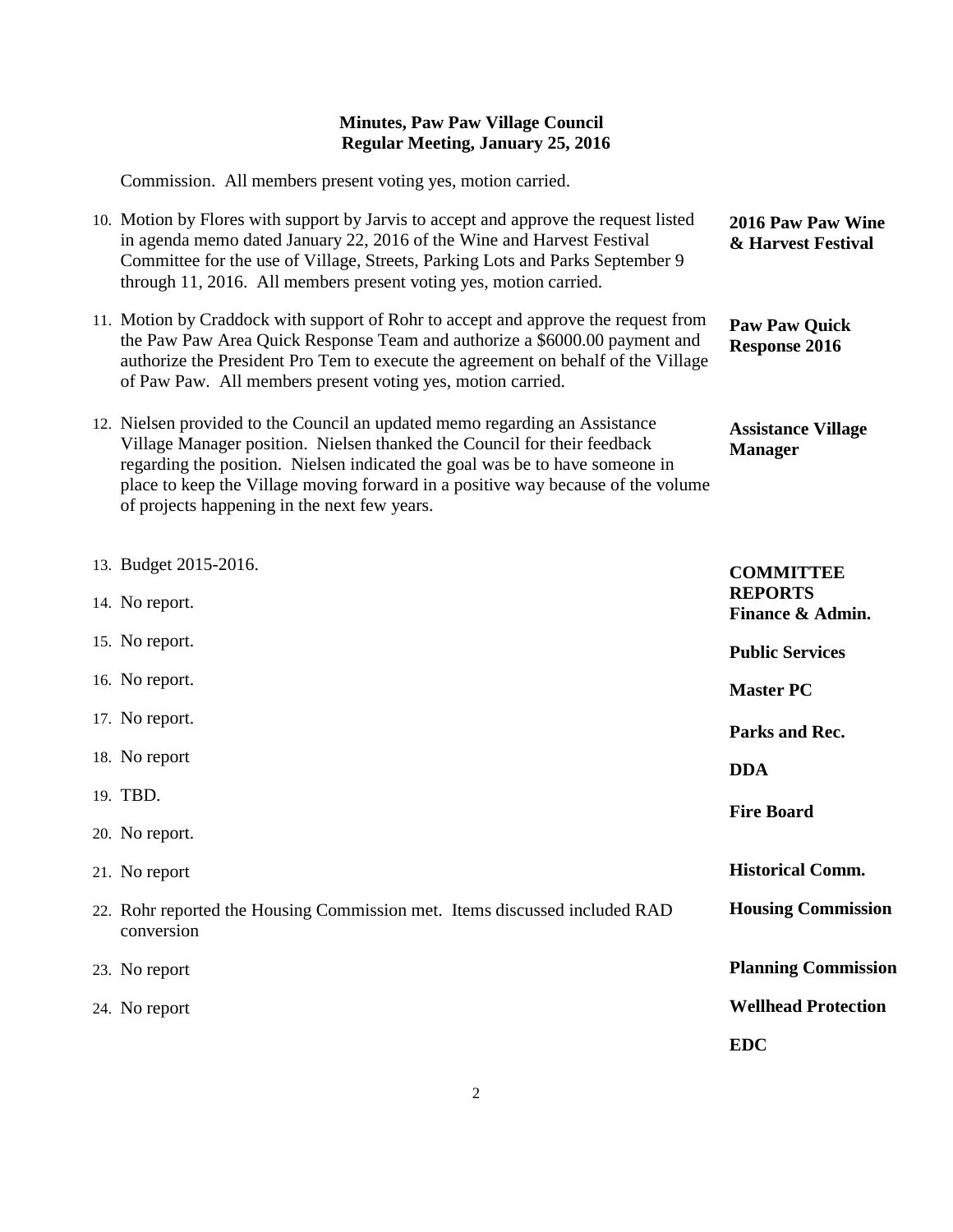**Minutes, Paw Paw Village Council**
**Regular Meeting, January 25, 2016**

Commission. All members present voting yes, motion carried.

10. Motion by Flores with support by Jarvis to accept and approve the request listed in agenda memo dated January 22, 2016 of the Wine and Harvest Festival Committee for the use of Village, Streets, Parking Lots and Parks September 9 through 11, 2016. All members present voting yes, motion carried. — **2016 Paw Paw Wine & Harvest Festival**

11. Motion by Craddock with support of Rohr to accept and approve the request from the Paw Paw Area Quick Response Team and authorize a $6000.00 payment and authorize the President Pro Tem to execute the agreement on behalf of the Village of Paw Paw. All members present voting yes, motion carried. — **Paw Paw Quick Response 2016**

12. Nielsen provided to the Council an updated memo regarding an Assistance Village Manager position. Nielsen thanked the Council for their feedback regarding the position. Nielsen indicated the goal was be to have someone in place to keep the Village moving forward in a positive way because of the volume of projects happening in the next few years. — **Assistance Village Manager**

**COMMITTEE REPORTS**

13. Budget 2015-2016. — **Finance & Admin.**
14. No report. — **Public Services**
15. No report. — **Master PC**
16. No report. — **Parks and Rec.**
17. No report. — **DDA**
18. No report — **Fire Board**
19. TBD.
20. No report. — **Historical Comm.**
21. No report — **Housing Commission**
22. Rohr reported the Housing Commission met. Items discussed included RAD conversion — **Planning Commission**
23. No report — **Wellhead Protection**
24. No report — **EDC**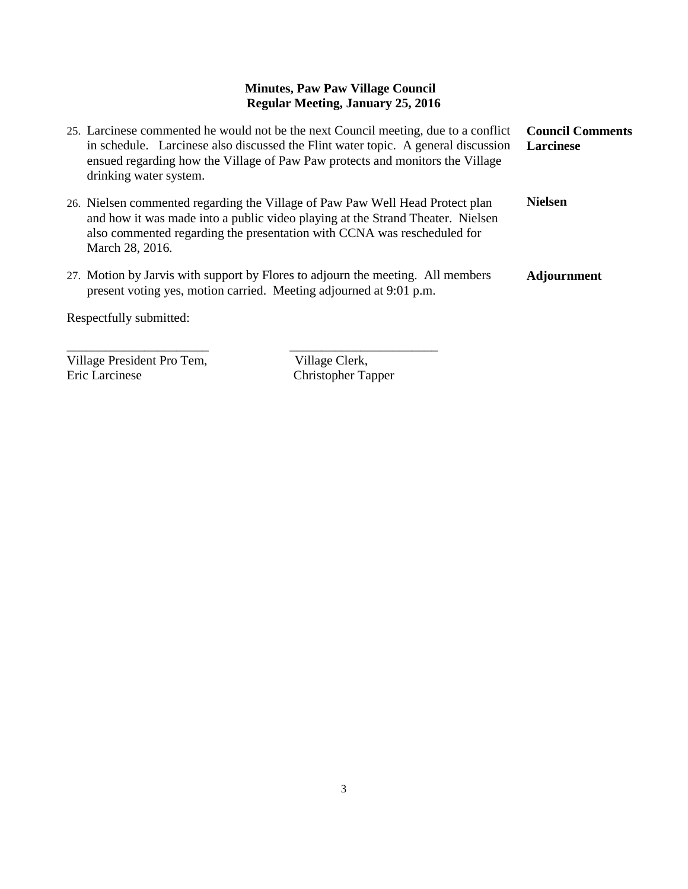**Minutes, Paw Paw Village Council**
**Regular Meeting, January 25, 2016**

| | |
|---|---|
| 25. Larcinese commented he would not be the next Council meeting, due to a conflict in schedule. Larcinese also discussed the Flint water topic. A general discussion ensued regarding how the Village of Paw Paw protects and monitors the Village drinking water system. | **Council Comments Larcinese** |
| 26. Nielsen commented regarding the Village of Paw Paw Well Head Protect plan and how it was made into a public video playing at the Strand Theater. Nielsen also commented regarding the presentation with CCNA was rescheduled for March 28, 2016. | **Nielsen** |
| 27. Motion by Jarvis with support by Flores to adjourn the meeting. All members present voting yes, motion carried. Meeting adjourned at 9:01 p.m. | **Adjournment** |

Respectfully submitted:

______________________ ______________________

Village President Pro Tem, Eric Larcinese

Village Clerk, Christopher Tapper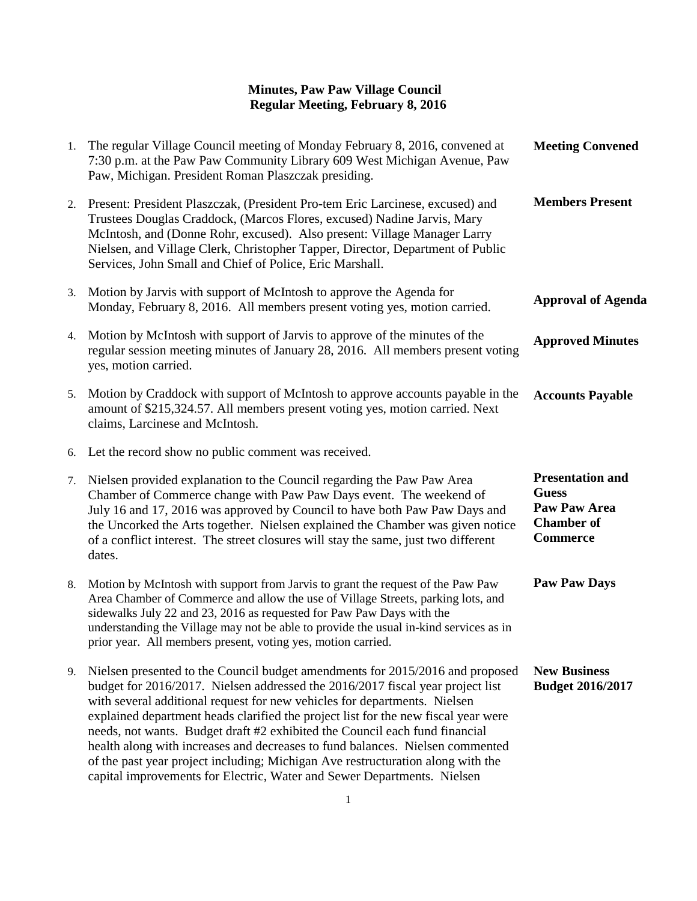# Minutes, Paw Paw Village Council
## Regular Meeting, February 8, 2016

1. The regular Village Council meeting of Monday February 8, 2016, convened at 7:30 p.m. at the Paw Paw Community Library 609 West Michigan Avenue, Paw Paw, Michigan. President Roman Plaszczak presiding. **Meeting Convened**

2. Present: President Plaszczak, (President Pro-tem Eric Larcinese, excused) and Trustees Douglas Craddock, (Marcos Flores, excused) Nadine Jarvis, Mary McIntosh, and (Donne Rohr, excused). Also present: Village Manager Larry Nielsen, and Village Clerk, Christopher Tapper, Director, Department of Public Services, John Small and Chief of Police, Eric Marshall. **Members Present**

3. Motion by Jarvis with support of McIntosh to approve the Agenda for Monday, February 8, 2016. All members present voting yes, motion carried. **Approval of Agenda**

4. Motion by McIntosh with support of Jarvis to approve of the minutes of the regular session meeting minutes of January 28, 2016. All members present voting yes, motion carried. **Approved Minutes**

5. Motion by Craddock with support of McIntosh to approve accounts payable in the amount of $215,324.57. All members present voting yes, motion carried. Next claims, Larcinese and McIntosh. **Accounts Payable**

6. Let the record show no public comment was received.

7. Nielsen provided explanation to the Council regarding the Paw Paw Area Chamber of Commerce change with Paw Paw Days event. The weekend of July 16 and 17, 2016 was approved by Council to have both Paw Paw Days and the Uncorked the Arts together. Nielsen explained the Chamber was given notice of a conflict interest. The street closures will stay the same, just two different dates. **Presentation and Guess Paw Paw Area Chamber of Commerce**

8. Motion by McIntosh with support from Jarvis to grant the request of the Paw Paw Area Chamber of Commerce and allow the use of Village Streets, parking lots, and sidewalks July 22 and 23, 2016 as requested for Paw Paw Days with the understanding the Village may not be able to provide the usual in-kind services as in prior year. All members present, voting yes, motion carried. **Paw Paw Days**

9. Nielsen presented to the Council budget amendments for 2015/2016 and proposed budget for 2016/2017. Nielsen addressed the 2016/2017 fiscal year project list with several additional request for new vehicles for departments. Nielsen explained department heads clarified the project list for the new fiscal year were needs, not wants. Budget draft #2 exhibited the Council each fund financial health along with increases and decreases to fund balances. Nielsen commented of the past year project including; Michigan Ave restructuration along with the capital improvements for Electric, Water and Sewer Departments. Nielsen **New Business Budget 2016/2017**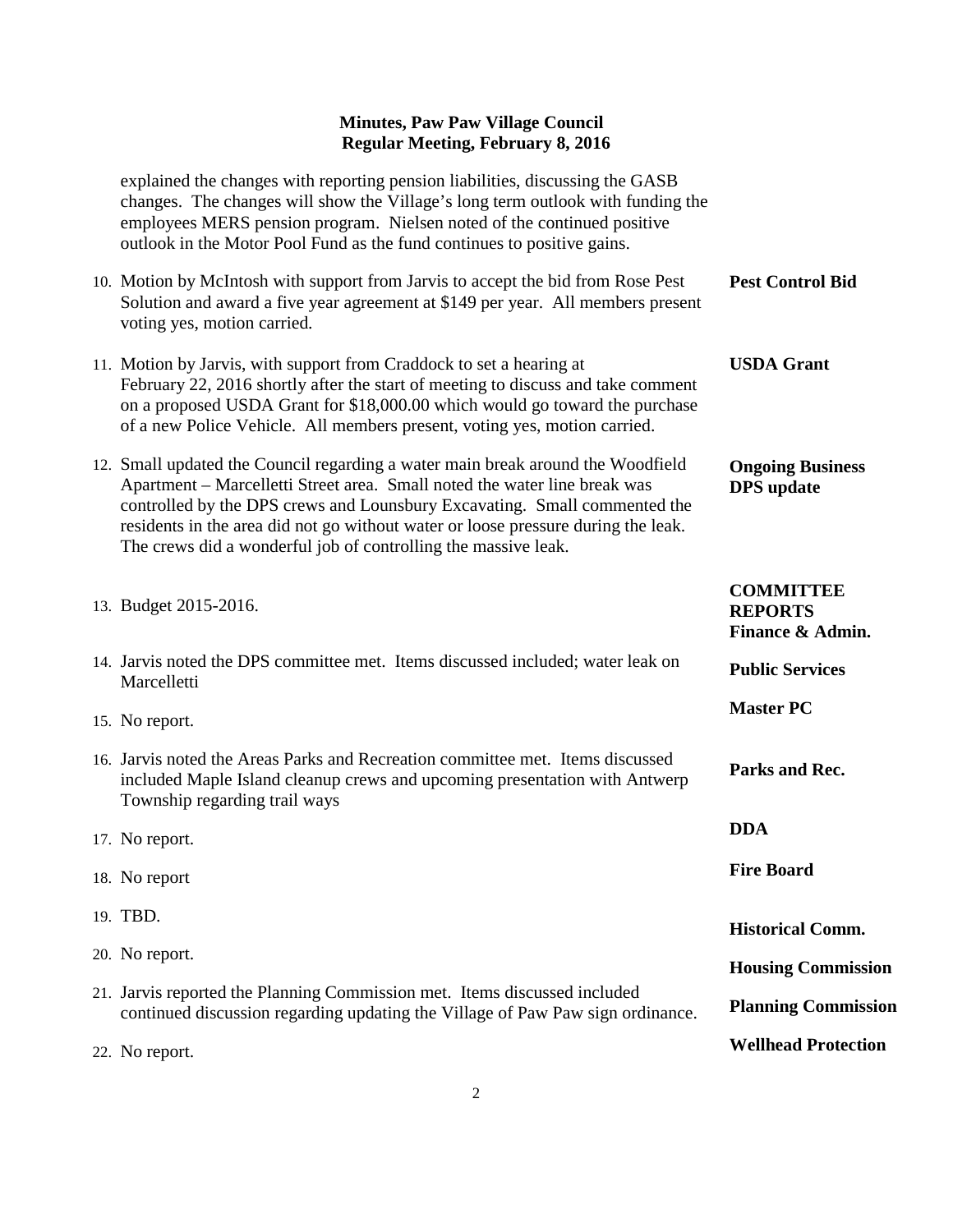**Minutes, Paw Paw Village Council**
**Regular Meeting, February 8, 2016**

explained the changes with reporting pension liabilities, discussing the GASB changes. The changes will show the Village's long term outlook with funding the employees MERS pension program. Nielsen noted of the continued positive outlook in the Motor Pool Fund as the fund continues to positive gains.

**Pest Control Bid**

10. Motion by McIntosh with support from Jarvis to accept the bid from Rose Pest Solution and award a five year agreement at $149 per year. All members present voting yes, motion carried.

**USDA Grant**

11. Motion by Jarvis, with support from Craddock to set a hearing at February 22, 2016 shortly after the start of meeting to discuss and take comment on a proposed USDA Grant for $18,000.00 which would go toward the purchase of a new Police Vehicle. All members present, voting yes, motion carried.

**Ongoing Business DPS update**

12. Small updated the Council regarding a water main break around the Woodfield Apartment – Marcelletti Street area. Small noted the water line break was controlled by the DPS crews and Lounsbury Excavating. Small commented the residents in the area did not go without water or loose pressure during the leak. The crews did a wonderful job of controlling the massive leak.

**COMMITTEE REPORTS**

**Finance & Admin.**

13. Budget 2015-2016.

**Public Services**

14. Jarvis noted the DPS committee met. Items discussed included; water leak on Marcelletti

**Master PC**

15. No report.

**Parks and Rec.**

16. Jarvis noted the Areas Parks and Recreation committee met. Items discussed included Maple Island cleanup crews and upcoming presentation with Antwerp Township regarding trail ways

**DDA**

17. No report.

**Fire Board**

18. No report

**Historical Comm.**

19. TBD.

**Housing Commission**

20. No report.

**Planning Commission**

21. Jarvis reported the Planning Commission met. Items discussed included continued discussion regarding updating the Village of Paw Paw sign ordinance.

**Wellhead Protection**

22. No report.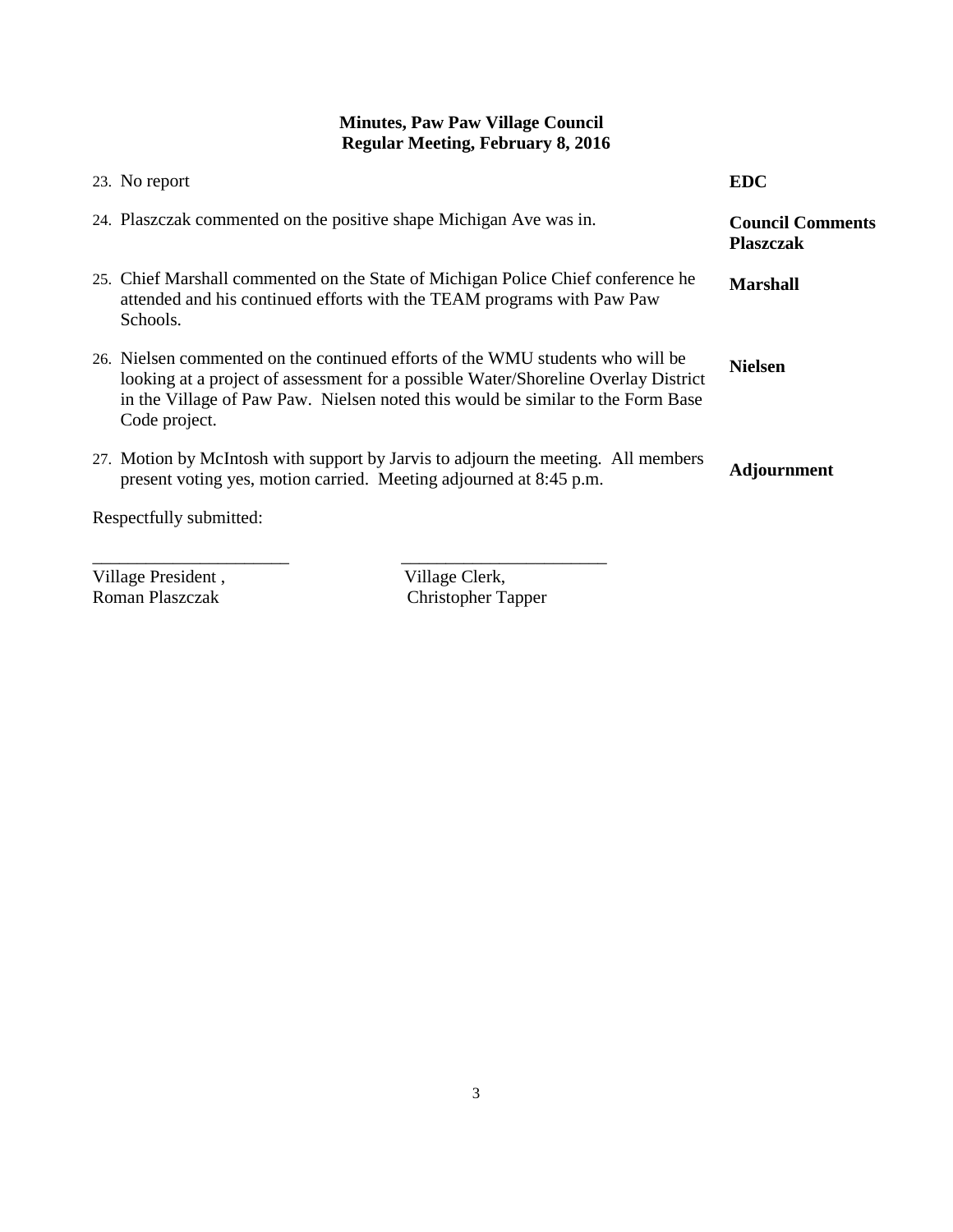**Minutes, Paw Paw Village Council**
**Regular Meeting, February 8, 2016**

23. No report — **EDC**

24. Plaszczak commented on the positive shape Michigan Ave was in. — **Council Comments Plaszczak**

25. Chief Marshall commented on the State of Michigan Police Chief conference he attended and his continued efforts with the TEAM programs with Paw Paw Schools. — **Marshall**

26. Nielsen commented on the continued efforts of the WMU students who will be looking at a project of assessment for a possible Water/Shoreline Overlay District in the Village of Paw Paw. Nielsen noted this would be similar to the Form Base Code project. — **Nielsen**

27. Motion by McIntosh with support by Jarvis to adjourn the meeting. All members present voting yes, motion carried. Meeting adjourned at 8:45 p.m. — **Adjournment**

Respectfully submitted:

| ______________________ | ______________________ |
|---|---|
| Village President , | Village Clerk, |
| Roman Plaszczak | Christopher Tapper |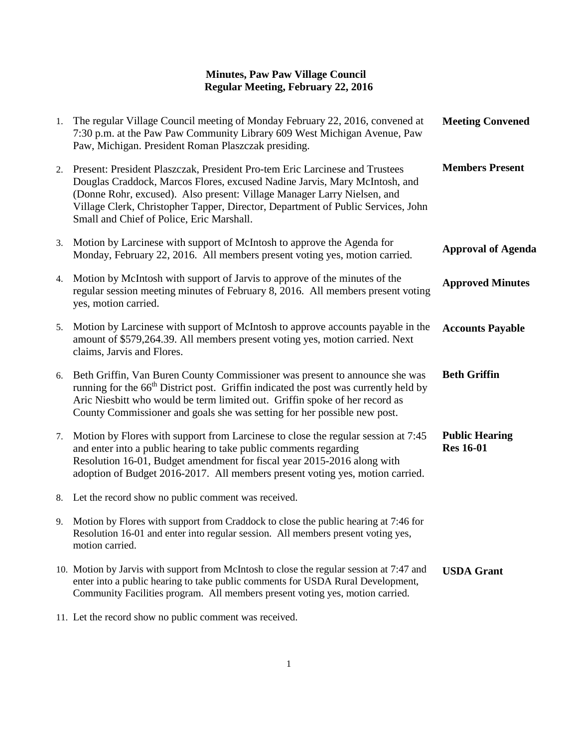## Minutes, Paw Paw Village Council
## Regular Meeting, February 22, 2016

1. The regular Village Council meeting of Monday February 22, 2016, convened at 7:30 p.m. at the Paw Paw Community Library 609 West Michigan Avenue, Paw Paw, Michigan. President Roman Plaszczak presiding. **Meeting Convened**

2. Present: President Plaszczak, President Pro-tem Eric Larcinese and Trustees Douglas Craddock, Marcos Flores, excused Nadine Jarvis, Mary McIntosh, and (Donne Rohr, excused). Also present: Village Manager Larry Nielsen, and Village Clerk, Christopher Tapper, Director, Department of Public Services, John Small and Chief of Police, Eric Marshall. **Members Present**

3. Motion by Larcinese with support of McIntosh to approve the Agenda for Monday, February 22, 2016. All members present voting yes, motion carried. **Approval of Agenda**

4. Motion by McIntosh with support of Jarvis to approve of the minutes of the regular session meeting minutes of February 8, 2016. All members present voting yes, motion carried. **Approved Minutes**

5. Motion by Larcinese with support of McIntosh to approve accounts payable in the amount of $579,264.39. All members present voting yes, motion carried. Next claims, Jarvis and Flores. **Accounts Payable**

6. Beth Griffin, Van Buren County Commissioner was present to announce she was running for the 66th District post. Griffin indicated the post was currently held by Aric Niesbitt who would be term limited out. Griffin spoke of her record as County Commissioner and goals she was setting for her possible new post. **Beth Griffin**

7. Motion by Flores with support from Larcinese to close the regular session at 7:45 and enter into a public hearing to take public comments regarding Resolution 16-01, Budget amendment for fiscal year 2015-2016 along with adoption of Budget 2016-2017. All members present voting yes, motion carried. **Public Hearing Res 16-01**

8. Let the record show no public comment was received.

9. Motion by Flores with support from Craddock to close the public hearing at 7:46 for Resolution 16-01 and enter into regular session. All members present voting yes, motion carried.

10. Motion by Jarvis with support from McIntosh to close the regular session at 7:47 and enter into a public hearing to take public comments for USDA Rural Development, Community Facilities program. All members present voting yes, motion carried. **USDA Grant**

11. Let the record show no public comment was received.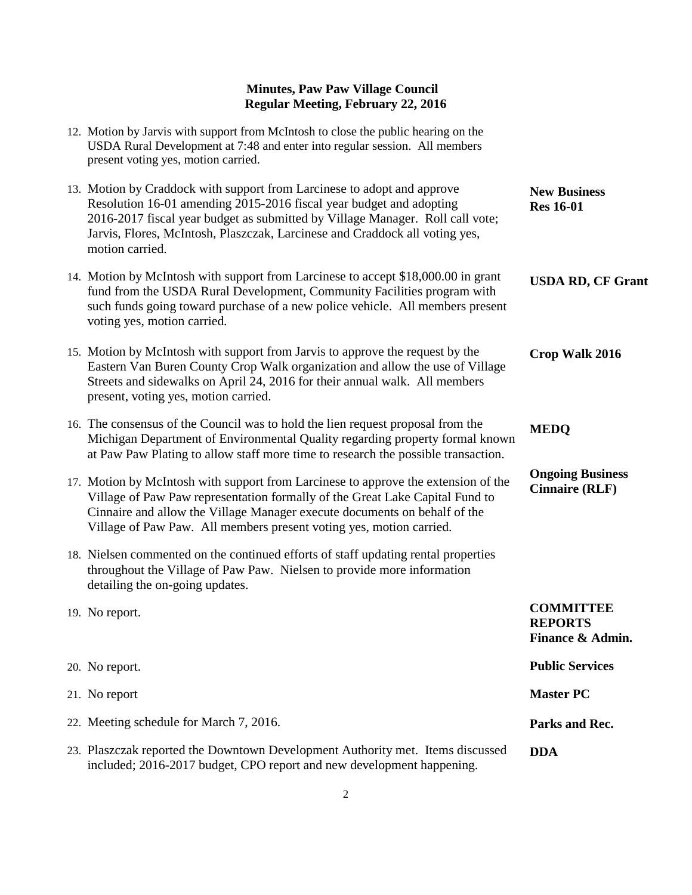**Minutes, Paw Paw Village Council**
**Regular Meeting, February 22, 2016**

12. Motion by Jarvis with support from McIntosh to close the public hearing on the USDA Rural Development at 7:48 and enter into regular session. All members present voting yes, motion carried.

**New Business**
**Res 16-01**

13. Motion by Craddock with support from Larcinese to adopt and approve Resolution 16-01 amending 2015-2016 fiscal year budget and adopting 2016-2017 fiscal year budget as submitted by Village Manager. Roll call vote; Jarvis, Flores, McIntosh, Plaszczak, Larcinese and Craddock all voting yes, motion carried.

**USDA RD, CF Grant**

14. Motion by McIntosh with support from Larcinese to accept $18,000.00 in grant fund from the USDA Rural Development, Community Facilities program with such funds going toward purchase of a new police vehicle. All members present voting yes, motion carried.

**Crop Walk 2016**

15. Motion by McIntosh with support from Jarvis to approve the request by the Eastern Van Buren County Crop Walk organization and allow the use of Village Streets and sidewalks on April 24, 2016 for their annual walk. All members present, voting yes, motion carried.

**MEDQ**

16. The consensus of the Council was to hold the lien request proposal from the Michigan Department of Environmental Quality regarding property formal known at Paw Paw Plating to allow staff more time to research the possible transaction.

**Ongoing Business**
**Cinnaire (RLF)**

17. Motion by McIntosh with support from Larcinese to approve the extension of the Village of Paw Paw representation formally of the Great Lake Capital Fund to Cinnaire and allow the Village Manager execute documents on behalf of the Village of Paw Paw. All members present voting yes, motion carried.

18. Nielsen commented on the continued efforts of staff updating rental properties throughout the Village of Paw Paw. Nielsen to provide more information detailing the on-going updates.

**COMMITTEE REPORTS**
**Finance & Admin.**

19. No report.

**Public Services**

20. No report.

**Master PC**

21. No report

**Parks and Rec.**

22. Meeting schedule for March 7, 2016.

**DDA**

23. Plaszczak reported the Downtown Development Authority met. Items discussed included; 2016-2017 budget, CPO report and new development happening.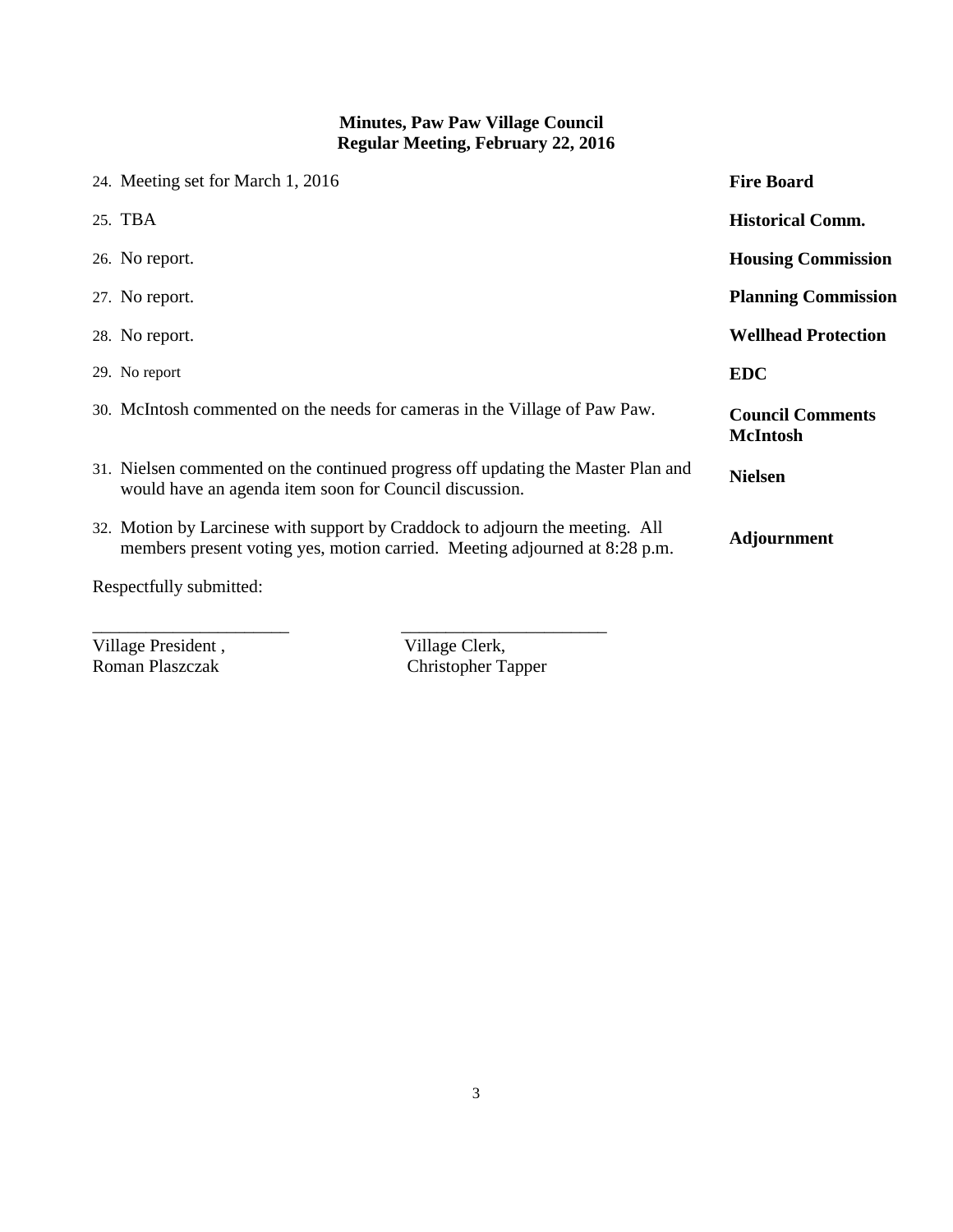**Minutes, Paw Paw Village Council**
**Regular Meeting, February 22, 2016**

24. Meeting set for March 1, 2016 — **Fire Board**

25. TBA — **Historical Comm.**

26. No report. — **Housing Commission**

27. No report. — **Planning Commission**

28. No report. — **Wellhead Protection**

29. No report — **EDC**

30. McIntosh commented on the needs for cameras in the Village of Paw Paw. — **Council Comments McIntosh**

31. Nielsen commented on the continued progress off updating the Master Plan and would have an agenda item soon for Council discussion. — **Nielsen**

32. Motion by Larcinese with support by Craddock to adjourn the meeting. All members present voting yes, motion carried. Meeting adjourned at 8:28 p.m. — **Adjournment**

Respectfully submitted:

______________________ ______________________

Village President ,
Roman Plaszczak

Village Clerk,
Christopher Tapper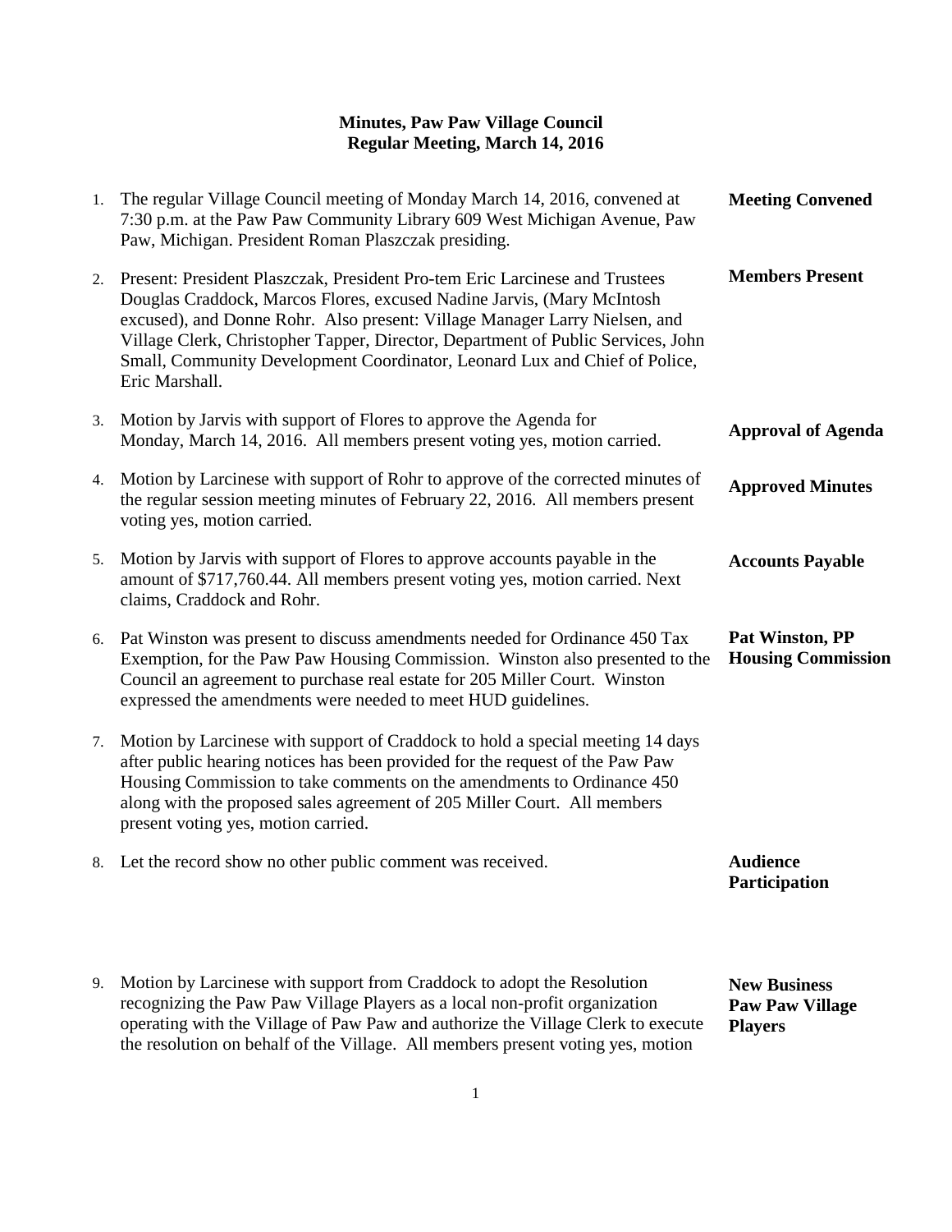**Minutes, Paw Paw Village Council**
**Regular Meeting, March 14, 2016**

1. The regular Village Council meeting of Monday March 14, 2016, convened at 7:30 p.m. at the Paw Paw Community Library 609 West Michigan Avenue, Paw Paw, Michigan. President Roman Plaszczak presiding. **Meeting Convened**

2. Present: President Plaszczak, President Pro-tem Eric Larcinese and Trustees Douglas Craddock, Marcos Flores, excused Nadine Jarvis, (Mary McIntosh excused), and Donne Rohr. Also present: Village Manager Larry Nielsen, and Village Clerk, Christopher Tapper, Director, Department of Public Services, John Small, Community Development Coordinator, Leonard Lux and Chief of Police, Eric Marshall. **Members Present**

3. Motion by Jarvis with support of Flores to approve the Agenda for Monday, March 14, 2016. All members present voting yes, motion carried. **Approval of Agenda**

4. Motion by Larcinese with support of Rohr to approve of the corrected minutes of the regular session meeting minutes of February 22, 2016. All members present voting yes, motion carried. **Approved Minutes**

5. Motion by Jarvis with support of Flores to approve accounts payable in the amount of $717,760.44. All members present voting yes, motion carried. Next claims, Craddock and Rohr. **Accounts Payable**

6. Pat Winston was present to discuss amendments needed for Ordinance 450 Tax Exemption, for the Paw Paw Housing Commission. Winston also presented to the Council an agreement to purchase real estate for 205 Miller Court. Winston expressed the amendments were needed to meet HUD guidelines. **Pat Winston, PP Housing Commission**

7. Motion by Larcinese with support of Craddock to hold a special meeting 14 days after public hearing notices has been provided for the request of the Paw Paw Housing Commission to take comments on the amendments to Ordinance 450 along with the proposed sales agreement of 205 Miller Court. All members present voting yes, motion carried.

8. Let the record show no other public comment was received. **Audience Participation**

9. Motion by Larcinese with support from Craddock to adopt the Resolution recognizing the Paw Paw Village Players as a local non-profit organization operating with the Village of Paw Paw and authorize the Village Clerk to execute the resolution on behalf of the Village. All members present voting yes, motion **New Business Paw Paw Village Players**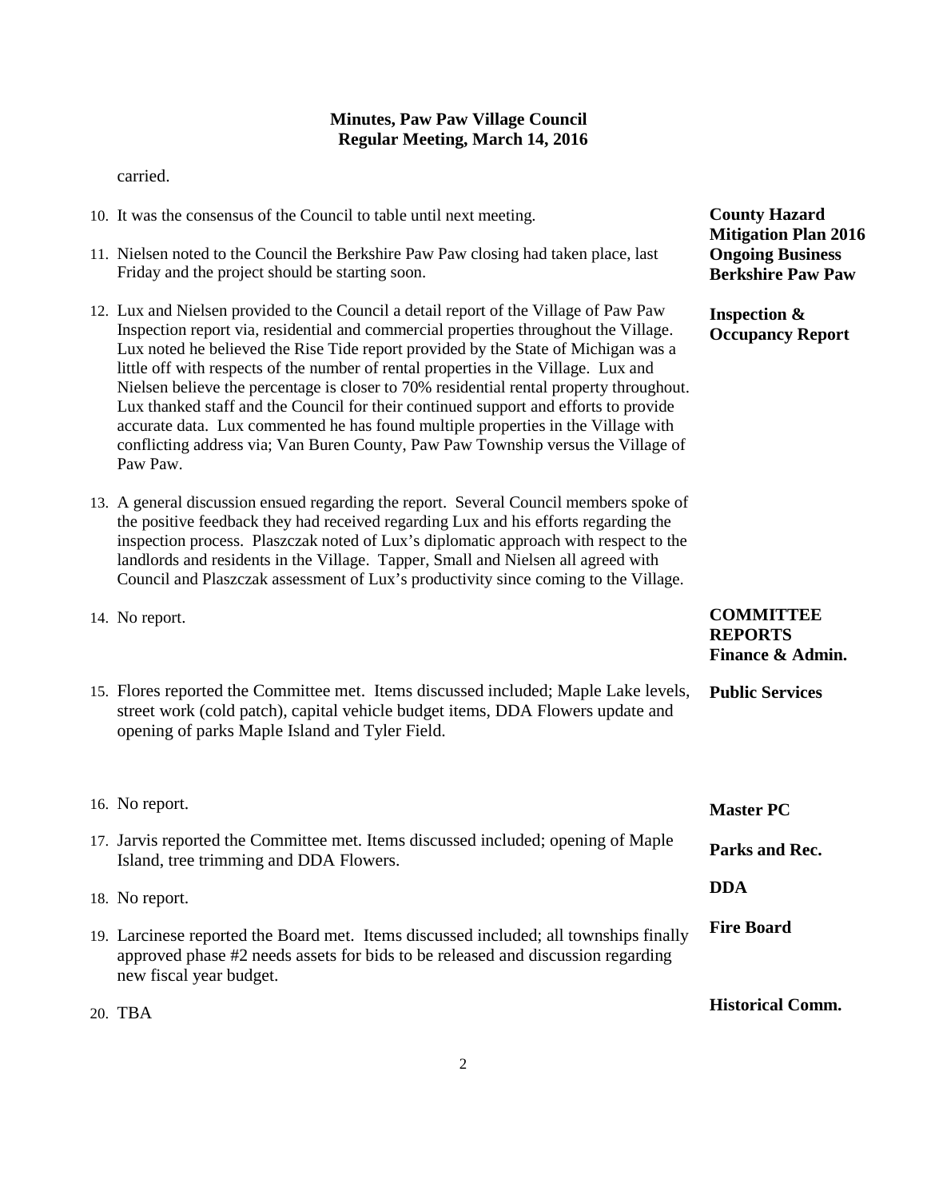carried.

10. It was the consensus of the Council to table until next meeting. **County Hazard Mitigation Plan 2016**

**Ongoing Business**

11. Nielsen noted to the Council the Berkshire Paw Paw closing had taken place, last Friday and the project should be starting soon. **Berkshire Paw Paw**

12. Lux and Nielsen provided to the Council a detail report of the Village of Paw Paw Inspection report via, residential and commercial properties throughout the Village. Lux noted he believed the Rise Tide report provided by the State of Michigan was a little off with respects of the number of rental properties in the Village. Lux and Nielsen believe the percentage is closer to 70% residential rental property throughout. Lux thanked staff and the Council for their continued support and efforts to provide accurate data. Lux commented he has found multiple properties in the Village with conflicting address via; Van Buren County, Paw Paw Township versus the Village of Paw Paw. **Inspection & Occupancy Report**

13. A general discussion ensued regarding the report. Several Council members spoke of the positive feedback they had received regarding Lux and his efforts regarding the inspection process. Plaszczak noted of Lux's diplomatic approach with respect to the landlords and residents in the Village. Tapper, Small and Nielsen all agreed with Council and Plaszczak assessment of Lux's productivity since coming to the Village.

**COMMITTEE REPORTS**

14. No report. **Finance & Admin.**

15. Flores reported the Committee met. Items discussed included; Maple Lake levels, street work (cold patch), capital vehicle budget items, DDA Flowers update and opening of parks Maple Island and Tyler Field. **Public Services**

16. No report. **Master PC**

17. Jarvis reported the Committee met. Items discussed included; opening of Maple Island, tree trimming and DDA Flowers. **Parks and Rec.**

18. No report. **DDA**

19. Larcinese reported the Board met. Items discussed included; all townships finally approved phase #2 needs assets for bids to be released and discussion regarding new fiscal year budget. **Fire Board**

20. TBA **Historical Comm.**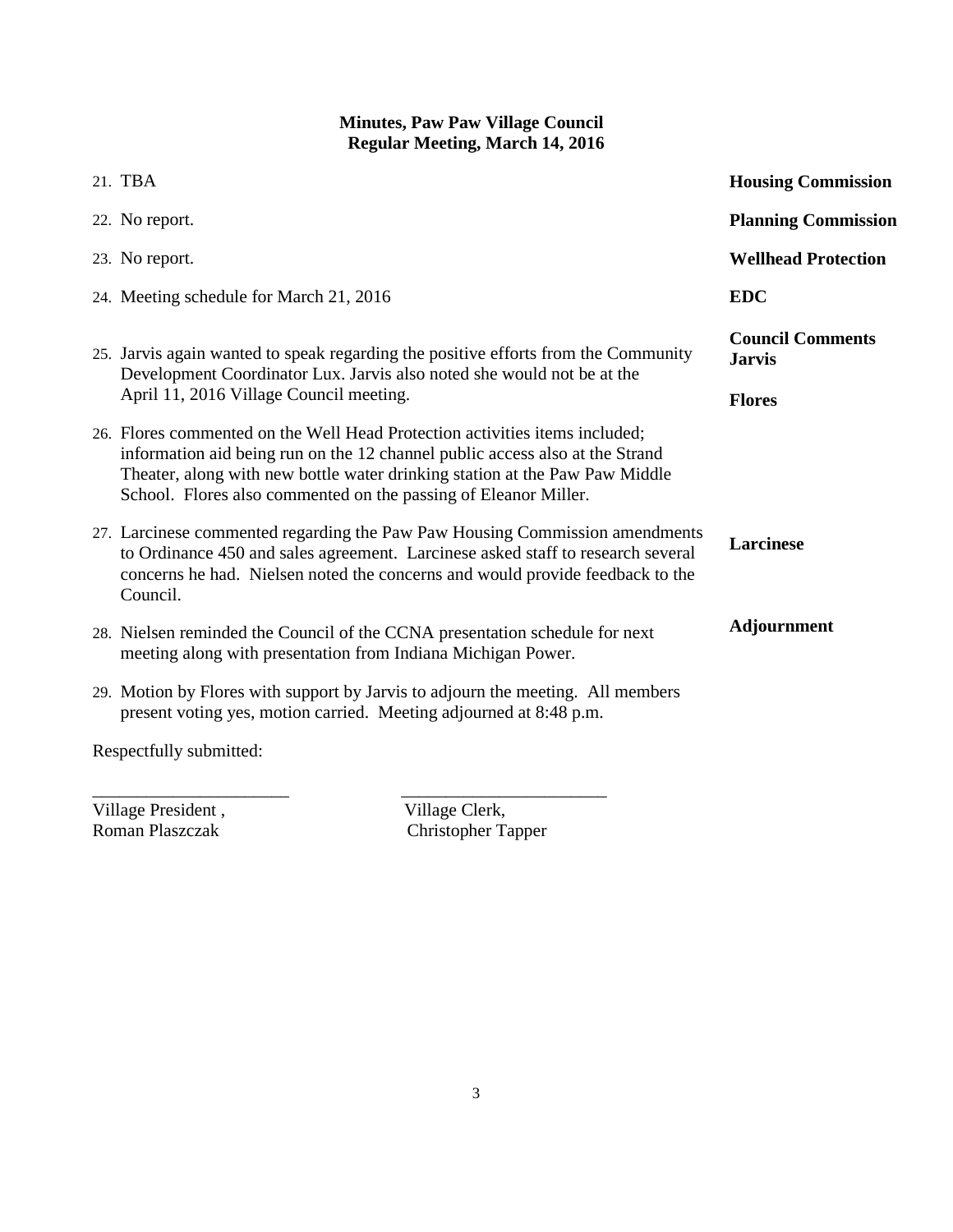**Minutes, Paw Paw Village Council**
**Regular Meeting, March 14, 2016**

21. TBA — **Housing Commission**

22. No report. — **Planning Commission**

23. No report. — **Wellhead Protection**

24. Meeting schedule for March 21, 2016 — **EDC**

**Council Comments**

**Jarvis**

25. Jarvis again wanted to speak regarding the positive efforts from the Community Development Coordinator Lux. Jarvis also noted she would not be at the April 11, 2016 Village Council meeting.

**Flores**

26. Flores commented on the Well Head Protection activities items included; information aid being run on the 12 channel public access also at the Strand Theater, along with new bottle water drinking station at the Paw Paw Middle School. Flores also commented on the passing of Eleanor Miller.

**Larcinese**

27. Larcinese commented regarding the Paw Paw Housing Commission amendments to Ordinance 450 and sales agreement. Larcinese asked staff to research several concerns he had. Nielsen noted the concerns and would provide feedback to the Council.

**Adjournment**

28. Nielsen reminded the Council of the CCNA presentation schedule for next meeting along with presentation from Indiana Michigan Power.

29. Motion by Flores with support by Jarvis to adjourn the meeting. All members present voting yes, motion carried. Meeting adjourned at 8:48 p.m.

Respectfully submitted:

______________________ ______________________

Village President , Roman Plaszczak

Village Clerk, Christopher Tapper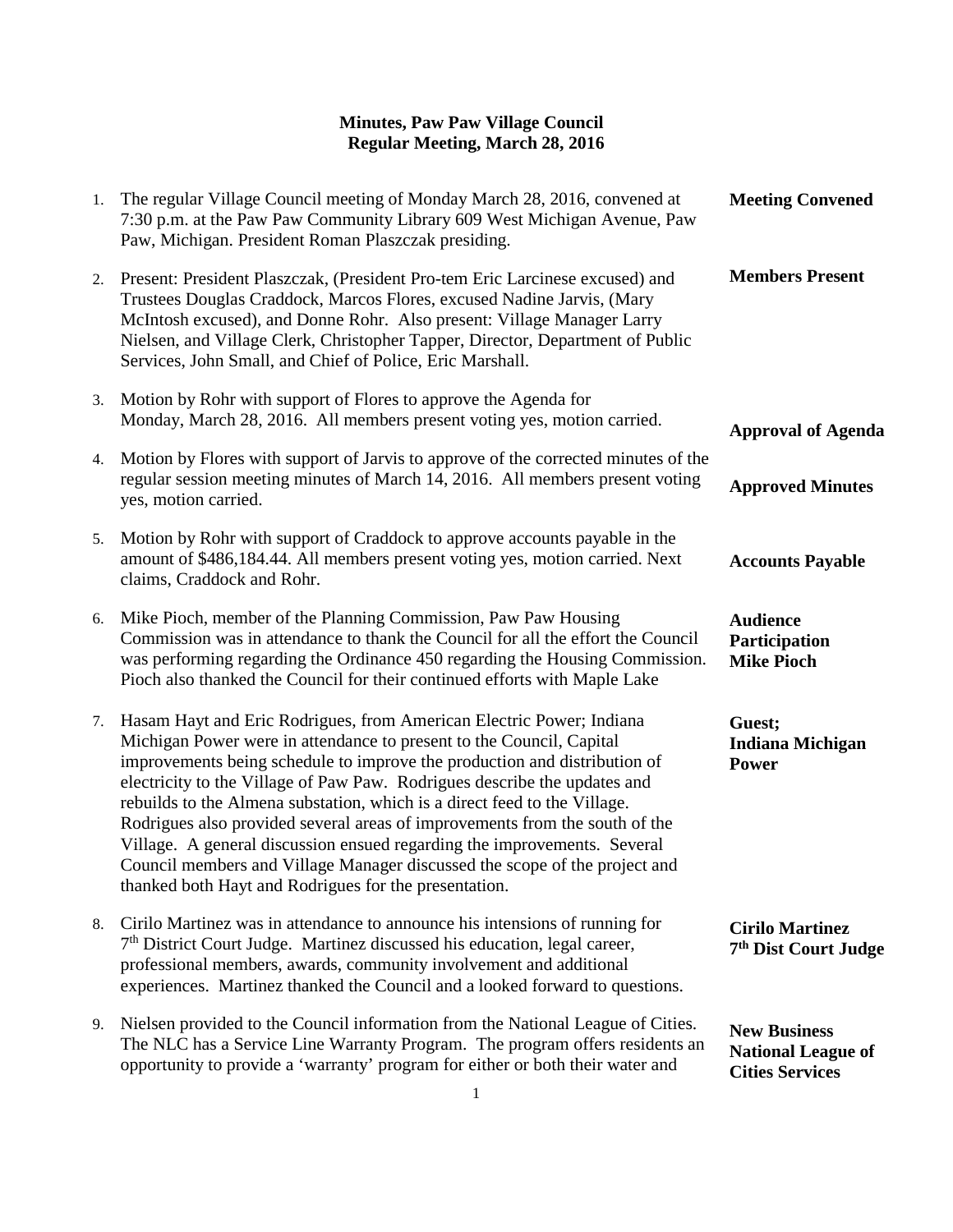**Minutes, Paw Paw Village Council**
**Regular Meeting, March 28, 2016**

1. The regular Village Council meeting of Monday March 28, 2016, convened at 7:30 p.m. at the Paw Paw Community Library 609 West Michigan Avenue, Paw Paw, Michigan. President Roman Plaszczak presiding. — **Meeting Convened**

2. Present: President Plaszczak, (President Pro-tem Eric Larcinese excused) and Trustees Douglas Craddock, Marcos Flores, excused Nadine Jarvis, (Mary McIntosh excused), and Donne Rohr. Also present: Village Manager Larry Nielsen, and Village Clerk, Christopher Tapper, Director, Department of Public Services, John Small, and Chief of Police, Eric Marshall. — **Members Present**

3. Motion by Rohr with support of Flores to approve the Agenda for Monday, March 28, 2016. All members present voting yes, motion carried. — **Approval of Agenda**

4. Motion by Flores with support of Jarvis to approve of the corrected minutes of the regular session meeting minutes of March 14, 2016. All members present voting yes, motion carried. — **Approved Minutes**

5. Motion by Rohr with support of Craddock to approve accounts payable in the amount of $486,184.44. All members present voting yes, motion carried. Next claims, Craddock and Rohr. — **Accounts Payable**

6. Mike Pioch, member of the Planning Commission, Paw Paw Housing Commission was in attendance to thank the Council for all the effort the Council was performing regarding the Ordinance 450 regarding the Housing Commission. Pioch also thanked the Council for their continued efforts with Maple Lake — **Audience Participation Mike Pioch**

7. Hasam Hayt and Eric Rodrigues, from American Electric Power; Indiana Michigan Power were in attendance to present to the Council, Capital improvements being schedule to improve the production and distribution of electricity to the Village of Paw Paw. Rodrigues describe the updates and rebuilds to the Almena substation, which is a direct feed to the Village. Rodrigues also provided several areas of improvements from the south of the Village. A general discussion ensued regarding the improvements. Several Council members and Village Manager discussed the scope of the project and thanked both Hayt and Rodrigues for the presentation. — **Guest; Indiana Michigan Power**

8. Cirilo Martinez was in attendance to announce his intensions of running for 7th District Court Judge. Martinez discussed his education, legal career, professional members, awards, community involvement and additional experiences. Martinez thanked the Council and a looked forward to questions. — **Cirilo Martinez 7th Dist Court Judge**

9. Nielsen provided to the Council information from the National League of Cities. The NLC has a Service Line Warranty Program. The program offers residents an opportunity to provide a 'warranty' program for either or both their water and — **New Business National League of Cities Services**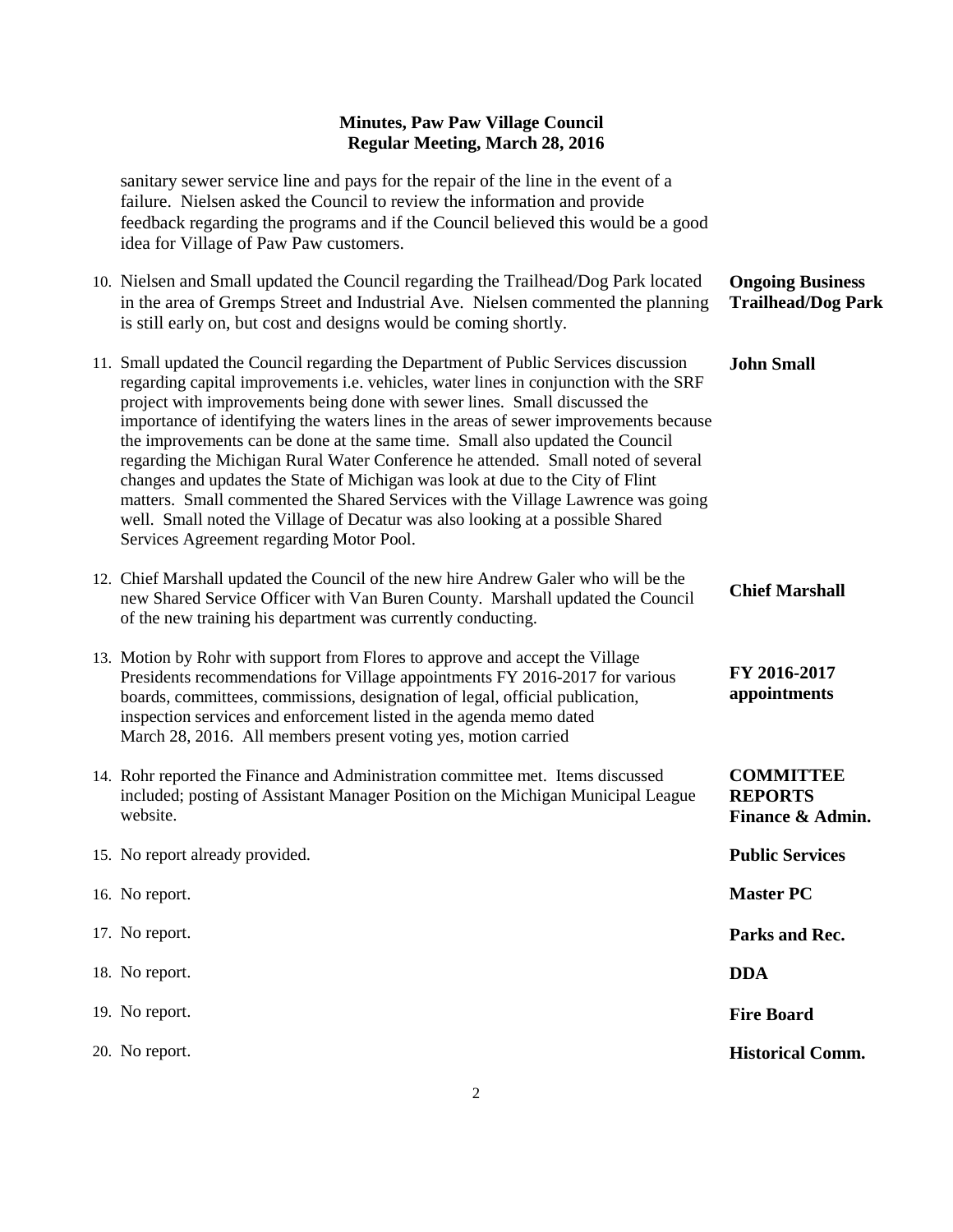**Minutes, Paw Paw Village Council**
**Regular Meeting, March 28, 2016**

sanitary sewer service line and pays for the repair of the line in the event of a failure. Nielsen asked the Council to review the information and provide feedback regarding the programs and if the Council believed this would be a good idea for Village of Paw Paw customers.

10. Nielsen and Small updated the Council regarding the Trailhead/Dog Park located in the area of Gremps Street and Industrial Ave. Nielsen commented the planning is still early on, but cost and designs would be coming shortly. — **Ongoing Business Trailhead/Dog Park**

11. Small updated the Council regarding the Department of Public Services discussion regarding capital improvements i.e. vehicles, water lines in conjunction with the SRF project with improvements being done with sewer lines. Small discussed the importance of identifying the waters lines in the areas of sewer improvements because the improvements can be done at the same time. Small also updated the Council regarding the Michigan Rural Water Conference he attended. Small noted of several changes and updates the State of Michigan was look at due to the City of Flint matters. Small commented the Shared Services with the Village Lawrence was going well. Small noted the Village of Decatur was also looking at a possible Shared Services Agreement regarding Motor Pool. — **John Small**

12. Chief Marshall updated the Council of the new hire Andrew Galer who will be the new Shared Service Officer with Van Buren County. Marshall updated the Council of the new training his department was currently conducting. — **Chief Marshall**

13. Motion by Rohr with support from Flores to approve and accept the Village Presidents recommendations for Village appointments FY 2016-2017 for various boards, committees, commissions, designation of legal, official publication, inspection services and enforcement listed in the agenda memo dated March 28, 2016. All members present voting yes, motion carried — **FY 2016-2017 appointments**

14. Rohr reported the Finance and Administration committee met. Items discussed included; posting of Assistant Manager Position on the Michigan Municipal League website. — **COMMITTEE REPORTS Finance & Admin.**

15. No report already provided. — **Public Services**

16. No report. — **Master PC**

17. No report. — **Parks and Rec.**

18. No report. — **DDA**

19. No report. — **Fire Board**

20. No report. — **Historical Comm.**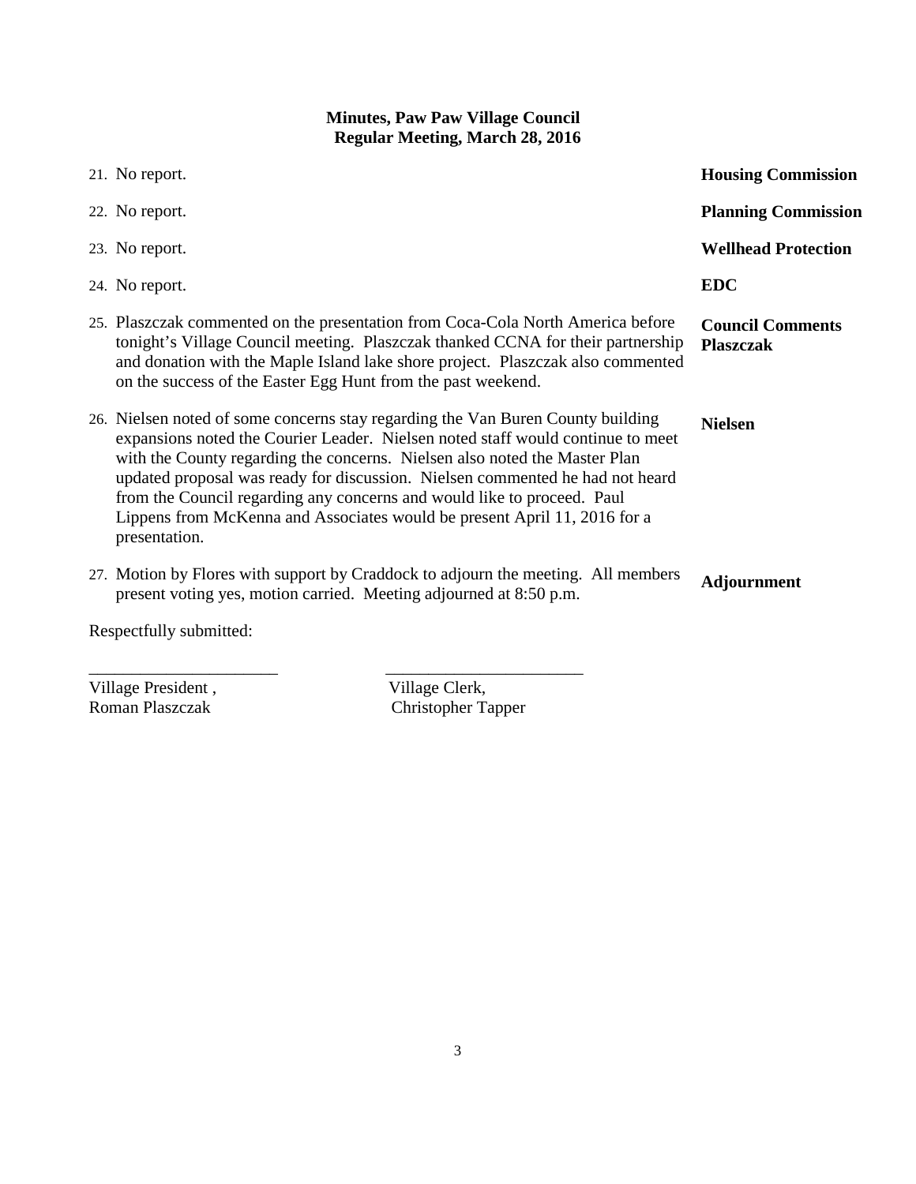**Minutes, Paw Paw Village Council**
**Regular Meeting, March 28, 2016**

21. No report. **Housing Commission**

22. No report. **Planning Commission**

23. No report. **Wellhead Protection**

24. No report. **EDC**

25. **Council Comments Plaszczak** Plaszczak commented on the presentation from Coca-Cola North America before tonight's Village Council meeting. Plaszczak thanked CCNA for their partnership and donation with the Maple Island lake shore project. Plaszczak also commented on the success of the Easter Egg Hunt from the past weekend.

26. **Nielsen** Nielsen noted of some concerns stay regarding the Van Buren County building expansions noted the Courier Leader. Nielsen noted staff would continue to meet with the County regarding the concerns. Nielsen also noted the Master Plan updated proposal was ready for discussion. Nielsen commented he had not heard from the Council regarding any concerns and would like to proceed. Paul Lippens from McKenna and Associates would be present April 11, 2016 for a presentation.

27. **Adjournment** Motion by Flores with support by Craddock to adjourn the meeting. All members present voting yes, motion carried. Meeting adjourned at 8:50 p.m.

Respectfully submitted:

| ______________________ | ______________________ |
|---|---|
| Village President, Roman Plaszczak | Village Clerk, Christopher Tapper |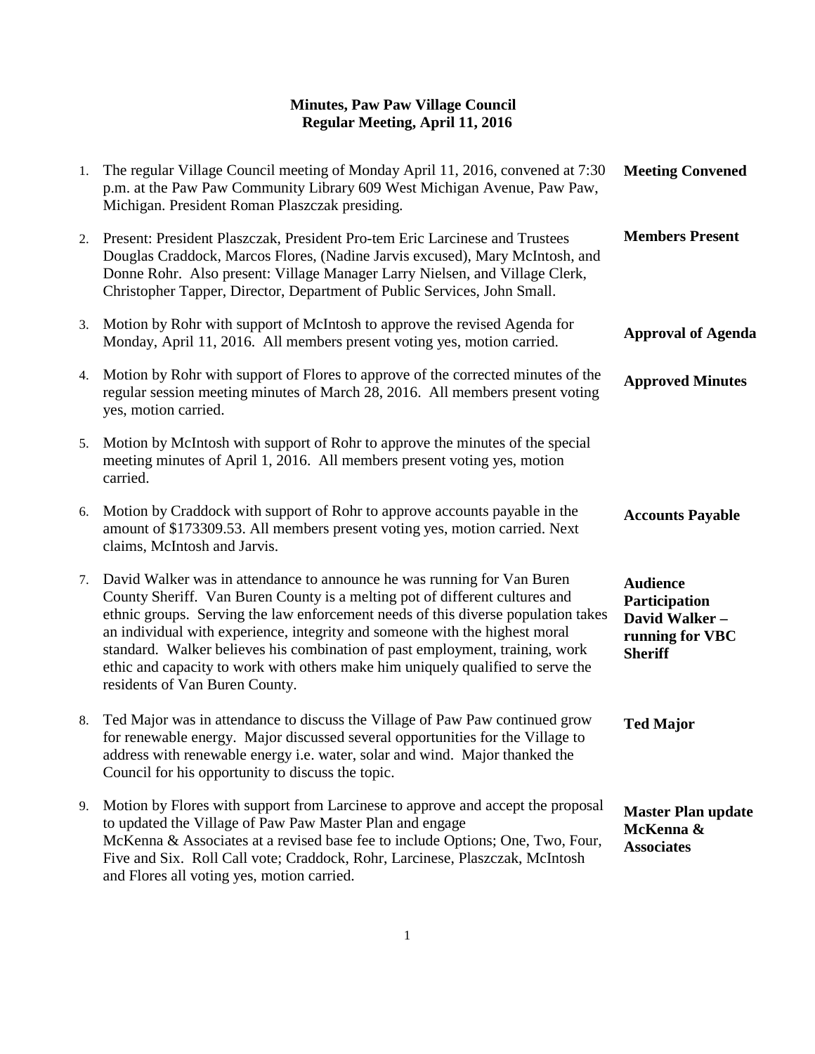# Minutes, Paw Paw Village Council
## Regular Meeting, April 11, 2016

1. The regular Village Council meeting of Monday April 11, 2016, convened at 7:30 p.m. at the Paw Paw Community Library 609 West Michigan Avenue, Paw Paw, Michigan. President Roman Plaszczak presiding. **Meeting Convened**

2. Present: President Plaszczak, President Pro-tem Eric Larcinese and Trustees Douglas Craddock, Marcos Flores, (Nadine Jarvis excused), Mary McIntosh, and Donne Rohr. Also present: Village Manager Larry Nielsen, and Village Clerk, Christopher Tapper, Director, Department of Public Services, John Small. **Members Present**

3. Motion by Rohr with support of McIntosh to approve the revised Agenda for Monday, April 11, 2016. All members present voting yes, motion carried. **Approval of Agenda**

4. Motion by Rohr with support of Flores to approve of the corrected minutes of the regular session meeting minutes of March 28, 2016. All members present voting yes, motion carried. **Approved Minutes**

5. Motion by McIntosh with support of Rohr to approve the minutes of the special meeting minutes of April 1, 2016. All members present voting yes, motion carried.

6. Motion by Craddock with support of Rohr to approve accounts payable in the amount of $173309.53. All members present voting yes, motion carried. Next claims, McIntosh and Jarvis. **Accounts Payable**

7. David Walker was in attendance to announce he was running for Van Buren County Sheriff. Van Buren County is a melting pot of different cultures and ethnic groups. Serving the law enforcement needs of this diverse population takes an individual with experience, integrity and someone with the highest moral standard. Walker believes his combination of past employment, training, work ethic and capacity to work with others make him uniquely qualified to serve the residents of Van Buren County. **Audience Participation David Walker – running for VBC Sheriff**

8. Ted Major was in attendance to discuss the Village of Paw Paw continued grow for renewable energy. Major discussed several opportunities for the Village to address with renewable energy i.e. water, solar and wind. Major thanked the Council for his opportunity to discuss the topic. **Ted Major**

9. Motion by Flores with support from Larcinese to approve and accept the proposal to updated the Village of Paw Paw Master Plan and engage McKenna & Associates at a revised base fee to include Options; One, Two, Four, Five and Six. Roll Call vote; Craddock, Rohr, Larcinese, Plaszczak, McIntosh and Flores all voting yes, motion carried. **Master Plan update McKenna & Associates**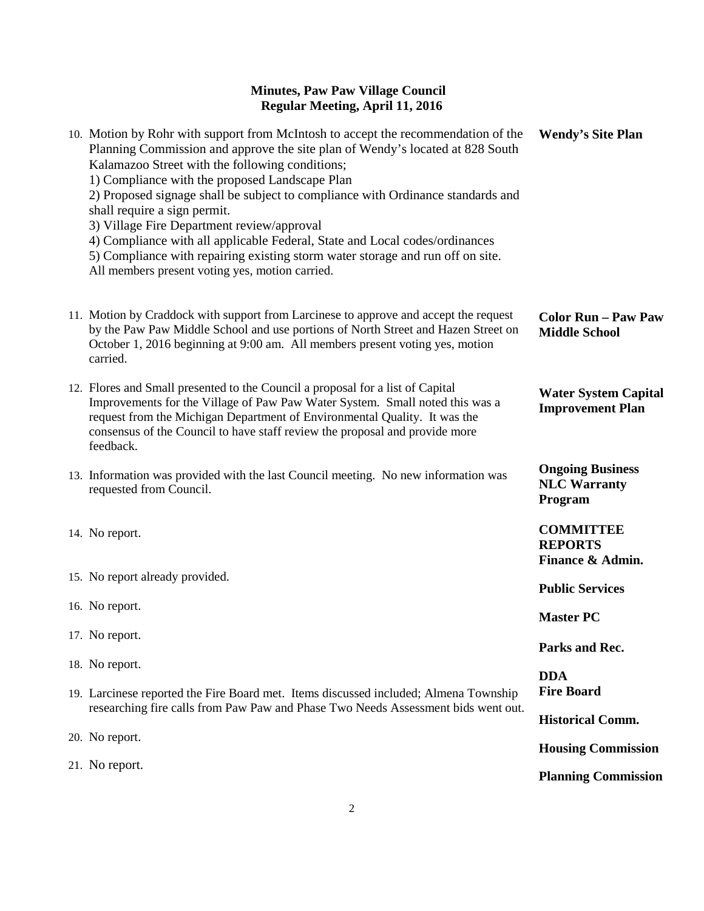**Minutes, Paw Paw Village Council**
**Regular Meeting, April 11, 2016**

10. Motion by Rohr with support from McIntosh to accept the recommendation of the Planning Commission and approve the site plan of Wendy's located at 828 South Kalamazoo Street with the following conditions; — **Wendy's Site Plan**
    1) Compliance with the proposed Landscape Plan
    2) Proposed signage shall be subject to compliance with Ordinance standards and shall require a sign permit.
    3) Village Fire Department review/approval
    4) Compliance with all applicable Federal, State and Local codes/ordinances
    5) Compliance with repairing existing storm water storage and run off on site.
    All members present voting yes, motion carried.

11. Motion by Craddock with support from Larcinese to approve and accept the request by the Paw Paw Middle School and use portions of North Street and Hazen Street on October 1, 2016 beginning at 9:00 am. All members present voting yes, motion carried. — **Color Run – Paw Paw Middle School**

12. Flores and Small presented to the Council a proposal for a list of Capital Improvements for the Village of Paw Paw Water System. Small noted this was a request from the Michigan Department of Environmental Quality. It was the consensus of the Council to have staff review the proposal and provide more feedback. — **Water System Capital Improvement Plan**

13. Information was provided with the last Council meeting. No new information was requested from Council. — **Ongoing Business NLC Warranty Program**

**COMMITTEE REPORTS**

14. No report. — **Finance & Admin.**

15. No report already provided. — **Public Services**

16. No report. — **Master PC**

17. No report. — **Parks and Rec.**

18. No report. — **DDA**

19. Larcinese reported the Fire Board met. Items discussed included; Almena Township researching fire calls from Paw Paw and Phase Two Needs Assessment bids went out. — **Fire Board**

20. No report. — **Historical Comm.**

21. No report. — **Housing Commission**

**Planning Commission**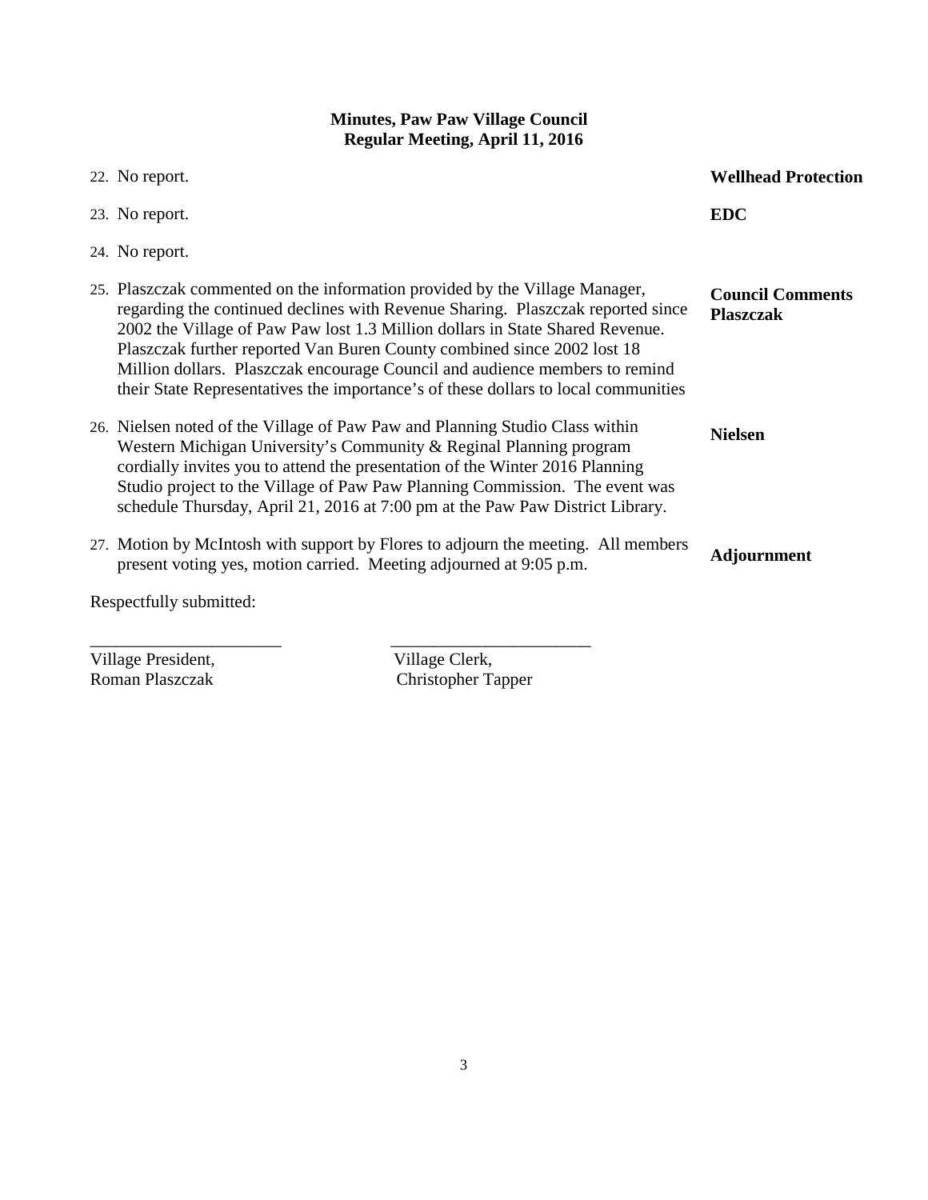**Minutes, Paw Paw Village Council**
**Regular Meeting, April 11, 2016**

22. No report. **Wellhead Protection**

23. No report. **EDC**

24. No report.

25. Plaszczak commented on the information provided by the Village Manager, regarding the continued declines with Revenue Sharing. Plaszczak reported since 2002 the Village of Paw Paw lost 1.3 Million dollars in State Shared Revenue. Plaszczak further reported Van Buren County combined since 2002 lost 18 Million dollars. Plaszczak encourage Council and audience members to remind their State Representatives the importance's of these dollars to local communities **Council Comments Plaszczak**

26. Nielsen noted of the Village of Paw Paw and Planning Studio Class within Western Michigan University's Community & Reginal Planning program cordially invites you to attend the presentation of the Winter 2016 Planning Studio project to the Village of Paw Paw Planning Commission. The event was schedule Thursday, April 21, 2016 at 7:00 pm at the Paw Paw District Library. **Nielsen**

27. Motion by McIntosh with support by Flores to adjourn the meeting. All members present voting yes, motion carried. Meeting adjourned at 9:05 p.m. **Adjournment**

Respectfully submitted:

\_\_\_\_\_\_\_\_\_\_\_\_\_\_\_\_\_\_\_\_\_\_ \_\_\_\_\_\_\_\_\_\_\_\_\_\_\_\_\_\_\_\_\_\_\_

Village President, Roman Plaszczak

Village Clerk, Christopher Tapper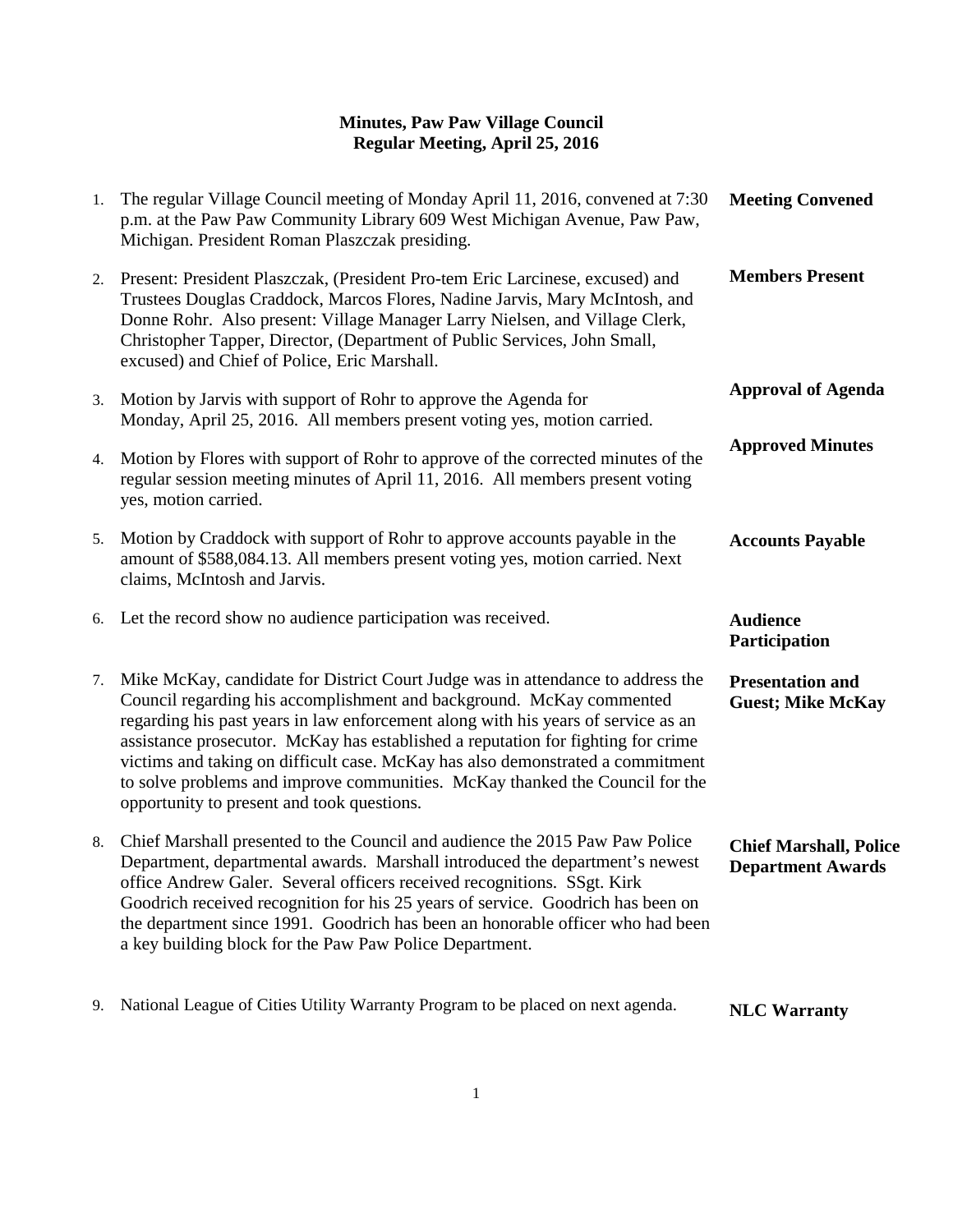# Minutes, Paw Paw Village Council
## Regular Meeting, April 25, 2016

1. The regular Village Council meeting of Monday April 11, 2016, convened at 7:30 p.m. at the Paw Paw Community Library 609 West Michigan Avenue, Paw Paw, Michigan. President Roman Plaszczak presiding. **Meeting Convened**

2. Present: President Plaszczak, (President Pro-tem Eric Larcinese, excused) and Trustees Douglas Craddock, Marcos Flores, Nadine Jarvis, Mary McIntosh, and Donne Rohr. Also present: Village Manager Larry Nielsen, and Village Clerk, Christopher Tapper, Director, (Department of Public Services, John Small, excused) and Chief of Police, Eric Marshall. **Members Present**

3. Motion by Jarvis with support of Rohr to approve the Agenda for Monday, April 25, 2016. All members present voting yes, motion carried. **Approval of Agenda**

4. Motion by Flores with support of Rohr to approve of the corrected minutes of the regular session meeting minutes of April 11, 2016. All members present voting yes, motion carried. **Approved Minutes**

5. Motion by Craddock with support of Rohr to approve accounts payable in the amount of $588,084.13. All members present voting yes, motion carried. Next claims, McIntosh and Jarvis. **Accounts Payable**

6. Let the record show no audience participation was received. **Audience Participation**

7. Mike McKay, candidate for District Court Judge was in attendance to address the Council regarding his accomplishment and background. McKay commented regarding his past years in law enforcement along with his years of service as an assistance prosecutor. McKay has established a reputation for fighting for crime victims and taking on difficult case. McKay has also demonstrated a commitment to solve problems and improve communities. McKay thanked the Council for the opportunity to present and took questions. **Presentation and Guest; Mike McKay**

8. Chief Marshall presented to the Council and audience the 2015 Paw Paw Police Department, departmental awards. Marshall introduced the department's newest office Andrew Galer. Several officers received recognitions. SSgt. Kirk Goodrich received recognition for his 25 years of service. Goodrich has been on the department since 1991. Goodrich has been an honorable officer who had been a key building block for the Paw Paw Police Department. **Chief Marshall, Police Department Awards**

9. National League of Cities Utility Warranty Program to be placed on next agenda. **NLC Warranty**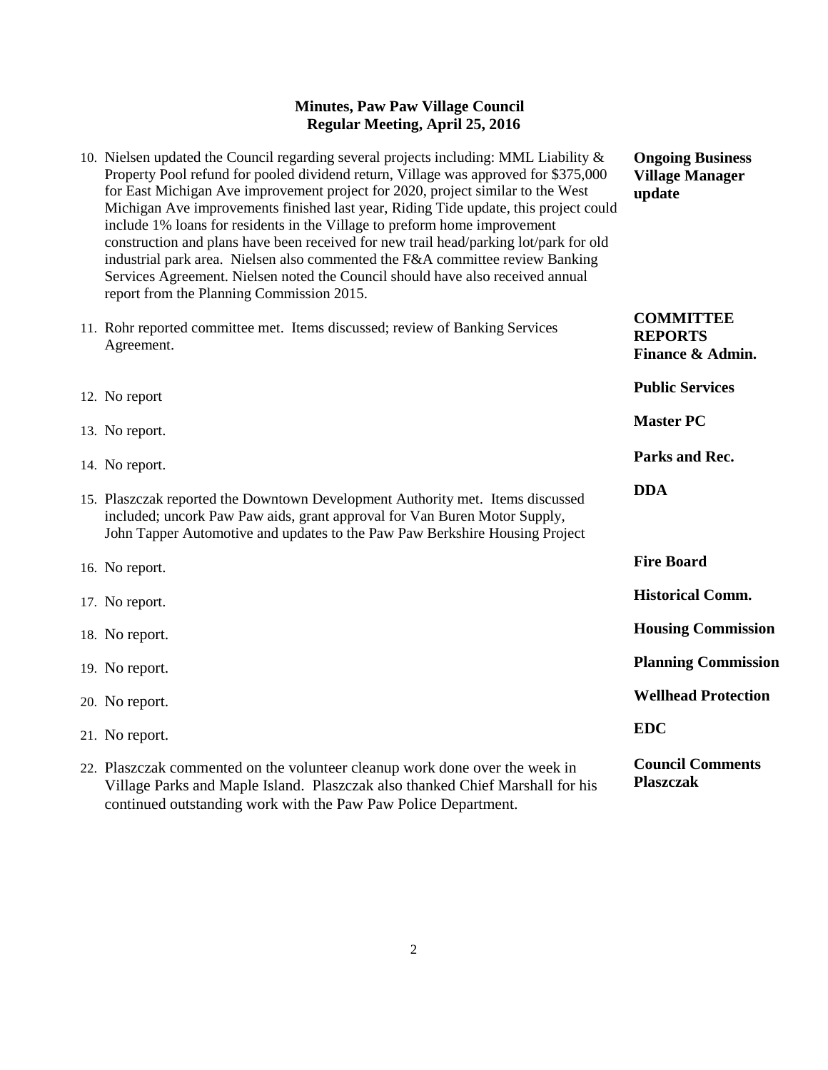**Minutes, Paw Paw Village Council**
**Regular Meeting, April 25, 2016**

| | |
|---|---|
| 10. Nielsen updated the Council regarding several projects including: MML Liability & Property Pool refund for pooled dividend return, Village was approved for $375,000 for East Michigan Ave improvement project for 2020, project similar to the West Michigan Ave improvements finished last year, Riding Tide update, this project could include 1% loans for residents in the Village to preform home improvement construction and plans have been received for new trail head/parking lot/park for old industrial park area. Nielsen also commented the F&A committee review Banking Services Agreement. Nielsen noted the Council should have also received annual report from the Planning Commission 2015. | **Ongoing Business Village Manager update** |
| 11. Rohr reported committee met. Items discussed; review of Banking Services Agreement. | **COMMITTEE REPORTS Finance & Admin.** |
| 12. No report | **Public Services** |
| 13. No report. | **Master PC** |
| 14. No report. | **Parks and Rec.** |
| 15. Plaszczak reported the Downtown Development Authority met. Items discussed included; uncork Paw Paw aids, grant approval for Van Buren Motor Supply, John Tapper Automotive and updates to the Paw Paw Berkshire Housing Project | **DDA** |
| 16. No report. | **Fire Board** |
| 17. No report. | **Historical Comm.** |
| 18. No report. | **Housing Commission** |
| 19. No report. | **Planning Commission** |
| 20. No report. | **Wellhead Protection** |
| 21. No report. | **EDC** |
| 22. Plaszczak commented on the volunteer cleanup work done over the week in Village Parks and Maple Island. Plaszczak also thanked Chief Marshall for his continued outstanding work with the Paw Paw Police Department. | **Council Comments Plaszczak** |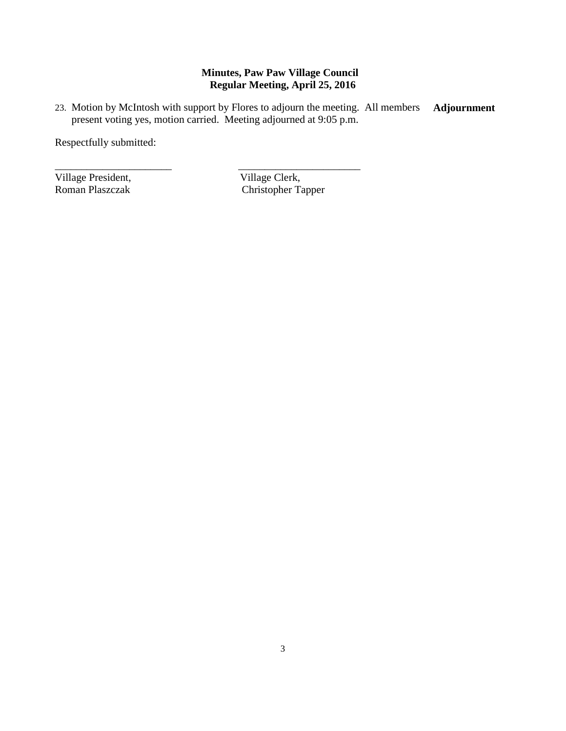**Minutes, Paw Paw Village Council**
**Regular Meeting, April 25, 2016**

23. Motion by McIntosh with support by Flores to adjourn the meeting. All members present voting yes, motion carried. Meeting adjourned at 9:05 p.m. **Adjournment**

Respectfully submitted:

______________________ ______________________

Village President, Village Clerk,
Roman Plaszczak Christopher Tapper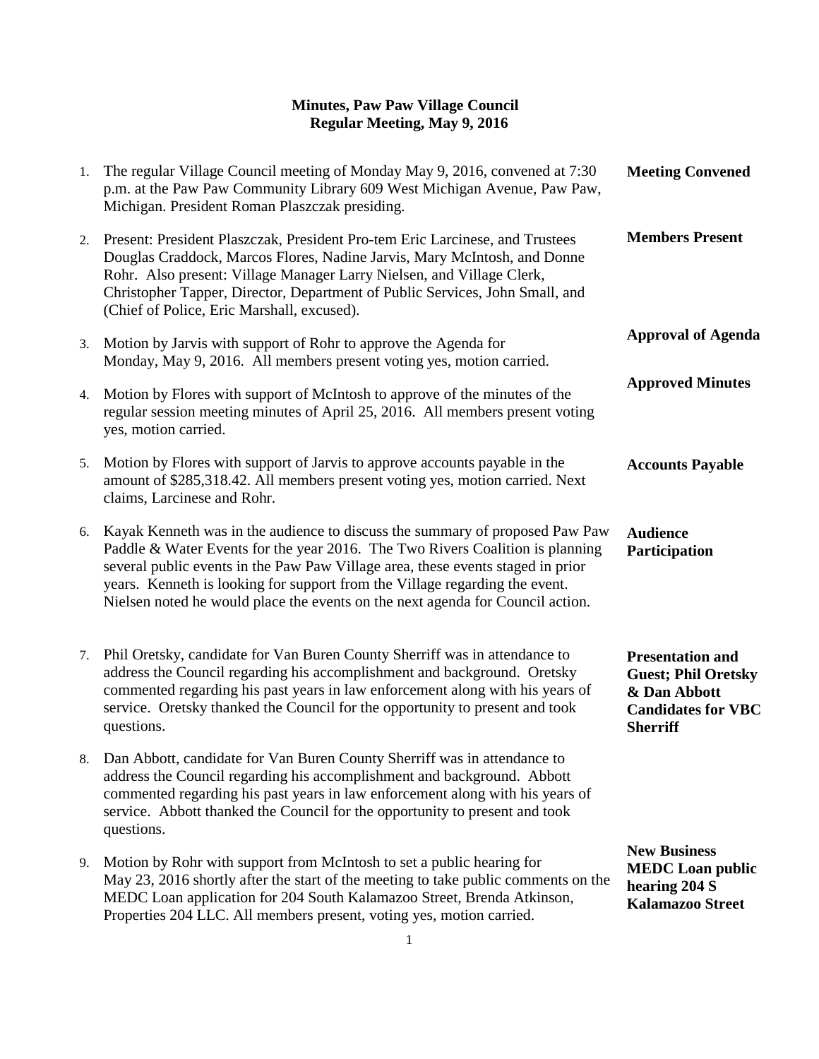**Minutes, Paw Paw Village Council**
**Regular Meeting, May 9, 2016**

1. The regular Village Council meeting of Monday May 9, 2016, convened at 7:30 p.m. at the Paw Paw Community Library 609 West Michigan Avenue, Paw Paw, Michigan. President Roman Plaszczak presiding. **Meeting Convened**

2. Present: President Plaszczak, President Pro-tem Eric Larcinese, and Trustees Douglas Craddock, Marcos Flores, Nadine Jarvis, Mary McIntosh, and Donne Rohr. Also present: Village Manager Larry Nielsen, and Village Clerk, Christopher Tapper, Director, Department of Public Services, John Small, and (Chief of Police, Eric Marshall, excused). **Members Present**

3. Motion by Jarvis with support of Rohr to approve the Agenda for Monday, May 9, 2016. All members present voting yes, motion carried. **Approval of Agenda**

4. Motion by Flores with support of McIntosh to approve of the minutes of the regular session meeting minutes of April 25, 2016. All members present voting yes, motion carried. **Approved Minutes**

5. Motion by Flores with support of Jarvis to approve accounts payable in the amount of $285,318.42. All members present voting yes, motion carried. Next claims, Larcinese and Rohr. **Accounts Payable**

6. Kayak Kenneth was in the audience to discuss the summary of proposed Paw Paw Paddle & Water Events for the year 2016. The Two Rivers Coalition is planning several public events in the Paw Paw Village area, these events staged in prior years. Kenneth is looking for support from the Village regarding the event. Nielsen noted he would place the events on the next agenda for Council action. **Audience Participation**

7. Phil Oretsky, candidate for Van Buren County Sherriff was in attendance to address the Council regarding his accomplishment and background. Oretsky commented regarding his past years in law enforcement along with his years of service. Oretsky thanked the Council for the opportunity to present and took questions. **Presentation and Guest; Phil Oretsky & Dan Abbott Candidates for VBC Sherriff**

8. Dan Abbott, candidate for Van Buren County Sherriff was in attendance to address the Council regarding his accomplishment and background. Abbott commented regarding his past years in law enforcement along with his years of service. Abbott thanked the Council for the opportunity to present and took questions.

9. Motion by Rohr with support from McIntosh to set a public hearing for May 23, 2016 shortly after the start of the meeting to take public comments on the MEDC Loan application for 204 South Kalamazoo Street, Brenda Atkinson, Properties 204 LLC. All members present, voting yes, motion carried. **New Business MEDC Loan public hearing 204 S Kalamazoo Street**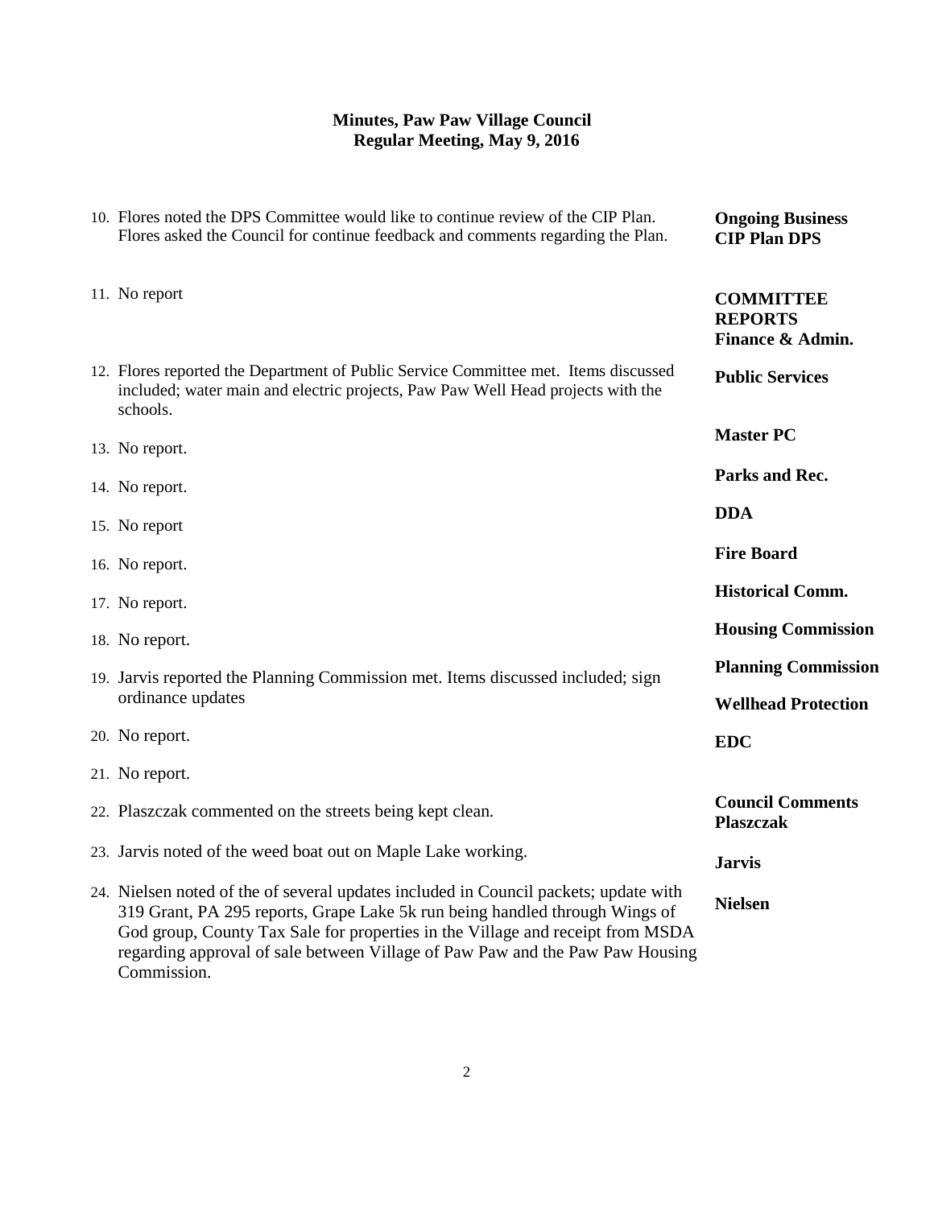**Minutes, Paw Paw Village Council**
**Regular Meeting, May 9, 2016**

| | |
|---|---|
| 10. Flores noted the DPS Committee would like to continue review of the CIP Plan. Flores asked the Council for continue feedback and comments regarding the Plan. | **Ongoing Business CIP Plan DPS** |
| 11. No report | **COMMITTEE REPORTS Finance & Admin.** |
| 12. Flores reported the Department of Public Service Committee met. Items discussed included; water main and electric projects, Paw Paw Well Head projects with the schools. | **Public Services** |
| 13. No report. | **Master PC** |
| 14. No report. | **Parks and Rec.** |
| 15. No report | **DDA** |
| 16. No report. | **Fire Board** |
| 17. No report. | **Historical Comm.** |
| 18. No report. | **Housing Commission** |
| 19. Jarvis reported the Planning Commission met. Items discussed included; sign ordinance updates | **Planning Commission** |
| 20. No report. | **Wellhead Protection** |
| 21. No report. | **EDC** |
| 22. Plaszczak commented on the streets being kept clean. | **Council Comments Plaszczak** |
| 23. Jarvis noted of the weed boat out on Maple Lake working. | **Jarvis** |
| 24. Nielsen noted of the of several updates included in Council packets; update with 319 Grant, PA 295 reports, Grape Lake 5k run being handled through Wings of God group, County Tax Sale for properties in the Village and receipt from MSDA regarding approval of sale between Village of Paw Paw and the Paw Paw Housing Commission. | **Nielsen** |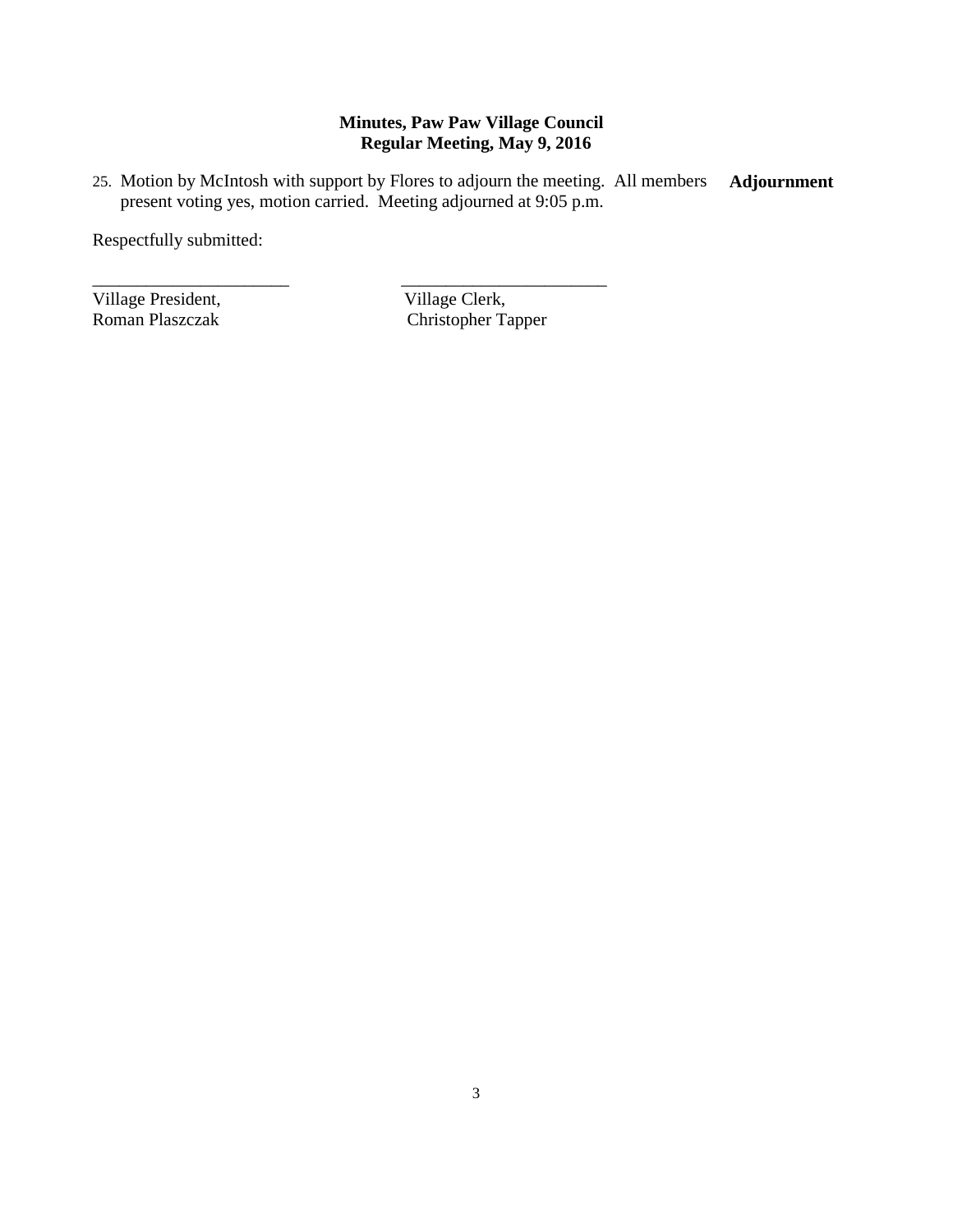**Minutes, Paw Paw Village Council**
**Regular Meeting, May 9, 2016**

25. Motion by McIntosh with support by Flores to adjourn the meeting. All members present voting yes, motion carried. Meeting adjourned at 9:05 p.m. **Adjournment**

Respectfully submitted:

______________________ ______________________

Village President, Village Clerk,
Roman Plaszczak Christopher Tapper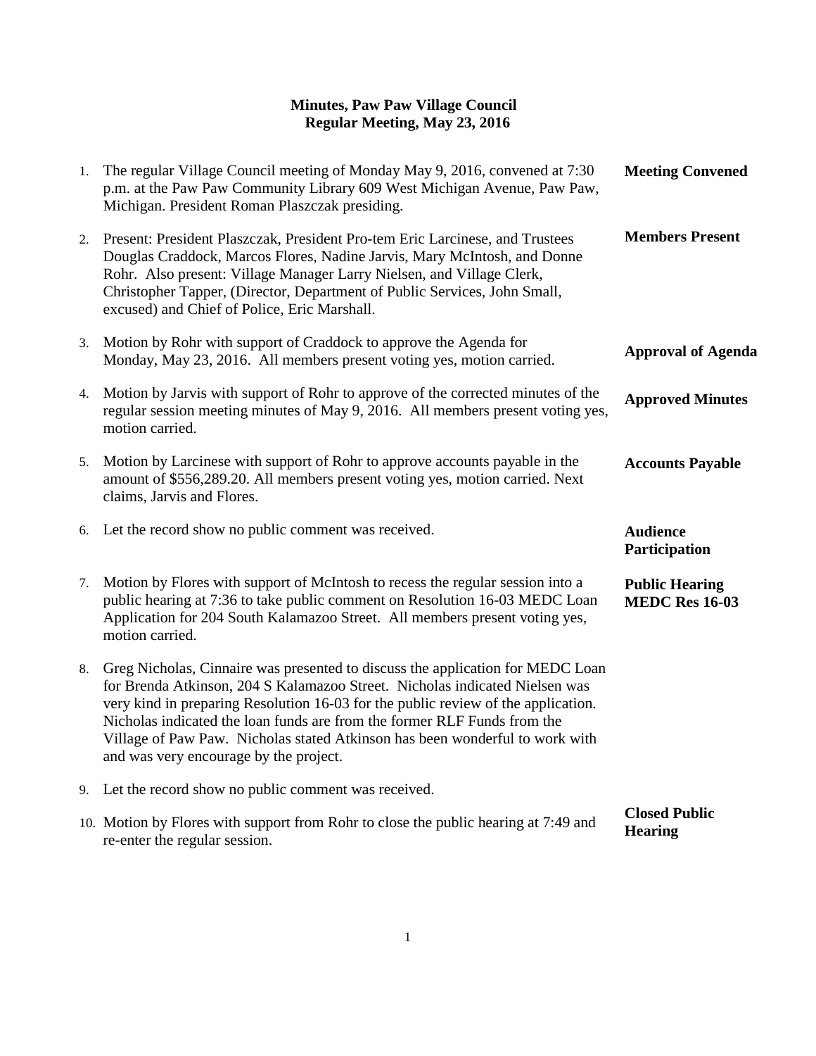# Minutes, Paw Paw Village Council
## Regular Meeting, May 23, 2016

1. The regular Village Council meeting of Monday May 9, 2016, convened at 7:30 p.m. at the Paw Paw Community Library 609 West Michigan Avenue, Paw Paw, Michigan. President Roman Plaszczak presiding. **Meeting Convened**

2. Present: President Plaszczak, President Pro-tem Eric Larcinese, and Trustees Douglas Craddock, Marcos Flores, Nadine Jarvis, Mary McIntosh, and Donne Rohr. Also present: Village Manager Larry Nielsen, and Village Clerk, Christopher Tapper, (Director, Department of Public Services, John Small, excused) and Chief of Police, Eric Marshall. **Members Present**

3. Motion by Rohr with support of Craddock to approve the Agenda for Monday, May 23, 2016. All members present voting yes, motion carried. **Approval of Agenda**

4. Motion by Jarvis with support of Rohr to approve of the corrected minutes of the regular session meeting minutes of May 9, 2016. All members present voting yes, motion carried. **Approved Minutes**

5. Motion by Larcinese with support of Rohr to approve accounts payable in the amount of $556,289.20. All members present voting yes, motion carried. Next claims, Jarvis and Flores. **Accounts Payable**

6. Let the record show no public comment was received. **Audience Participation**

7. Motion by Flores with support of McIntosh to recess the regular session into a public hearing at 7:36 to take public comment on Resolution 16-03 MEDC Loan Application for 204 South Kalamazoo Street. All members present voting yes, motion carried. **Public Hearing MEDC Res 16-03**

8. Greg Nicholas, Cinnaire was presented to discuss the application for MEDC Loan for Brenda Atkinson, 204 S Kalamazoo Street. Nicholas indicated Nielsen was very kind in preparing Resolution 16-03 for the public review of the application. Nicholas indicated the loan funds are from the former RLF Funds from the Village of Paw Paw. Nicholas stated Atkinson has been wonderful to work with and was very encourage by the project.

9. Let the record show no public comment was received.

10. Motion by Flores with support from Rohr to close the public hearing at 7:49 and re-enter the regular session. **Closed Public Hearing**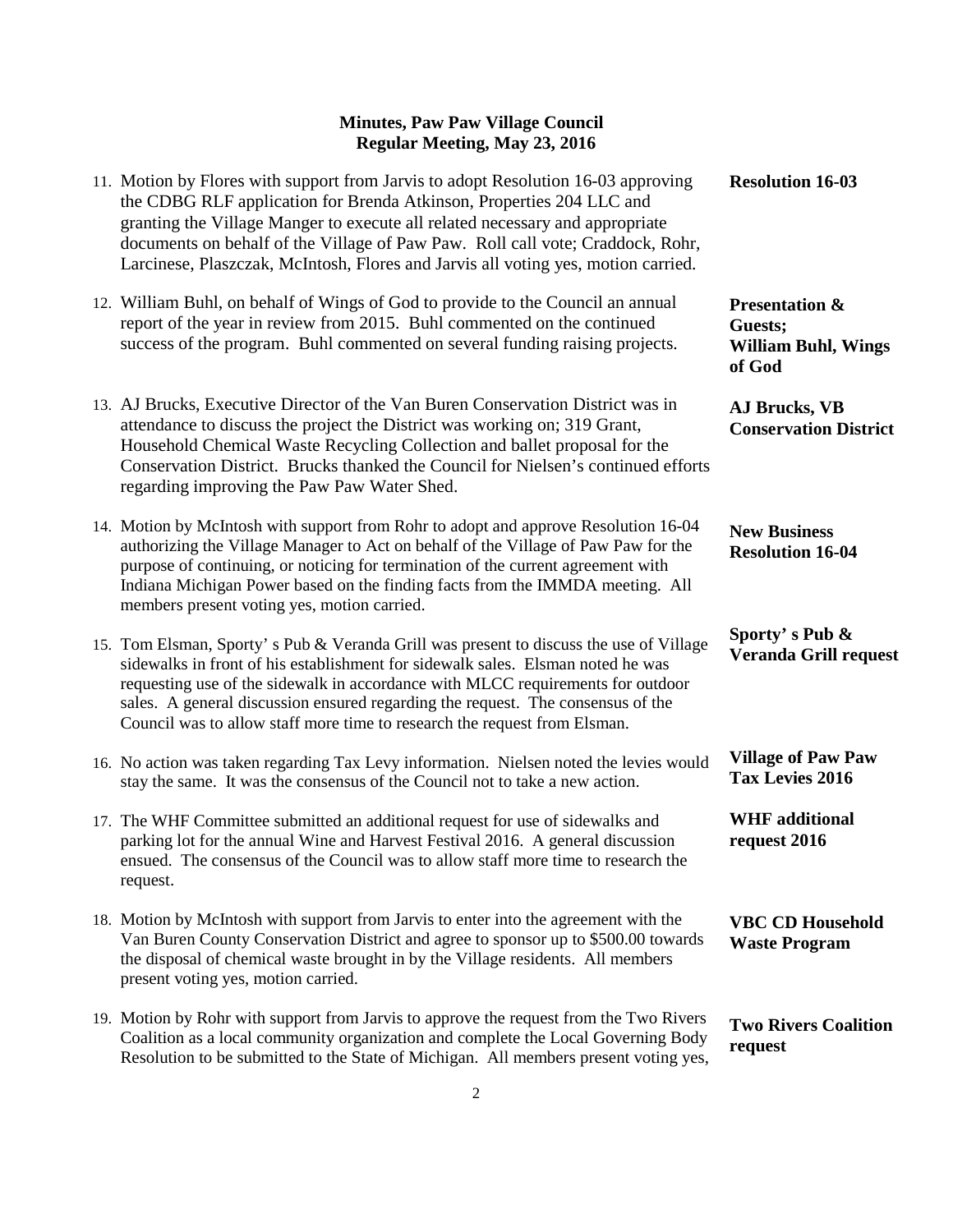**Minutes, Paw Paw Village Council**
**Regular Meeting, May 23, 2016**

11. Motion by Flores with support from Jarvis to adopt Resolution 16-03 approving the CDBG RLF application for Brenda Atkinson, Properties 204 LLC and granting the Village Manger to execute all related necessary and appropriate documents on behalf of the Village of Paw Paw. Roll call vote; Craddock, Rohr, Larcinese, Plaszczak, McIntosh, Flores and Jarvis all voting yes, motion carried. — **Resolution 16-03**

12. William Buhl, on behalf of Wings of God to provide to the Council an annual report of the year in review from 2015. Buhl commented on the continued success of the program. Buhl commented on several funding raising projects. — **Presentation & Guests; William Buhl, Wings of God**

13. AJ Brucks, Executive Director of the Van Buren Conservation District was in attendance to discuss the project the District was working on; 319 Grant, Household Chemical Waste Recycling Collection and ballet proposal for the Conservation District. Brucks thanked the Council for Nielsen's continued efforts regarding improving the Paw Paw Water Shed. — **AJ Brucks, VB Conservation District**

14. Motion by McIntosh with support from Rohr to adopt and approve Resolution 16-04 authorizing the Village Manager to Act on behalf of the Village of Paw Paw for the purpose of continuing, or noticing for termination of the current agreement with Indiana Michigan Power based on the finding facts from the IMMDA meeting. All members present voting yes, motion carried. — **New Business Resolution 16-04**

15. Tom Elsman, Sporty' s Pub & Veranda Grill was present to discuss the use of Village sidewalks in front of his establishment for sidewalk sales. Elsman noted he was requesting use of the sidewalk in accordance with MLCC requirements for outdoor sales. A general discussion ensured regarding the request. The consensus of the Council was to allow staff more time to research the request from Elsman. — **Sporty' s Pub & Veranda Grill request**

16. No action was taken regarding Tax Levy information. Nielsen noted the levies would stay the same. It was the consensus of the Council not to take a new action. — **Village of Paw Paw Tax Levies 2016**

17. The WHF Committee submitted an additional request for use of sidewalks and parking lot for the annual Wine and Harvest Festival 2016. A general discussion ensued. The consensus of the Council was to allow staff more time to research the request. — **WHF additional request 2016**

18. Motion by McIntosh with support from Jarvis to enter into the agreement with the Van Buren County Conservation District and agree to sponsor up to $500.00 towards the disposal of chemical waste brought in by the Village residents. All members present voting yes, motion carried. — **VBC CD Household Waste Program**

19. Motion by Rohr with support from Jarvis to approve the request from the Two Rivers Coalition as a local community organization and complete the Local Governing Body Resolution to be submitted to the State of Michigan. All members present voting yes, — **Two Rivers Coalition request**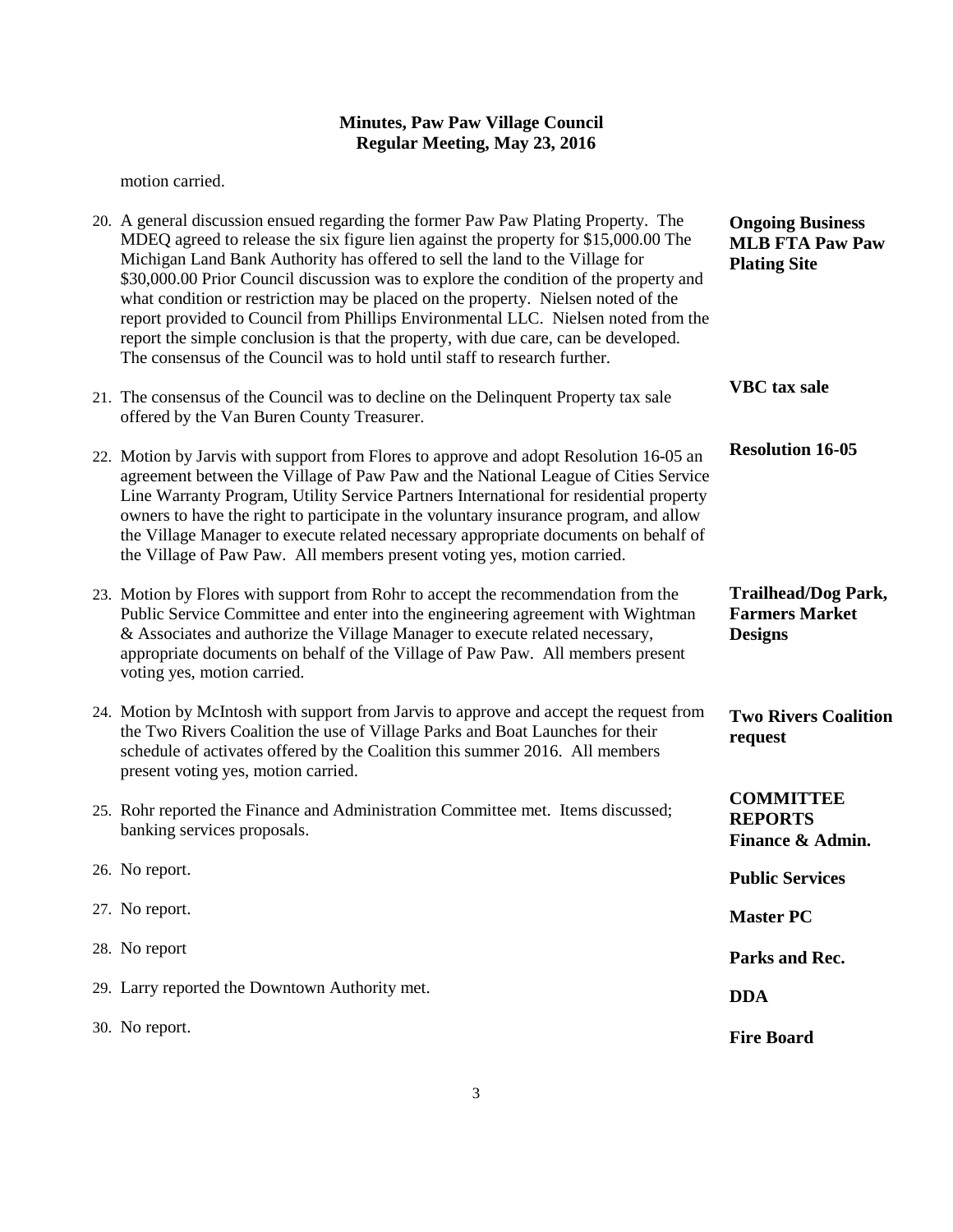# Minutes, Paw Paw Village Council
## Regular Meeting, May 23, 2016

motion carried.

20. A general discussion ensued regarding the former Paw Paw Plating Property. The MDEQ agreed to release the six figure lien against the property for $15,000.00 The Michigan Land Bank Authority has offered to sell the land to the Village for $30,000.00 Prior Council discussion was to explore the condition of the property and what condition or restriction may be placed on the property. Nielsen noted of the report provided to Council from Phillips Environmental LLC. Nielsen noted from the report the simple conclusion is that the property, with due care, can be developed. The consensus of the Council was to hold until staff to research further. — **Ongoing Business MLB FTA Paw Paw Plating Site**

21. The consensus of the Council was to decline on the Delinquent Property tax sale offered by the Van Buren County Treasurer. — **VBC tax sale**

22. Motion by Jarvis with support from Flores to approve and adopt Resolution 16-05 an agreement between the Village of Paw Paw and the National League of Cities Service Line Warranty Program, Utility Service Partners International for residential property owners to have the right to participate in the voluntary insurance program, and allow the Village Manager to execute related necessary appropriate documents on behalf of the Village of Paw Paw. All members present voting yes, motion carried. — **Resolution 16-05**

23. Motion by Flores with support from Rohr to accept the recommendation from the Public Service Committee and enter into the engineering agreement with Wightman & Associates and authorize the Village Manager to execute related necessary, appropriate documents on behalf of the Village of Paw Paw. All members present voting yes, motion carried. — **Trailhead/Dog Park, Farmers Market Designs**

24. Motion by McIntosh with support from Jarvis to approve and accept the request from the Two Rivers Coalition the use of Village Parks and Boat Launches for their schedule of activates offered by the Coalition this summer 2016. All members present voting yes, motion carried. — **Two Rivers Coalition request**

**COMMITTEE REPORTS**

25. Rohr reported the Finance and Administration Committee met. Items discussed; banking services proposals. — **Finance & Admin.**

26. No report. — **Public Services**

27. No report. — **Master PC**

28. No report — **Parks and Rec.**

29. Larry reported the Downtown Authority met. — **DDA**

30. No report. — **Fire Board**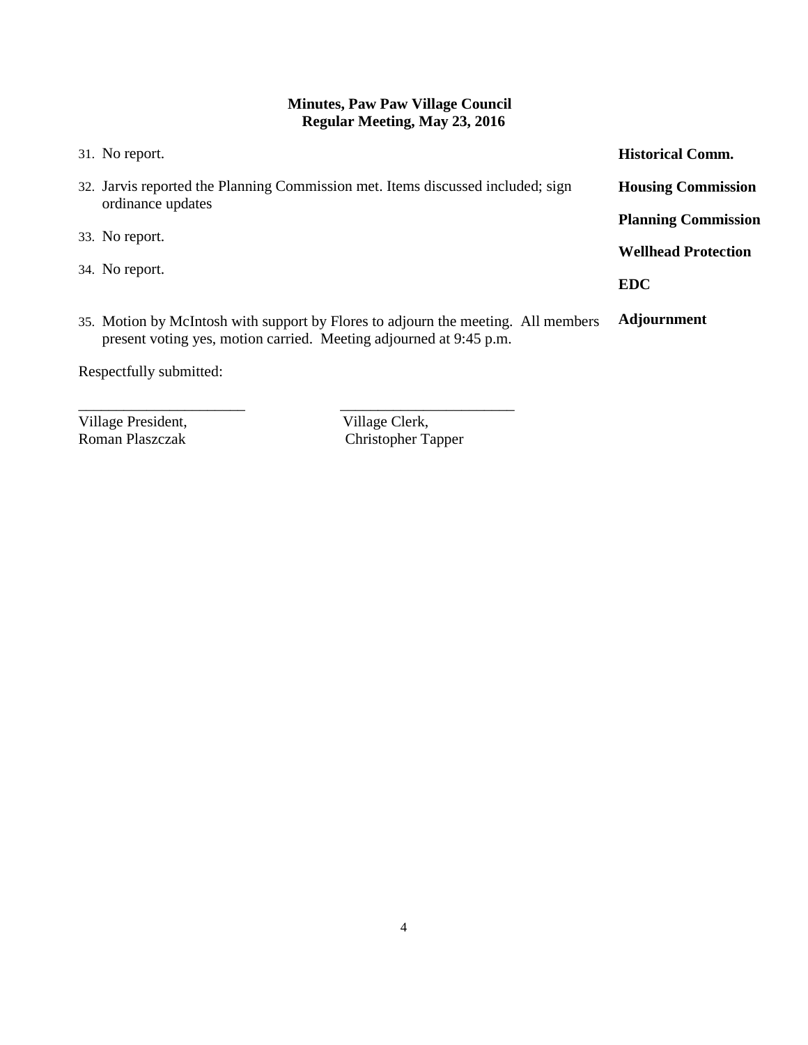**Minutes, Paw Paw Village Council**
**Regular Meeting, May 23, 2016**

31. No report. — **Historical Comm.**

32. Jarvis reported the Planning Commission met. Items discussed included; sign ordinance updates — **Housing Commission**

**Planning Commission**

33. No report. — **Wellhead Protection**

34. No report. — **EDC**

35. Motion by McIntosh with support by Flores to adjourn the meeting. All members present voting yes, motion carried. Meeting adjourned at 9:45 p.m. — **Adjournment**

Respectfully submitted:

\_\_\_\_\_\_\_\_\_\_\_\_\_\_\_\_\_\_\_\_\_\_ \_\_\_\_\_\_\_\_\_\_\_\_\_\_\_\_\_\_\_\_\_\_\_

Village President, Roman Plaszczak

Village Clerk, Christopher Tapper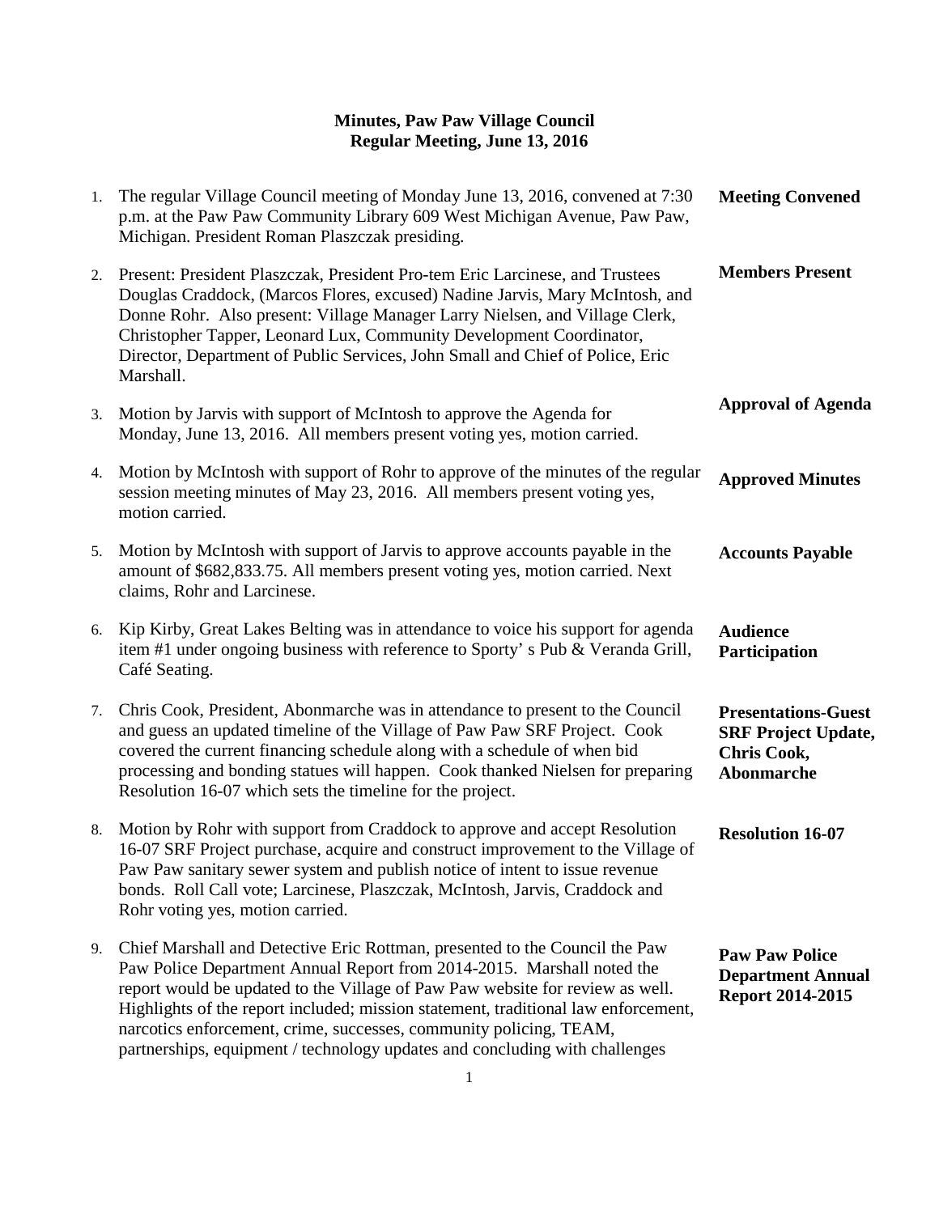# Minutes, Paw Paw Village Council
## Regular Meeting, June 13, 2016

1. The regular Village Council meeting of Monday June 13, 2016, convened at 7:30 p.m. at the Paw Paw Community Library 609 West Michigan Avenue, Paw Paw, Michigan. President Roman Plaszczak presiding. **Meeting Convened**

2. Present: President Plaszczak, President Pro-tem Eric Larcinese, and Trustees Douglas Craddock, (Marcos Flores, excused) Nadine Jarvis, Mary McIntosh, and Donne Rohr. Also present: Village Manager Larry Nielsen, and Village Clerk, Christopher Tapper, Leonard Lux, Community Development Coordinator, Director, Department of Public Services, John Small and Chief of Police, Eric Marshall. **Members Present**

3. Motion by Jarvis with support of McIntosh to approve the Agenda for Monday, June 13, 2016. All members present voting yes, motion carried. **Approval of Agenda**

4. Motion by McIntosh with support of Rohr to approve of the minutes of the regular session meeting minutes of May 23, 2016. All members present voting yes, motion carried. **Approved Minutes**

5. Motion by McIntosh with support of Jarvis to approve accounts payable in the amount of $682,833.75. All members present voting yes, motion carried. Next claims, Rohr and Larcinese. **Accounts Payable**

6. Kip Kirby, Great Lakes Belting was in attendance to voice his support for agenda item #1 under ongoing business with reference to Sporty' s Pub & Veranda Grill, Café Seating. **Audience Participation**

7. Chris Cook, President, Abonmarche was in attendance to present to the Council and guess an updated timeline of the Village of Paw Paw SRF Project. Cook covered the current financing schedule along with a schedule of when bid processing and bonding statues will happen. Cook thanked Nielsen for preparing Resolution 16-07 which sets the timeline for the project. **Presentations-Guest SRF Project Update, Chris Cook, Abonmarche**

8. Motion by Rohr with support from Craddock to approve and accept Resolution 16-07 SRF Project purchase, acquire and construct improvement to the Village of Paw Paw sanitary sewer system and publish notice of intent to issue revenue bonds. Roll Call vote; Larcinese, Plaszczak, McIntosh, Jarvis, Craddock and Rohr voting yes, motion carried. **Resolution 16-07**

9. Chief Marshall and Detective Eric Rottman, presented to the Council the Paw Paw Police Department Annual Report from 2014-2015. Marshall noted the report would be updated to the Village of Paw Paw website for review as well. Highlights of the report included; mission statement, traditional law enforcement, narcotics enforcement, crime, successes, community policing, TEAM, partnerships, equipment / technology updates and concluding with challenges **Paw Paw Police Department Annual Report 2014-2015**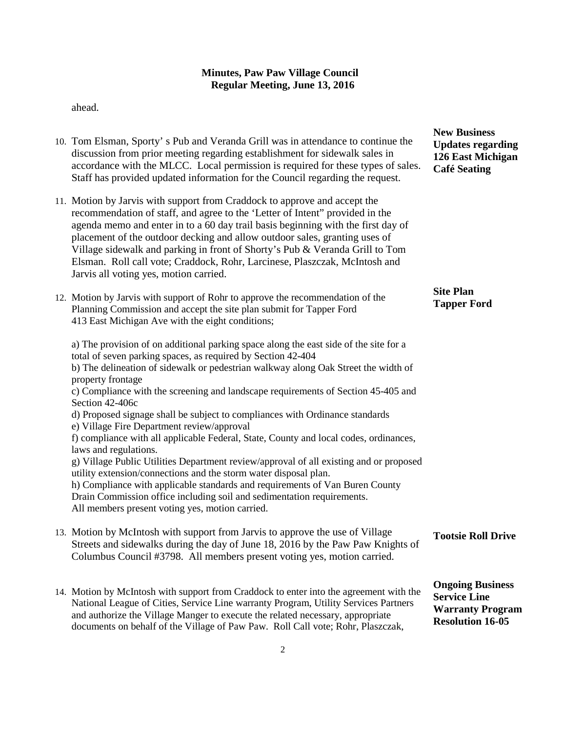ahead.

**New Business**
**Updates regarding 126 East Michigan Café Seating**

10. Tom Elsman, Sporty' s Pub and Veranda Grill was in attendance to continue the discussion from prior meeting regarding establishment for sidewalk sales in accordance with the MLCC. Local permission is required for these types of sales. Staff has provided updated information for the Council regarding the request.

11. Motion by Jarvis with support from Craddock to approve and accept the recommendation of staff, and agree to the 'Letter of Intent" provided in the agenda memo and enter in to a 60 day trail basis beginning with the first day of placement of the outdoor decking and allow outdoor sales, granting uses of Village sidewalk and parking in front of Shorty's Pub & Veranda Grill to Tom Elsman. Roll call vote; Craddock, Rohr, Larcinese, Plaszczak, McIntosh and Jarvis all voting yes, motion carried.

**Site Plan**
**Tapper Ford**

12. Motion by Jarvis with support of Rohr to approve the recommendation of the Planning Commission and accept the site plan submit for Tapper Ford 413 East Michigan Ave with the eight conditions;

    a) The provision of on additional parking space along the east side of the site for a total of seven parking spaces, as required by Section 42-404
    b) The delineation of sidewalk or pedestrian walkway along Oak Street the width of property frontage
    c) Compliance with the screening and landscape requirements of Section 45-405 and Section 42-406c
    d) Proposed signage shall be subject to compliances with Ordinance standards
    e) Village Fire Department review/approval
    f) compliance with all applicable Federal, State, County and local codes, ordinances, laws and regulations.
    g) Village Public Utilities Department review/approval of all existing and or proposed utility extension/connections and the storm water disposal plan.
    h) Compliance with applicable standards and requirements of Van Buren County Drain Commission office including soil and sedimentation requirements.
    All members present voting yes, motion carried.

**Tootsie Roll Drive**

13. Motion by McIntosh with support from Jarvis to approve the use of Village Streets and sidewalks during the day of June 18, 2016 by the Paw Paw Knights of Columbus Council #3798. All members present voting yes, motion carried.

**Ongoing Business**
**Service Line Warranty Program**
**Resolution 16-05**

14. Motion by McIntosh with support from Craddock to enter into the agreement with the National League of Cities, Service Line warranty Program, Utility Services Partners and authorize the Village Manger to execute the related necessary, appropriate documents on behalf of the Village of Paw Paw. Roll Call vote; Rohr, Plaszczak,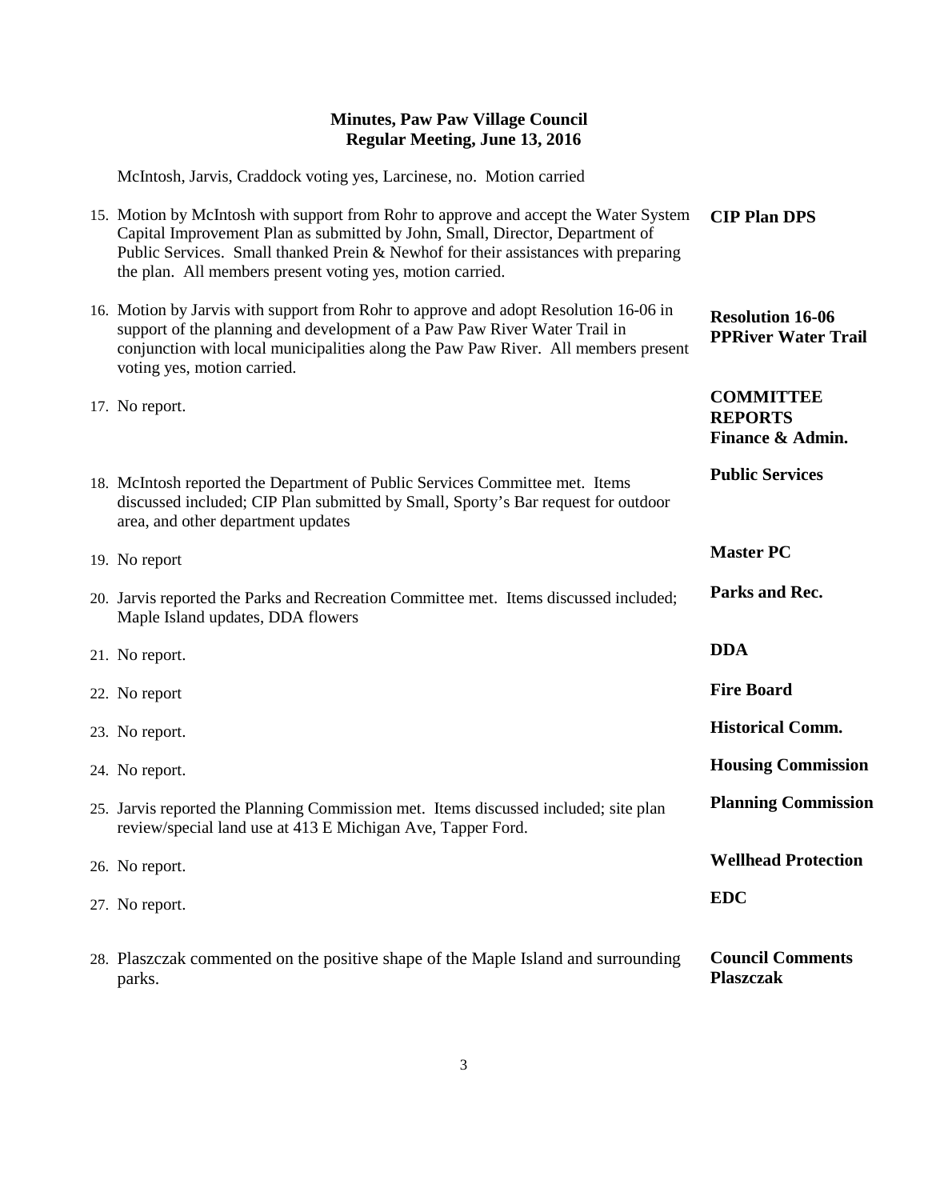# Minutes, Paw Paw Village Council
## Regular Meeting, June 13, 2016

McIntosh, Jarvis, Craddock voting yes, Larcinese, no. Motion carried

15. Motion by McIntosh with support from Rohr to approve and accept the Water System Capital Improvement Plan as submitted by John, Small, Director, Department of Public Services. Small thanked Prein & Newhof for their assistances with preparing the plan. All members present voting yes, motion carried. — **CIP Plan DPS**

16. Motion by Jarvis with support from Rohr to approve and adopt Resolution 16-06 in support of the planning and development of a Paw Paw River Water Trail in conjunction with local municipalities along the Paw Paw River. All members present voting yes, motion carried. — **Resolution 16-06 PPRiver Water Trail**

**COMMITTEE REPORTS**

17. No report. — **Finance & Admin.**

18. McIntosh reported the Department of Public Services Committee met. Items discussed included; CIP Plan submitted by Small, Sporty's Bar request for outdoor area, and other department updates — **Public Services**

19. No report — **Master PC**

20. Jarvis reported the Parks and Recreation Committee met. Items discussed included; Maple Island updates, DDA flowers — **Parks and Rec.**

21. No report. — **DDA**

22. No report — **Fire Board**

23. No report. — **Historical Comm.**

24. No report. — **Housing Commission**

25. Jarvis reported the Planning Commission met. Items discussed included; site plan review/special land use at 413 E Michigan Ave, Tapper Ford. — **Planning Commission**

26. No report. — **Wellhead Protection**

27. No report. — **EDC**

28. Plaszczak commented on the positive shape of the Maple Island and surrounding parks. — **Council Comments Plaszczak**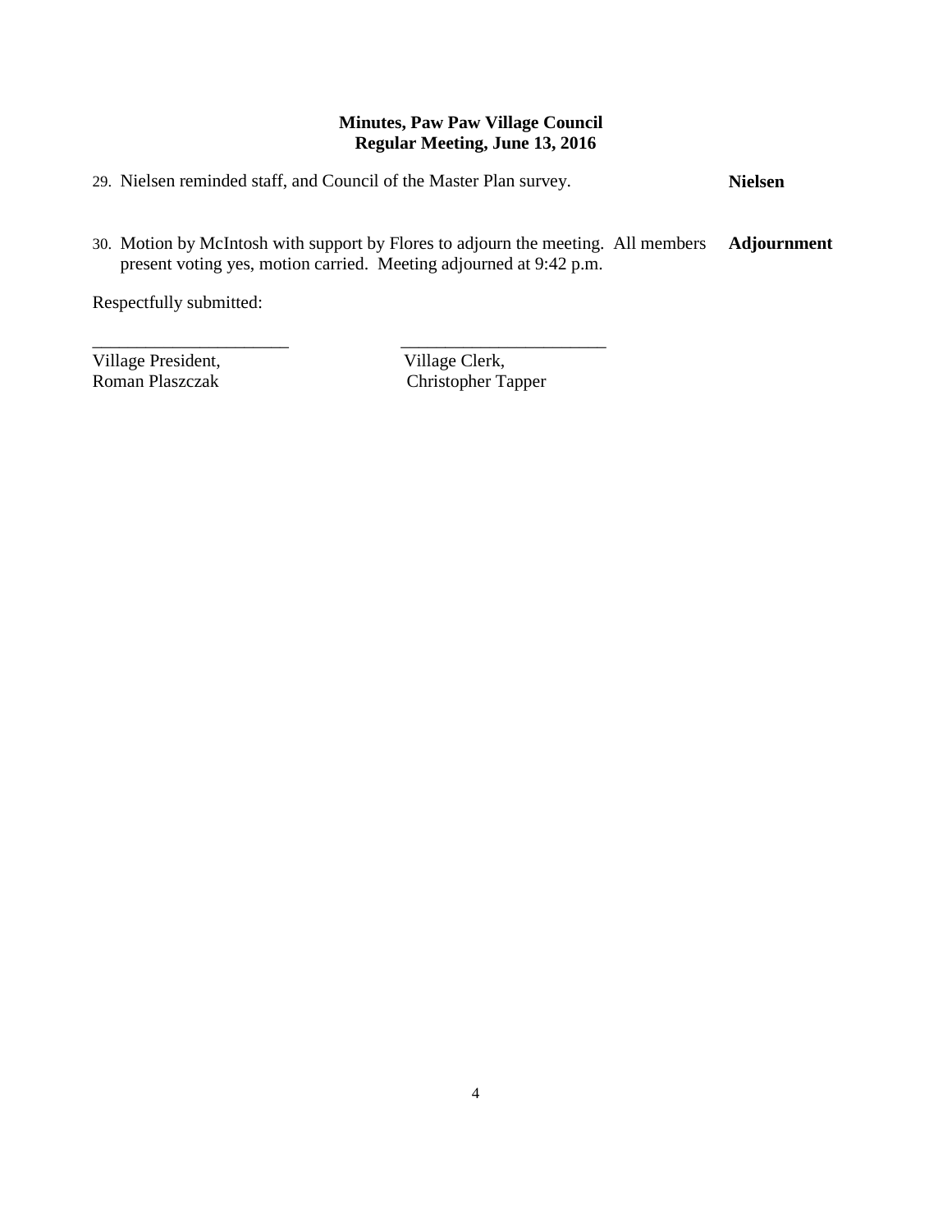**Minutes, Paw Paw Village Council**
**Regular Meeting, June 13, 2016**

29. Nielsen reminded staff, and Council of the Master Plan survey. **Nielsen**

30. Motion by McIntosh with support by Flores to adjourn the meeting. All members present voting yes, motion carried. Meeting adjourned at 9:42 p.m. **Adjournment**

Respectfully submitted:

| ______________________ | ______________________ |
|---|---|
| Village President, | Village Clerk, |
| Roman Plaszczak | Christopher Tapper |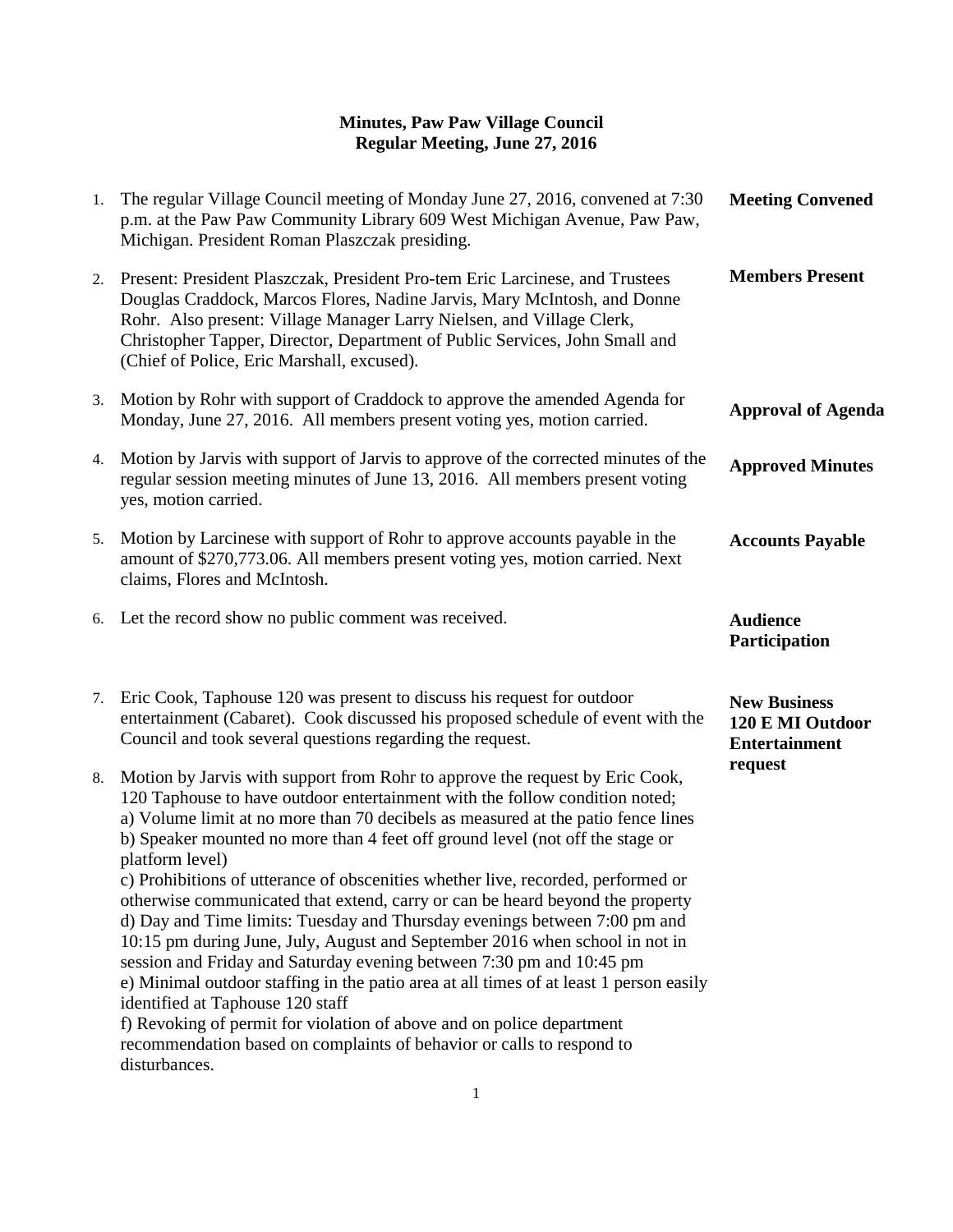**Minutes, Paw Paw Village Council**
**Regular Meeting, June 27, 2016**

1. The regular Village Council meeting of Monday June 27, 2016, convened at 7:30 p.m. at the Paw Paw Community Library 609 West Michigan Avenue, Paw Paw, Michigan. President Roman Plaszczak presiding. — **Meeting Convened**

2. Present: President Plaszczak, President Pro-tem Eric Larcinese, and Trustees Douglas Craddock, Marcos Flores, Nadine Jarvis, Mary McIntosh, and Donne Rohr. Also present: Village Manager Larry Nielsen, and Village Clerk, Christopher Tapper, Director, Department of Public Services, John Small and (Chief of Police, Eric Marshall, excused). — **Members Present**

3. Motion by Rohr with support of Craddock to approve the amended Agenda for Monday, June 27, 2016. All members present voting yes, motion carried. — **Approval of Agenda**

4. Motion by Jarvis with support of Jarvis to approve of the corrected minutes of the regular session meeting minutes of June 13, 2016. All members present voting yes, motion carried. — **Approved Minutes**

5. Motion by Larcinese with support of Rohr to approve accounts payable in the amount of $270,773.06. All members present voting yes, motion carried. Next claims, Flores and McIntosh. — **Accounts Payable**

6. Let the record show no public comment was received. — **Audience Participation**

**New Business 120 E MI Outdoor Entertainment request**

7. Eric Cook, Taphouse 120 was present to discuss his request for outdoor entertainment (Cabaret). Cook discussed his proposed schedule of event with the Council and took several questions regarding the request.

8. Motion by Jarvis with support from Rohr to approve the request by Eric Cook, 120 Taphouse to have outdoor entertainment with the follow condition noted;
   a) Volume limit at no more than 70 decibels as measured at the patio fence lines
   b) Speaker mounted no more than 4 feet off ground level (not off the stage or platform level)
   c) Prohibitions of utterance of obscenities whether live, recorded, performed or otherwise communicated that extend, carry or can be heard beyond the property
   d) Day and Time limits: Tuesday and Thursday evenings between 7:00 pm and 10:15 pm during June, July, August and September 2016 when school in not in session and Friday and Saturday evening between 7:30 pm and 10:45 pm
   e) Minimal outdoor staffing in the patio area at all times of at least 1 person easily identified at Taphouse 120 staff
   f) Revoking of permit for violation of above and on police department recommendation based on complaints of behavior or calls to respond to disturbances.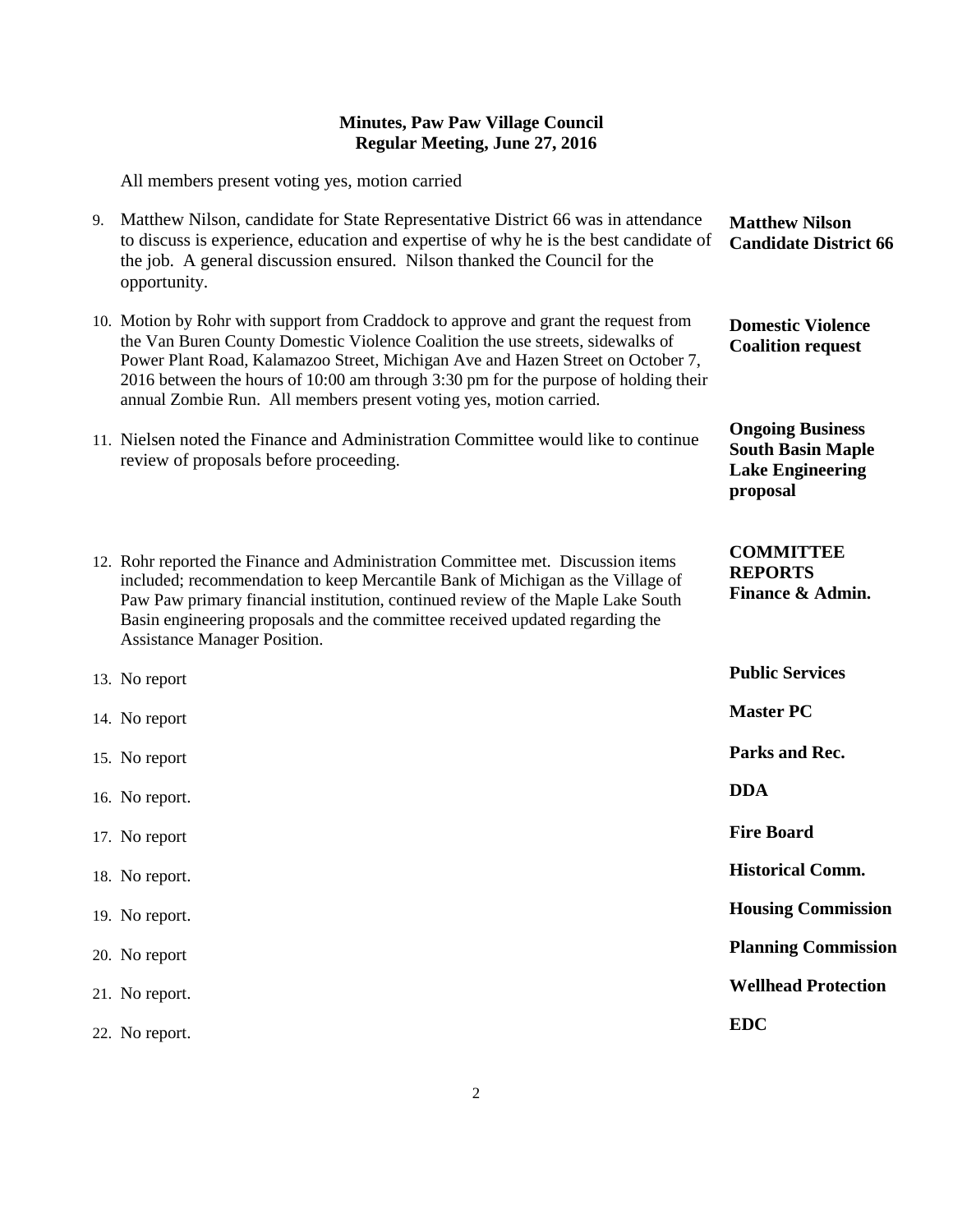**Minutes, Paw Paw Village Council**
**Regular Meeting, June 27, 2016**

All members present voting yes, motion carried

9. Matthew Nilson, candidate for State Representative District 66 was in attendance to discuss is experience, education and expertise of why he is the best candidate of the job. A general discussion ensured. Nilson thanked the Council for the opportunity. — **Matthew Nilson Candidate District 66**

10. Motion by Rohr with support from Craddock to approve and grant the request from the Van Buren County Domestic Violence Coalition the use streets, sidewalks of Power Plant Road, Kalamazoo Street, Michigan Ave and Hazen Street on October 7, 2016 between the hours of 10:00 am through 3:30 pm for the purpose of holding their annual Zombie Run. All members present voting yes, motion carried. — **Domestic Violence Coalition request**

11. Nielsen noted the Finance and Administration Committee would like to continue review of proposals before proceeding. — **Ongoing Business South Basin Maple Lake Engineering proposal**

**COMMITTEE REPORTS**

12. Rohr reported the Finance and Administration Committee met. Discussion items included; recommendation to keep Mercantile Bank of Michigan as the Village of Paw Paw primary financial institution, continued review of the Maple Lake South Basin engineering proposals and the committee received updated regarding the Assistance Manager Position. — **Finance & Admin.**

13. No report — **Public Services**

14. No report — **Master PC**

15. No report — **Parks and Rec.**

16. No report. — **DDA**

17. No report — **Fire Board**

18. No report. — **Historical Comm.**

19. No report. — **Housing Commission**

20. No report — **Planning Commission**

21. No report. — **Wellhead Protection**

22. No report. — **EDC**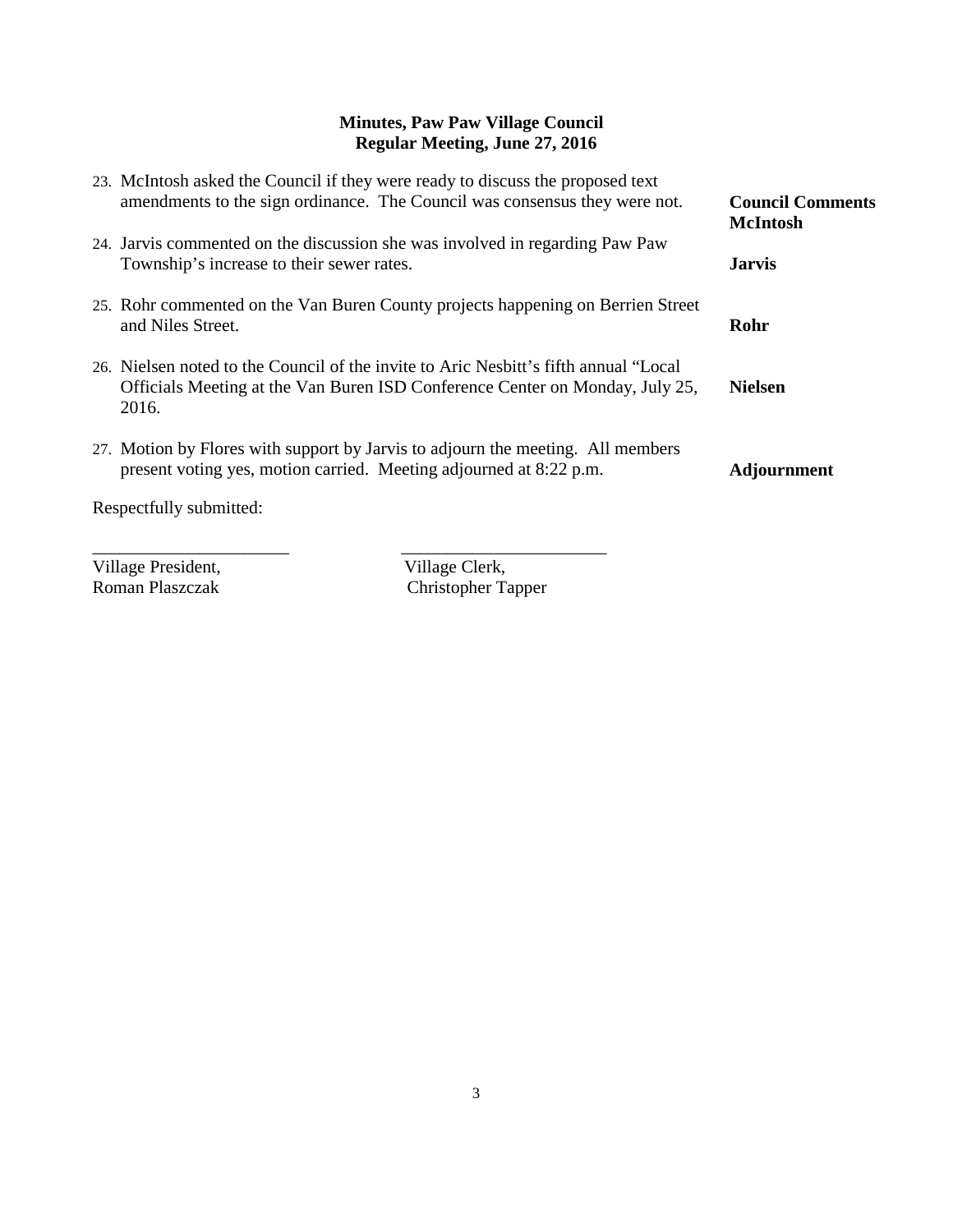**Minutes, Paw Paw Village Council**
**Regular Meeting, June 27, 2016**

| | |
|---|---|
| 23. McIntosh asked the Council if they were ready to discuss the proposed text amendments to the sign ordinance. The Council was consensus they were not. | **Council Comments** **McIntosh** |
| 24. Jarvis commented on the discussion she was involved in regarding Paw Paw Township's increase to their sewer rates. | **Jarvis** |
| 25. Rohr commented on the Van Buren County projects happening on Berrien Street and Niles Street. | **Rohr** |
| 26. Nielsen noted to the Council of the invite to Aric Nesbitt's fifth annual "Local Officials Meeting at the Van Buren ISD Conference Center on Monday, July 25, 2016. | **Nielsen** |
| 27. Motion by Flores with support by Jarvis to adjourn the meeting. All members present voting yes, motion carried. Meeting adjourned at 8:22 p.m. | **Adjournment** |

Respectfully submitted:

______________________ ______________________

Village President, Roman Plaszczak

Village Clerk, Christopher Tapper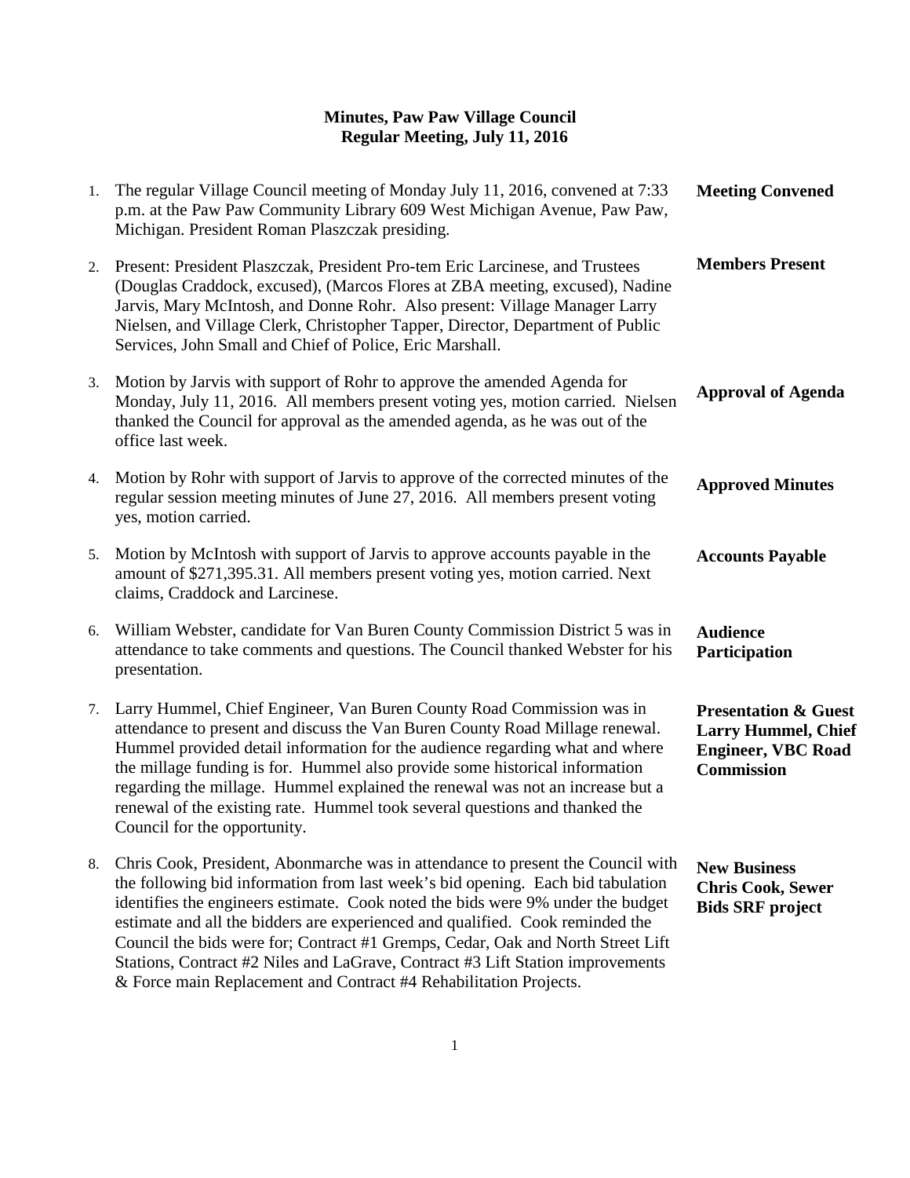# Minutes, Paw Paw Village Council
## Regular Meeting, July 11, 2016

1. The regular Village Council meeting of Monday July 11, 2016, convened at 7:33 p.m. at the Paw Paw Community Library 609 West Michigan Avenue, Paw Paw, Michigan. President Roman Plaszczak presiding. **Meeting Convened**

2. Present: President Plaszczak, President Pro-tem Eric Larcinese, and Trustees (Douglas Craddock, excused), (Marcos Flores at ZBA meeting, excused), Nadine Jarvis, Mary McIntosh, and Donne Rohr. Also present: Village Manager Larry Nielsen, and Village Clerk, Christopher Tapper, Director, Department of Public Services, John Small and Chief of Police, Eric Marshall. **Members Present**

3. Motion by Jarvis with support of Rohr to approve the amended Agenda for Monday, July 11, 2016. All members present voting yes, motion carried. Nielsen thanked the Council for approval as the amended agenda, as he was out of the office last week. **Approval of Agenda**

4. Motion by Rohr with support of Jarvis to approve of the corrected minutes of the regular session meeting minutes of June 27, 2016. All members present voting yes, motion carried. **Approved Minutes**

5. Motion by McIntosh with support of Jarvis to approve accounts payable in the amount of $271,395.31. All members present voting yes, motion carried. Next claims, Craddock and Larcinese. **Accounts Payable**

6. William Webster, candidate for Van Buren County Commission District 5 was in attendance to take comments and questions. The Council thanked Webster for his presentation. **Audience Participation**

7. Larry Hummel, Chief Engineer, Van Buren County Road Commission was in attendance to present and discuss the Van Buren County Road Millage renewal. Hummel provided detail information for the audience regarding what and where the millage funding is for. Hummel also provide some historical information regarding the millage. Hummel explained the renewal was not an increase but a renewal of the existing rate. Hummel took several questions and thanked the Council for the opportunity. **Presentation & Guest Larry Hummel, Chief Engineer, VBC Road Commission**

8. Chris Cook, President, Abonmarche was in attendance to present the Council with the following bid information from last week's bid opening. Each bid tabulation identifies the engineers estimate. Cook noted the bids were 9% under the budget estimate and all the bidders are experienced and qualified. Cook reminded the Council the bids were for; Contract #1 Gremps, Cedar, Oak and North Street Lift Stations, Contract #2 Niles and LaGrave, Contract #3 Lift Station improvements & Force main Replacement and Contract #4 Rehabilitation Projects. **New Business Chris Cook, Sewer Bids SRF project**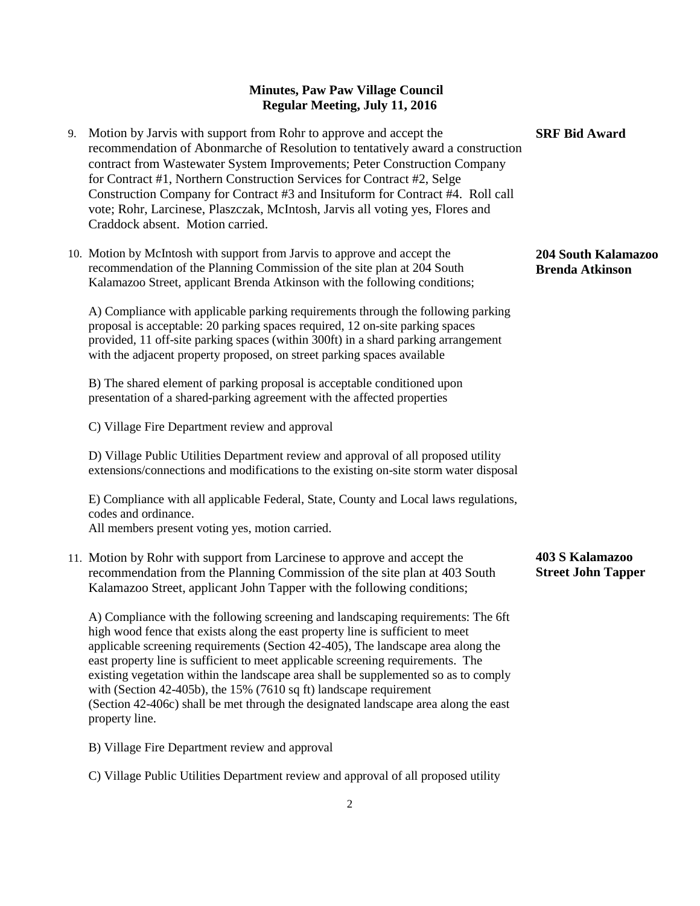**Minutes, Paw Paw Village Council**
**Regular Meeting, July 11, 2016**

9. Motion by Jarvis with support from Rohr to approve and accept the recommendation of Abonmarche of Resolution to tentatively award a construction contract from Wastewater System Improvements; Peter Construction Company for Contract #1, Northern Construction Services for Contract #2, Selge Construction Company for Contract #3 and Insituform for Contract #4. Roll call vote; Rohr, Larcinese, Plaszczak, McIntosh, Jarvis all voting yes, Flores and Craddock absent. Motion carried. **SRF Bid Award**

10. Motion by McIntosh with support from Jarvis to approve and accept the recommendation of the Planning Commission of the site plan at 204 South Kalamazoo Street, applicant Brenda Atkinson with the following conditions; **204 South Kalamazoo Brenda Atkinson**

    A) Compliance with applicable parking requirements through the following parking proposal is acceptable: 20 parking spaces required, 12 on-site parking spaces provided, 11 off-site parking spaces (within 300ft) in a shard parking arrangement with the adjacent property proposed, on street parking spaces available

    B) The shared element of parking proposal is acceptable conditioned upon presentation of a shared-parking agreement with the affected properties

    C) Village Fire Department review and approval

    D) Village Public Utilities Department review and approval of all proposed utility extensions/connections and modifications to the existing on-site storm water disposal

    E) Compliance with all applicable Federal, State, County and Local laws regulations, codes and ordinance.
    All members present voting yes, motion carried.

11. Motion by Rohr with support from Larcinese to approve and accept the recommendation from the Planning Commission of the site plan at 403 South Kalamazoo Street, applicant John Tapper with the following conditions; **403 S Kalamazoo Street John Tapper**

    A) Compliance with the following screening and landscaping requirements: The 6ft high wood fence that exists along the east property line is sufficient to meet applicable screening requirements (Section 42-405), The landscape area along the east property line is sufficient to meet applicable screening requirements. The existing vegetation within the landscape area shall be supplemented so as to comply with (Section 42-405b), the 15% (7610 sq ft) landscape requirement (Section 42-406c) shall be met through the designated landscape area along the east property line.

    B) Village Fire Department review and approval

    C) Village Public Utilities Department review and approval of all proposed utility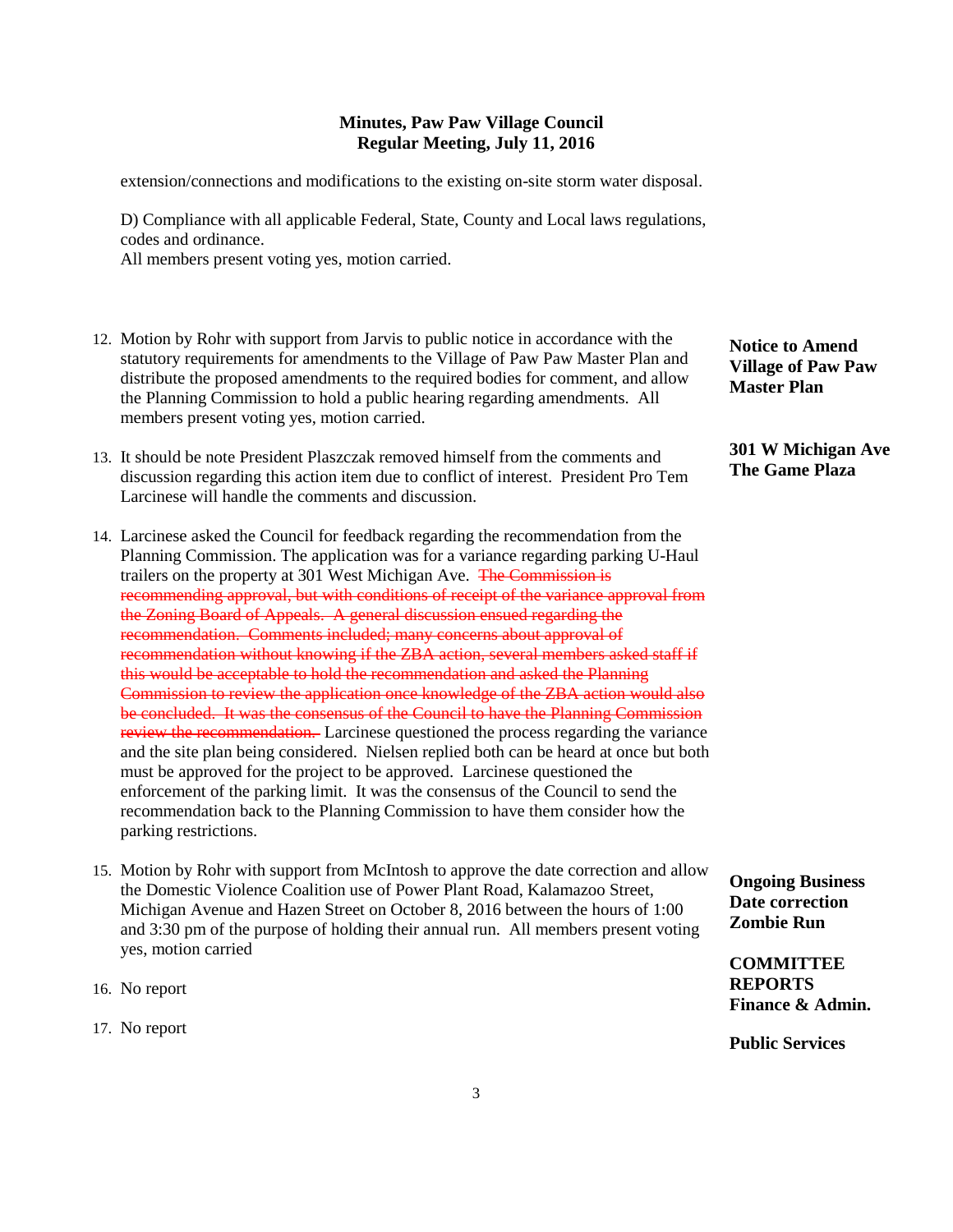# Minutes, Paw Paw Village Council
## Regular Meeting, July 11, 2016

extension/connections and modifications to the existing on-site storm water disposal.

D) Compliance with all applicable Federal, State, County and Local laws regulations, codes and ordinance.
All members present voting yes, motion carried.

**Notice to Amend Village of Paw Paw Master Plan**

12. Motion by Rohr with support from Jarvis to public notice in accordance with the statutory requirements for amendments to the Village of Paw Paw Master Plan and distribute the proposed amendments to the required bodies for comment, and allow the Planning Commission to hold a public hearing regarding amendments. All members present voting yes, motion carried.

**301 W Michigan Ave The Game Plaza**

13. It should be note President Plaszczak removed himself from the comments and discussion regarding this action item due to conflict of interest. President Pro Tem Larcinese will handle the comments and discussion.

14. Larcinese asked the Council for feedback regarding the recommendation from the Planning Commission. The application was for a variance regarding parking U-Haul trailers on the property at 301 West Michigan Ave. ~~The Commission is recommending approval, but with conditions of receipt of the variance approval from the Zoning Board of Appeals. A general discussion ensued regarding the recommendation. Comments included; many concerns about approval of recommendation without knowing if the ZBA action, several members asked staff if this would be acceptable to hold the recommendation and asked the Planning Commission to review the application once knowledge of the ZBA action would also be concluded. It was the consensus of the Council to have the Planning Commission review the recommendation.~~ Larcinese questioned the process regarding the variance and the site plan being considered. Nielsen replied both can be heard at once but both must be approved for the project to be approved. Larcinese questioned the enforcement of the parking limit. It was the consensus of the Council to send the recommendation back to the Planning Commission to have them consider how the parking restrictions.

**Ongoing Business Date correction Zombie Run**

15. Motion by Rohr with support from McIntosh to approve the date correction and allow the Domestic Violence Coalition use of Power Plant Road, Kalamazoo Street, Michigan Avenue and Hazen Street on October 8, 2016 between the hours of 1:00 and 3:30 pm of the purpose of holding their annual run. All members present voting yes, motion carried

**COMMITTEE REPORTS**

**Finance & Admin.**

16. No report

**Public Services**

17. No report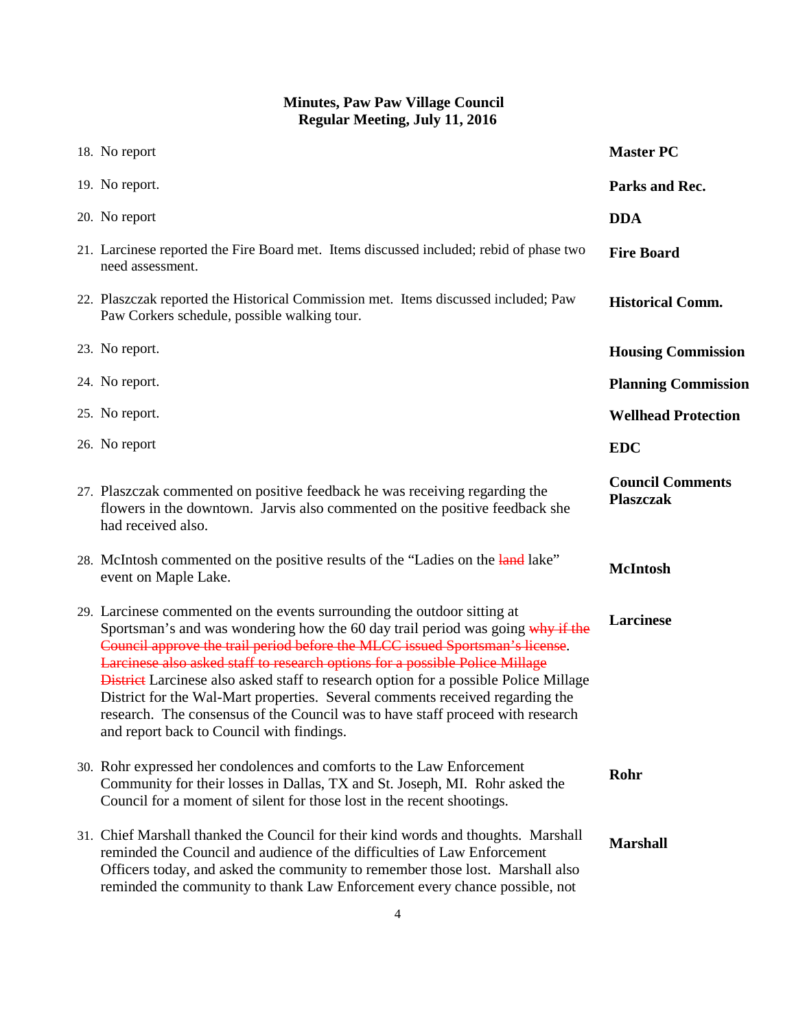**Minutes, Paw Paw Village Council**
**Regular Meeting, July 11, 2016**

| | |
|---|---|
| 18. No report | **Master PC** |
| 19. No report. | **Parks and Rec.** |
| 20. No report | **DDA** |
| 21. Larcinese reported the Fire Board met. Items discussed included; rebid of phase two need assessment. | **Fire Board** |
| 22. Plaszczak reported the Historical Commission met. Items discussed included; Paw Paw Corkers schedule, possible walking tour. | **Historical Comm.** |
| 23. No report. | **Housing Commission** |
| 24. No report. | **Planning Commission** |
| 25. No report. | **Wellhead Protection** |
| 26. No report | **EDC** |
| 27. Plaszczak commented on positive feedback he was receiving regarding the flowers in the downtown. Jarvis also commented on the positive feedback she had received also. | **Council Comments Plaszczak** |
| 28. McIntosh commented on the positive results of the "Ladies on the ~~land~~ lake" event on Maple Lake. | **McIntosh** |
| 29. Larcinese commented on the events surrounding the outdoor sitting at Sportsman's and was wondering how the 60 day trail period was going ~~why if the Council approve the trail period before the MLCC issued Sportsman's license~~. ~~Larcinese also asked staff to research options for a possible Police Millage District~~ Larcinese also asked staff to research option for a possible Police Millage District for the Wal-Mart properties. Several comments received regarding the research. The consensus of the Council was to have staff proceed with research and report back to Council with findings. | **Larcinese** |
| 30. Rohr expressed her condolences and comforts to the Law Enforcement Community for their losses in Dallas, TX and St. Joseph, MI. Rohr asked the Council for a moment of silent for those lost in the recent shootings. | **Rohr** |
| 31. Chief Marshall thanked the Council for their kind words and thoughts. Marshall reminded the Council and audience of the difficulties of Law Enforcement Officers today, and asked the community to remember those lost. Marshall also reminded the community to thank Law Enforcement every chance possible, not | **Marshall** |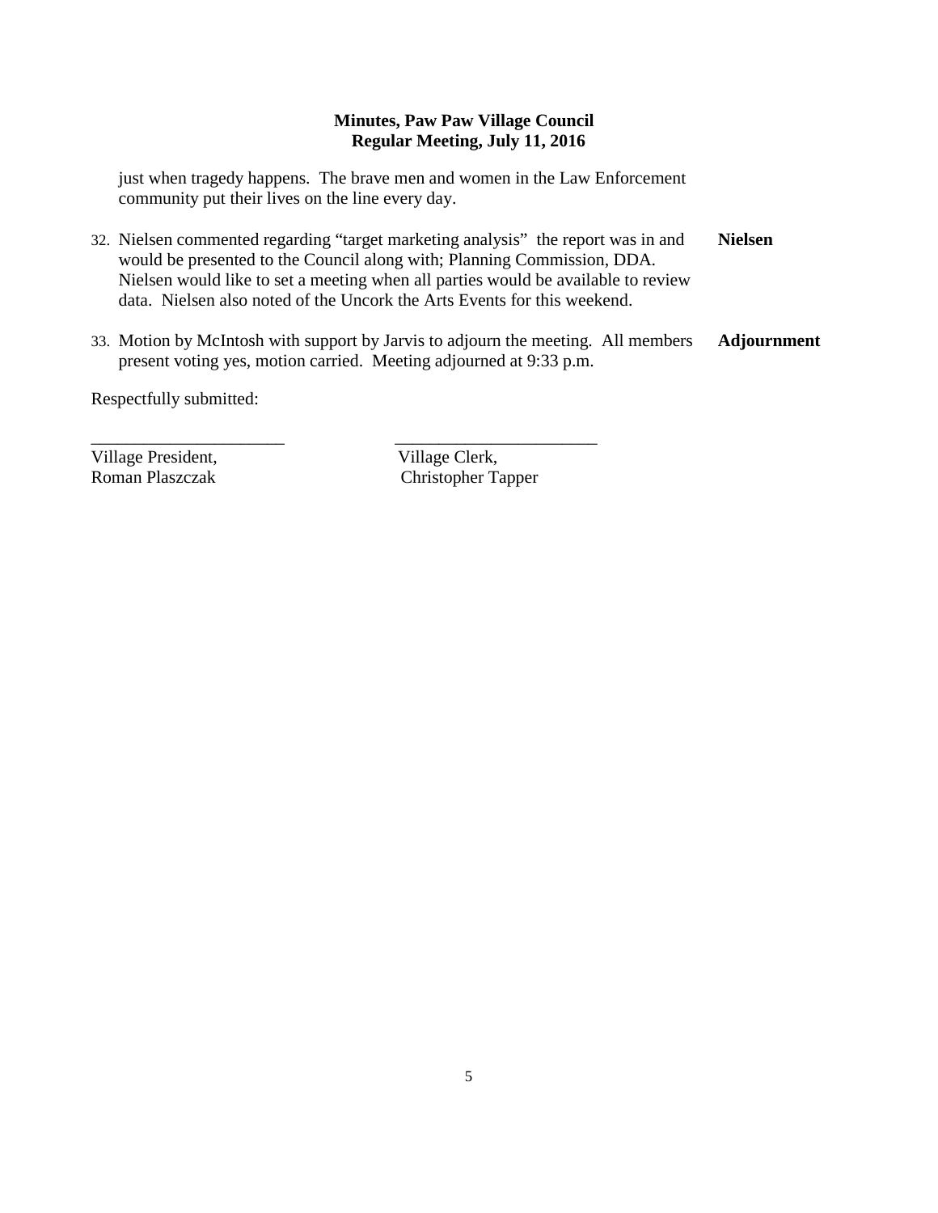**Minutes, Paw Paw Village Council**
**Regular Meeting, July 11, 2016**

just when tragedy happens. The brave men and women in the Law Enforcement community put their lives on the line every day.

32. Nielsen commented regarding "target marketing analysis" the report was in and would be presented to the Council along with; Planning Commission, DDA. Nielsen would like to set a meeting when all parties would be available to review data. Nielsen also noted of the Uncork the Arts Events for this weekend. **Nielsen**

33. Motion by McIntosh with support by Jarvis to adjourn the meeting. All members present voting yes, motion carried. Meeting adjourned at 9:33 p.m. **Adjournment**

Respectfully submitted:

______________________ ______________________

Village President, Roman Plaszczak

Village Clerk, Christopher Tapper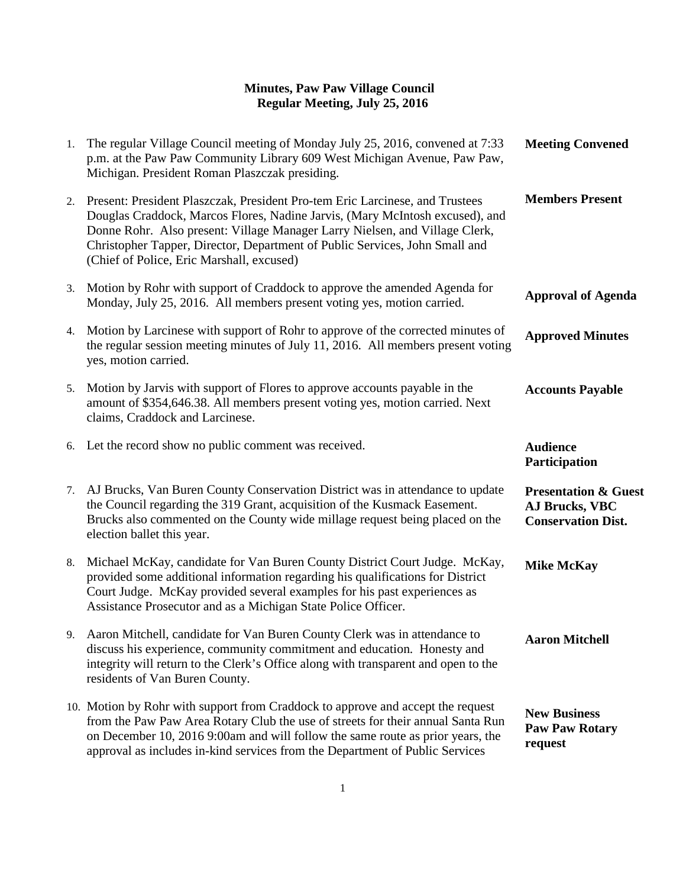# Minutes, Paw Paw Village Council
## Regular Meeting, July 25, 2016

| | | |
|---|---|---|
| 1. | The regular Village Council meeting of Monday July 25, 2016, convened at 7:33 p.m. at the Paw Paw Community Library 609 West Michigan Avenue, Paw Paw, Michigan. President Roman Plaszczak presiding. | **Meeting Convened** |
| 2. | Present: President Plaszczak, President Pro-tem Eric Larcinese, and Trustees Douglas Craddock, Marcos Flores, Nadine Jarvis, (Mary McIntosh excused), and Donne Rohr. Also present: Village Manager Larry Nielsen, and Village Clerk, Christopher Tapper, Director, Department of Public Services, John Small and (Chief of Police, Eric Marshall, excused) | **Members Present** |
| 3. | Motion by Rohr with support of Craddock to approve the amended Agenda for Monday, July 25, 2016. All members present voting yes, motion carried. | **Approval of Agenda** |
| 4. | Motion by Larcinese with support of Rohr to approve of the corrected minutes of the regular session meeting minutes of July 11, 2016. All members present voting yes, motion carried. | **Approved Minutes** |
| 5. | Motion by Jarvis with support of Flores to approve accounts payable in the amount of $354,646.38. All members present voting yes, motion carried. Next claims, Craddock and Larcinese. | **Accounts Payable** |
| 6. | Let the record show no public comment was received. | **Audience Participation** |
| 7. | AJ Brucks, Van Buren County Conservation District was in attendance to update the Council regarding the 319 Grant, acquisition of the Kusmack Easement. Brucks also commented on the County wide millage request being placed on the election ballet this year. | **Presentation & Guest AJ Brucks, VBC Conservation Dist.** |
| 8. | Michael McKay, candidate for Van Buren County District Court Judge. McKay, provided some additional information regarding his qualifications for District Court Judge. McKay provided several examples for his past experiences as Assistance Prosecutor and as a Michigan State Police Officer. | **Mike McKay** |
| 9. | Aaron Mitchell, candidate for Van Buren County Clerk was in attendance to discuss his experience, community commitment and education. Honesty and integrity will return to the Clerk's Office along with transparent and open to the residents of Van Buren County. | **Aaron Mitchell** |
| 10. | Motion by Rohr with support from Craddock to approve and accept the request from the Paw Paw Area Rotary Club the use of streets for their annual Santa Run on December 10, 2016 9:00am and will follow the same route as prior years, the approval as includes in-kind services from the Department of Public Services | **New Business Paw Paw Rotary request** |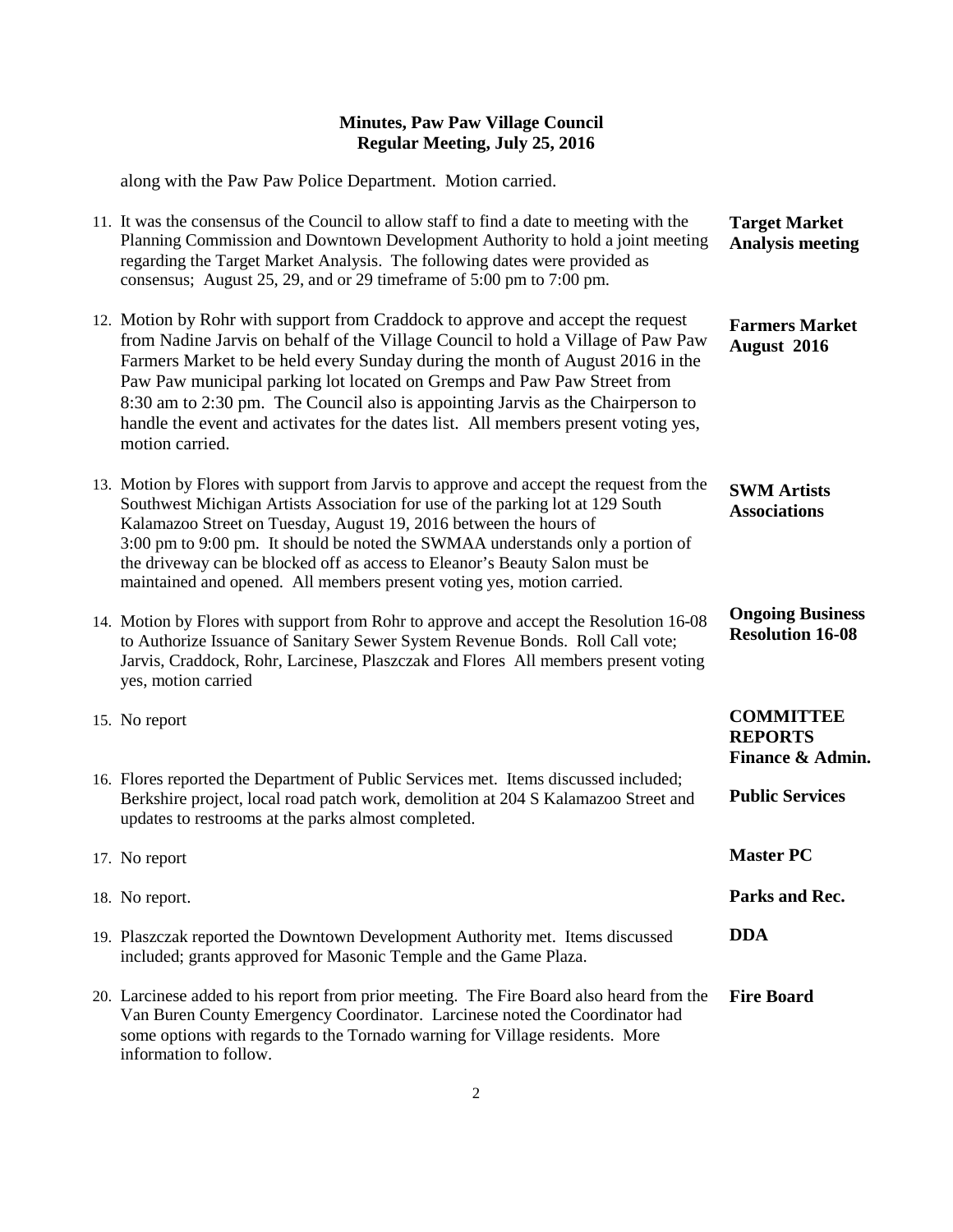## Minutes, Paw Paw Village Council
## Regular Meeting, July 25, 2016

along with the Paw Paw Police Department. Motion carried.

11. It was the consensus of the Council to allow staff to find a date to meeting with the Planning Commission and Downtown Development Authority to hold a joint meeting regarding the Target Market Analysis. The following dates were provided as consensus; August 25, 29, and or 29 timeframe of 5:00 pm to 7:00 pm. **Target Market Analysis meeting**

12. Motion by Rohr with support from Craddock to approve and accept the request from Nadine Jarvis on behalf of the Village Council to hold a Village of Paw Paw Farmers Market to be held every Sunday during the month of August 2016 in the Paw Paw municipal parking lot located on Gremps and Paw Paw Street from 8:30 am to 2:30 pm. The Council also is appointing Jarvis as the Chairperson to handle the event and activates for the dates list. All members present voting yes, motion carried. **Farmers Market August 2016**

13. Motion by Flores with support from Jarvis to approve and accept the request from the Southwest Michigan Artists Association for use of the parking lot at 129 South Kalamazoo Street on Tuesday, August 19, 2016 between the hours of 3:00 pm to 9:00 pm. It should be noted the SWMAA understands only a portion of the driveway can be blocked off as access to Eleanor's Beauty Salon must be maintained and opened. All members present voting yes, motion carried. **SWM Artists Associations**

14. Motion by Flores with support from Rohr to approve and accept the Resolution 16-08 to Authorize Issuance of Sanitary Sewer System Revenue Bonds. Roll Call vote; Jarvis, Craddock, Rohr, Larcinese, Plaszczak and Flores All members present voting yes, motion carried **Ongoing Business Resolution 16-08**

**COMMITTEE REPORTS**

15. No report **Finance & Admin.**

16. Flores reported the Department of Public Services met. Items discussed included; Berkshire project, local road patch work, demolition at 204 S Kalamazoo Street and updates to restrooms at the parks almost completed. **Public Services**

17. No report **Master PC**

18. No report. **Parks and Rec.**

19. Plaszczak reported the Downtown Development Authority met. Items discussed included; grants approved for Masonic Temple and the Game Plaza. **DDA**

20. Larcinese added to his report from prior meeting. The Fire Board also heard from the Van Buren County Emergency Coordinator. Larcinese noted the Coordinator had some options with regards to the Tornado warning for Village residents. More information to follow. **Fire Board**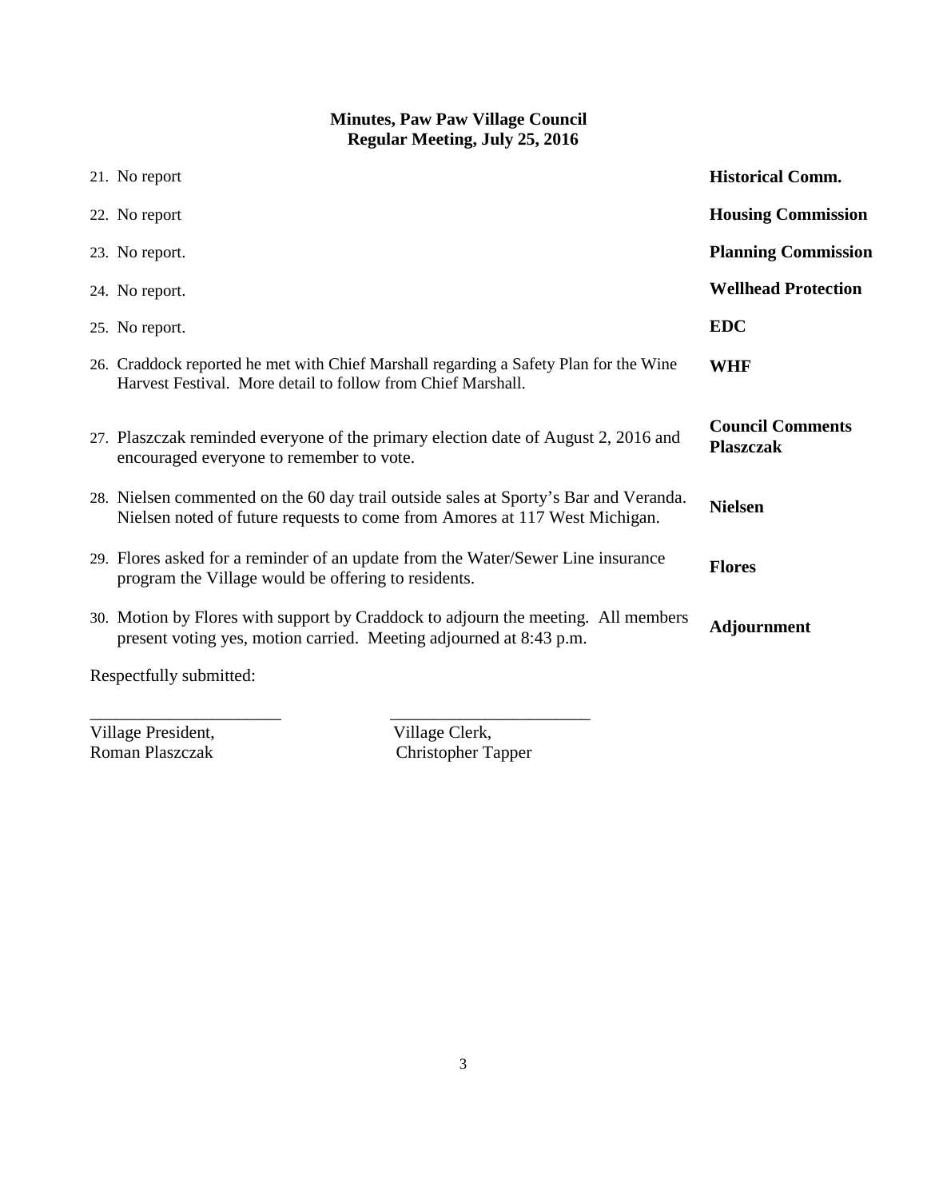**Minutes, Paw Paw Village Council**
**Regular Meeting, July 25, 2016**

| | |
|---|---|
| 21. No report | **Historical Comm.** |
| 22. No report | **Housing Commission** |
| 23. No report. | **Planning Commission** |
| 24. No report. | **Wellhead Protection** |
| 25. No report. | **EDC** |
| 26. Craddock reported he met with Chief Marshall regarding a Safety Plan for the Wine Harvest Festival. More detail to follow from Chief Marshall. | **WHF** |
| 27. Plaszczak reminded everyone of the primary election date of August 2, 2016 and encouraged everyone to remember to vote. | **Council Comments Plaszczak** |
| 28. Nielsen commented on the 60 day trail outside sales at Sporty's Bar and Veranda. Nielsen noted of future requests to come from Amores at 117 West Michigan. | **Nielsen** |
| 29. Flores asked for a reminder of an update from the Water/Sewer Line insurance program the Village would be offering to residents. | **Flores** |
| 30. Motion by Flores with support by Craddock to adjourn the meeting. All members present voting yes, motion carried. Meeting adjourned at 8:43 p.m. | **Adjournment** |

Respectfully submitted:

______________________ ______________________

Village President, Roman Plaszczak

Village Clerk, Christopher Tapper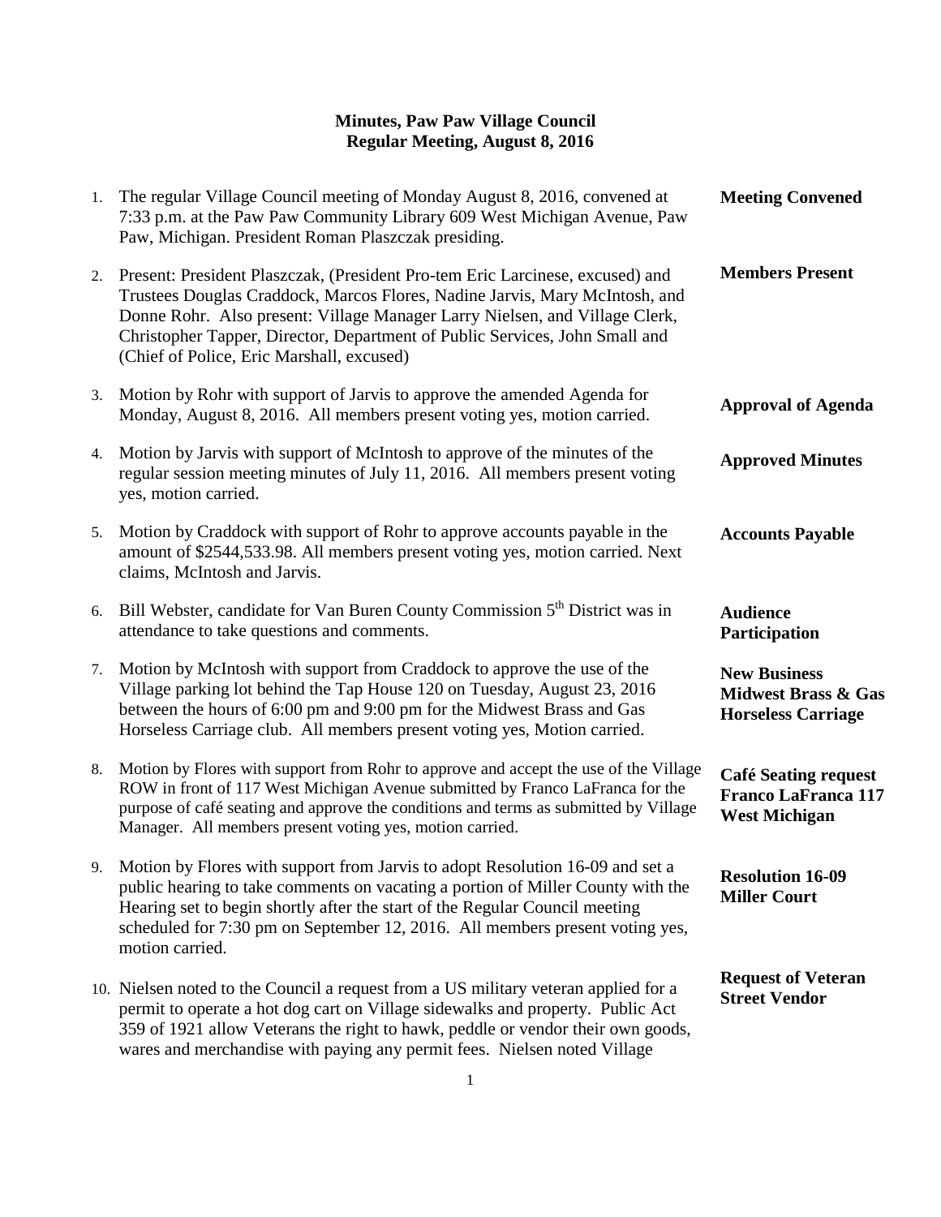**Minutes, Paw Paw Village Council**
**Regular Meeting, August 8, 2016**

1. The regular Village Council meeting of Monday August 8, 2016, convened at 7:33 p.m. at the Paw Paw Community Library 609 West Michigan Avenue, Paw Paw, Michigan. President Roman Plaszczak presiding. **Meeting Convened**

2. Present: President Plaszczak, (President Pro-tem Eric Larcinese, excused) and Trustees Douglas Craddock, Marcos Flores, Nadine Jarvis, Mary McIntosh, and Donne Rohr. Also present: Village Manager Larry Nielsen, and Village Clerk, Christopher Tapper, Director, Department of Public Services, John Small and (Chief of Police, Eric Marshall, excused) **Members Present**

3. Motion by Rohr with support of Jarvis to approve the amended Agenda for Monday, August 8, 2016. All members present voting yes, motion carried. **Approval of Agenda**

4. Motion by Jarvis with support of McIntosh to approve of the minutes of the regular session meeting minutes of July 11, 2016. All members present voting yes, motion carried. **Approved Minutes**

5. Motion by Craddock with support of Rohr to approve accounts payable in the amount of $2544,533.98. All members present voting yes, motion carried. Next claims, McIntosh and Jarvis. **Accounts Payable**

6. Bill Webster, candidate for Van Buren County Commission 5th District was in attendance to take questions and comments. **Audience Participation**

7. Motion by McIntosh with support from Craddock to approve the use of the Village parking lot behind the Tap House 120 on Tuesday, August 23, 2016 between the hours of 6:00 pm and 9:00 pm for the Midwest Brass and Gas Horseless Carriage club. All members present voting yes, Motion carried. **New Business Midwest Brass & Gas Horseless Carriage**

8. Motion by Flores with support from Rohr to approve and accept the use of the Village ROW in front of 117 West Michigan Avenue submitted by Franco LaFranca for the purpose of café seating and approve the conditions and terms as submitted by Village Manager. All members present voting yes, motion carried. **Café Seating request Franco LaFranca 117 West Michigan**

9. Motion by Flores with support from Jarvis to adopt Resolution 16-09 and set a public hearing to take comments on vacating a portion of Miller County with the Hearing set to begin shortly after the start of the Regular Council meeting scheduled for 7:30 pm on September 12, 2016. All members present voting yes, motion carried. **Resolution 16-09 Miller Court**

10. Nielsen noted to the Council a request from a US military veteran applied for a permit to operate a hot dog cart on Village sidewalks and property. Public Act 359 of 1921 allow Veterans the right to hawk, peddle or vendor their own goods, wares and merchandise with paying any permit fees. Nielsen noted Village **Request of Veteran Street Vendor**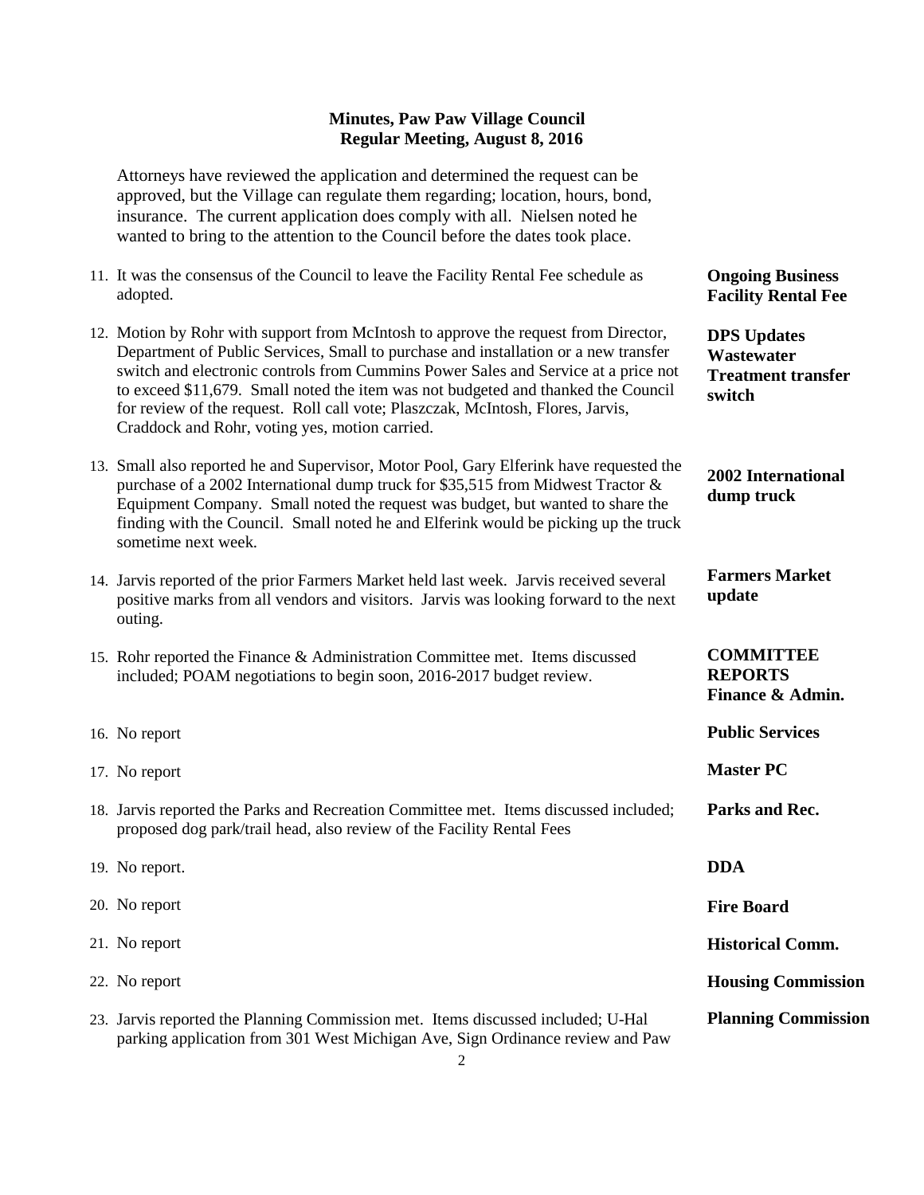**Minutes, Paw Paw Village Council**
**Regular Meeting, August 8, 2016**

Attorneys have reviewed the application and determined the request can be approved, but the Village can regulate them regarding; location, hours, bond, insurance. The current application does comply with all. Nielsen noted he wanted to bring to the attention to the Council before the dates took place.

11. It was the consensus of the Council to leave the Facility Rental Fee schedule as adopted. — **Ongoing Business Facility Rental Fee**

12. Motion by Rohr with support from McIntosh to approve the request from Director, Department of Public Services, Small to purchase and installation or a new transfer switch and electronic controls from Cummins Power Sales and Service at a price not to exceed $11,679. Small noted the item was not budgeted and thanked the Council for review of the request. Roll call vote; Plaszczak, McIntosh, Flores, Jarvis, Craddock and Rohr, voting yes, motion carried. — **DPS Updates Wastewater Treatment transfer switch**

13. Small also reported he and Supervisor, Motor Pool, Gary Elferink have requested the purchase of a 2002 International dump truck for $35,515 from Midwest Tractor & Equipment Company. Small noted the request was budget, but wanted to share the finding with the Council. Small noted he and Elferink would be picking up the truck sometime next week. — **2002 International dump truck**

14. Jarvis reported of the prior Farmers Market held last week. Jarvis received several positive marks from all vendors and visitors. Jarvis was looking forward to the next outing. — **Farmers Market update**

15. Rohr reported the Finance & Administration Committee met. Items discussed included; POAM negotiations to begin soon, 2016-2017 budget review. — **COMMITTEE REPORTS Finance & Admin.**

16. No report — **Public Services**

17. No report — **Master PC**

18. Jarvis reported the Parks and Recreation Committee met. Items discussed included; proposed dog park/trail head, also review of the Facility Rental Fees — **Parks and Rec.**

19. No report. — **DDA**

20. No report — **Fire Board**

21. No report — **Historical Comm.**

22. No report — **Housing Commission**

23. Jarvis reported the Planning Commission met. Items discussed included; U-Hal parking application from 301 West Michigan Ave, Sign Ordinance review and Paw — **Planning Commission**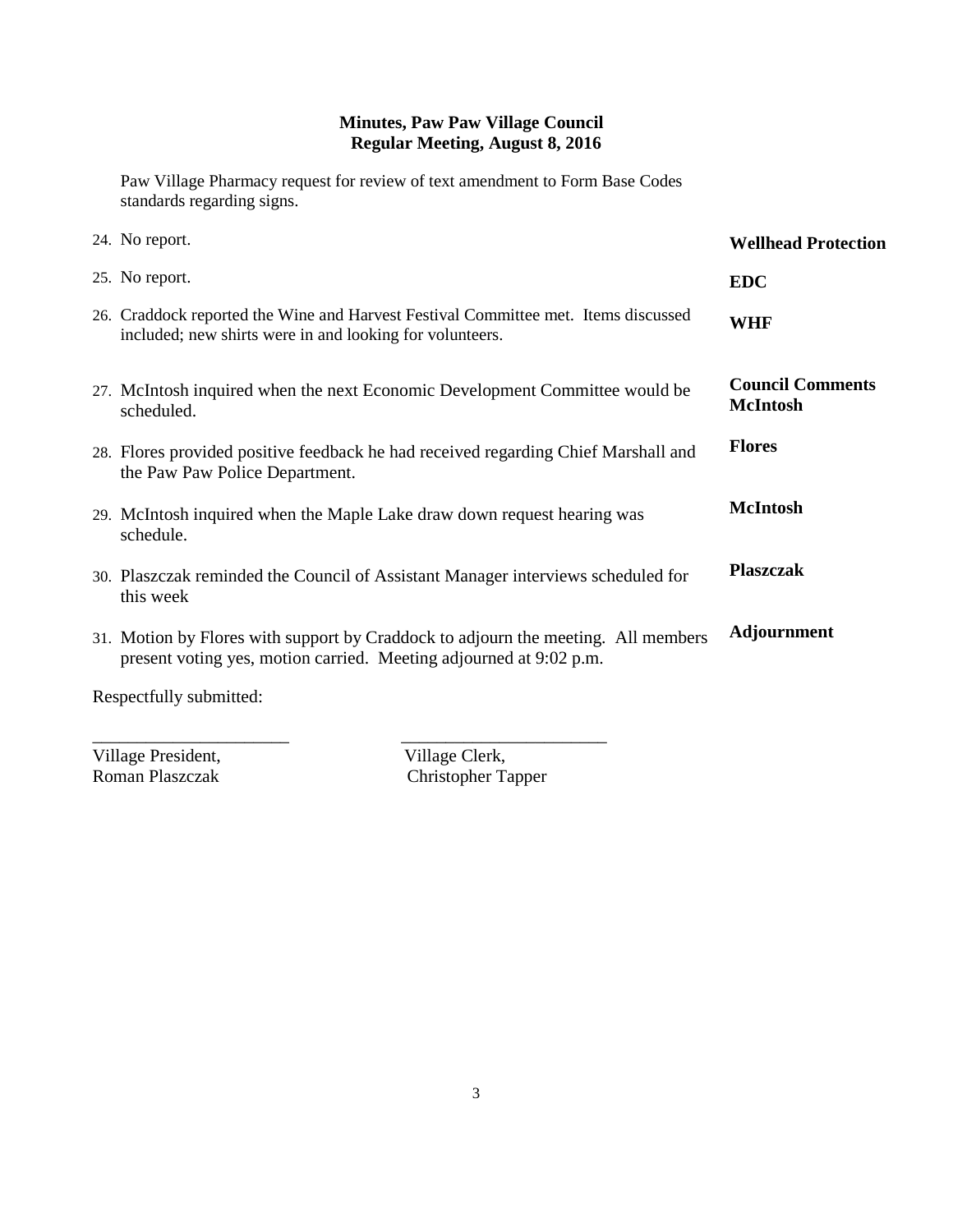**Minutes, Paw Paw Village Council**
**Regular Meeting, August 8, 2016**

Paw Village Pharmacy request for review of text amendment to Form Base Codes standards regarding signs.

24. No report. **Wellhead Protection**

25. No report. **EDC**

26. Craddock reported the Wine and Harvest Festival Committee met. Items discussed included; new shirts were in and looking for volunteers. **WHF**

**Council Comments**

27. McIntosh inquired when the next Economic Development Committee would be scheduled. **McIntosh**

28. Flores provided positive feedback he had received regarding Chief Marshall and the Paw Paw Police Department. **Flores**

29. McIntosh inquired when the Maple Lake draw down request hearing was schedule. **McIntosh**

30. Plaszczak reminded the Council of Assistant Manager interviews scheduled for this week **Plaszczak**

31. Motion by Flores with support by Craddock to adjourn the meeting. All members present voting yes, motion carried. Meeting adjourned at 9:02 p.m. **Adjournment**

Respectfully submitted:

______________________ ______________________

Village President, Roman Plaszczak

Village Clerk, Christopher Tapper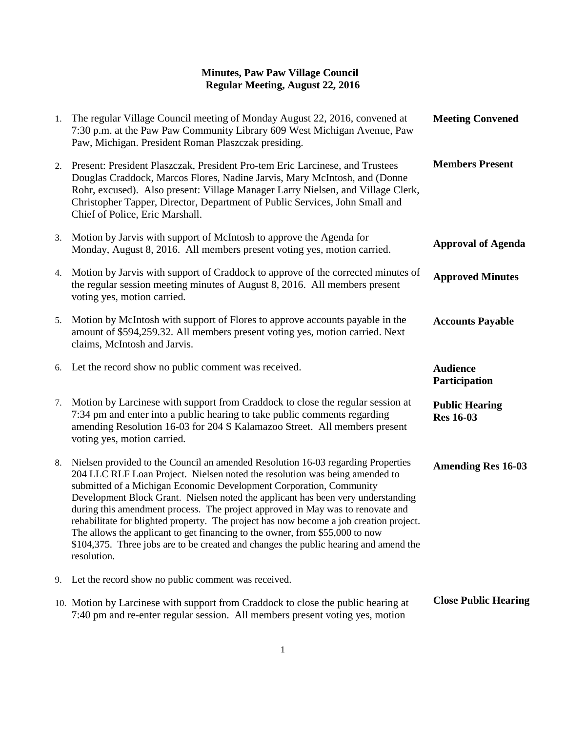# Minutes, Paw Paw Village Council
## Regular Meeting, August 22, 2016

| | | |
|---|---|---|
| 1. | The regular Village Council meeting of Monday August 22, 2016, convened at 7:30 p.m. at the Paw Paw Community Library 609 West Michigan Avenue, Paw Paw, Michigan. President Roman Plaszczak presiding. | **Meeting Convened** |
| 2. | Present: President Plaszczak, President Pro-tem Eric Larcinese, and Trustees Douglas Craddock, Marcos Flores, Nadine Jarvis, Mary McIntosh, and (Donne Rohr, excused). Also present: Village Manager Larry Nielsen, and Village Clerk, Christopher Tapper, Director, Department of Public Services, John Small and Chief of Police, Eric Marshall. | **Members Present** |
| 3. | Motion by Jarvis with support of McIntosh to approve the Agenda for Monday, August 8, 2016. All members present voting yes, motion carried. | **Approval of Agenda** |
| 4. | Motion by Jarvis with support of Craddock to approve of the corrected minutes of the regular session meeting minutes of August 8, 2016. All members present voting yes, motion carried. | **Approved Minutes** |
| 5. | Motion by McIntosh with support of Flores to approve accounts payable in the amount of $594,259.32. All members present voting yes, motion carried. Next claims, McIntosh and Jarvis. | **Accounts Payable** |
| 6. | Let the record show no public comment was received. | **Audience Participation** |
| 7. | Motion by Larcinese with support from Craddock to close the regular session at 7:34 pm and enter into a public hearing to take public comments regarding amending Resolution 16-03 for 204 S Kalamazoo Street. All members present voting yes, motion carried. | **Public Hearing Res 16-03** |
| 8. | Nielsen provided to the Council an amended Resolution 16-03 regarding Properties 204 LLC RLF Loan Project. Nielsen noted the resolution was being amended to submitted of a Michigan Economic Development Corporation, Community Development Block Grant. Nielsen noted the applicant has been very understanding during this amendment process. The project approved in May was to renovate and rehabilitate for blighted property. The project has now become a job creation project. The allows the applicant to get financing to the owner, from $55,000 to now $104,375. Three jobs are to be created and changes the public hearing and amend the resolution. | **Amending Res 16-03** |
| 9. | Let the record show no public comment was received. | |
| 10. | Motion by Larcinese with support from Craddock to close the public hearing at 7:40 pm and re-enter regular session. All members present voting yes, motion | **Close Public Hearing** |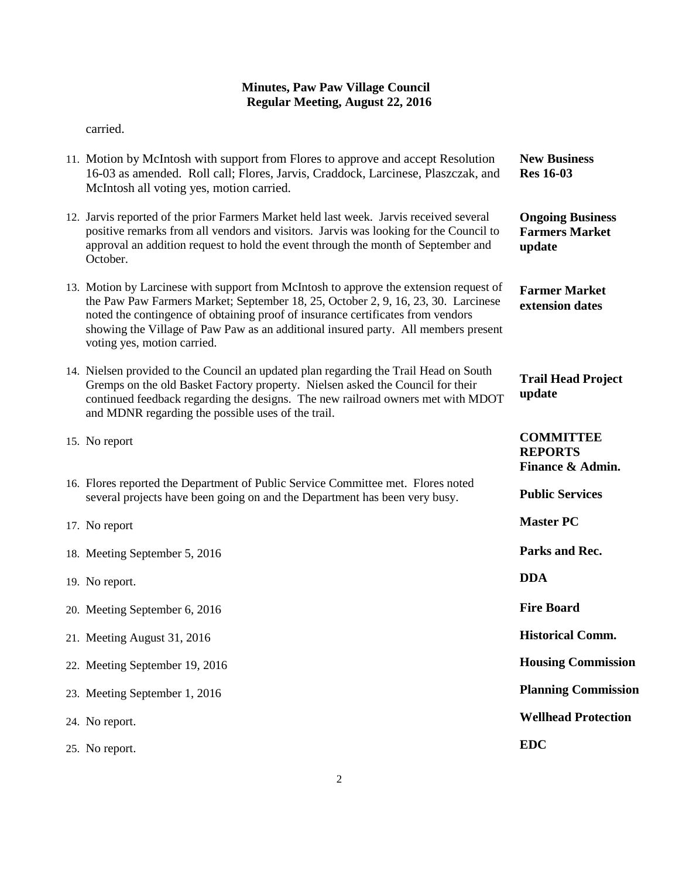**Minutes, Paw Paw Village Council**
**Regular Meeting, August 22, 2016**

carried.

| | |
|---|---|
| 11. Motion by McIntosh with support from Flores to approve and accept Resolution 16-03 as amended. Roll call; Flores, Jarvis, Craddock, Larcinese, Plaszczak, and McIntosh all voting yes, motion carried. | **New Business Res 16-03** |
| 12. Jarvis reported of the prior Farmers Market held last week. Jarvis received several positive remarks from all vendors and visitors. Jarvis was looking for the Council to approval an addition request to hold the event through the month of September and October. | **Ongoing Business Farmers Market update** |
| 13. Motion by Larcinese with support from McIntosh to approve the extension request of the Paw Paw Farmers Market; September 18, 25, October 2, 9, 16, 23, 30. Larcinese noted the contingence of obtaining proof of insurance certificates from vendors showing the Village of Paw Paw as an additional insured party. All members present voting yes, motion carried. | **Farmer Market extension dates** |
| 14. Nielsen provided to the Council an updated plan regarding the Trail Head on South Gremps on the old Basket Factory property. Nielsen asked the Council for their continued feedback regarding the designs. The new railroad owners met with MDOT and MDNR regarding the possible uses of the trail. | **Trail Head Project update** |
| 15. No report | **COMMITTEE REPORTS Finance & Admin.** |
| 16. Flores reported the Department of Public Service Committee met. Flores noted several projects have been going on and the Department has been very busy. | **Public Services** |
| 17. No report | **Master PC** |
| 18. Meeting September 5, 2016 | **Parks and Rec.** |
| 19. No report. | **DDA** |
| 20. Meeting September 6, 2016 | **Fire Board** |
| 21. Meeting August 31, 2016 | **Historical Comm.** |
| 22. Meeting September 19, 2016 | **Housing Commission** |
| 23. Meeting September 1, 2016 | **Planning Commission** |
| 24. No report. | **Wellhead Protection** |
| 25. No report. | **EDC** |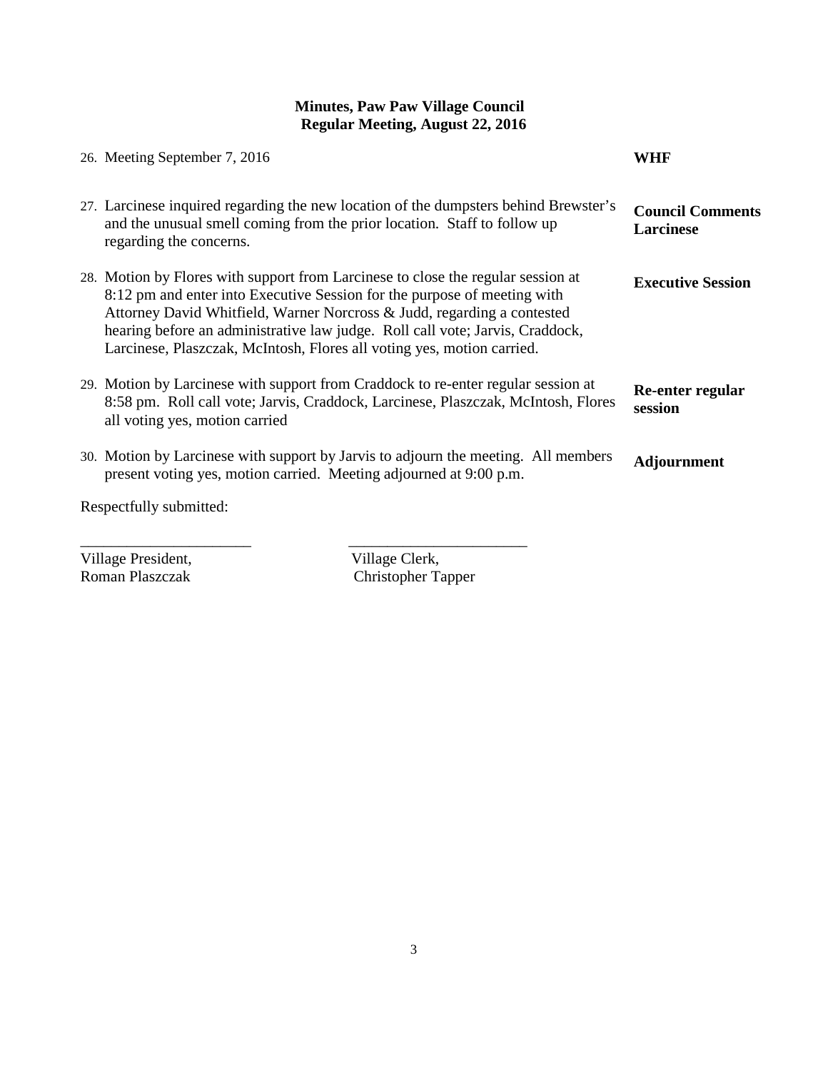**Minutes, Paw Paw Village Council**
**Regular Meeting, August 22, 2016**

| | |
|---|---|
| 26. Meeting September 7, 2016 | **WHF** |
| 27. Larcinese inquired regarding the new location of the dumpsters behind Brewster's and the unusual smell coming from the prior location. Staff to follow up regarding the concerns. | **Council Comments Larcinese** |
| 28. Motion by Flores with support from Larcinese to close the regular session at 8:12 pm and enter into Executive Session for the purpose of meeting with Attorney David Whitfield, Warner Norcross & Judd, regarding a contested hearing before an administrative law judge. Roll call vote; Jarvis, Craddock, Larcinese, Plaszczak, McIntosh, Flores all voting yes, motion carried. | **Executive Session** |
| 29. Motion by Larcinese with support from Craddock to re-enter regular session at 8:58 pm. Roll call vote; Jarvis, Craddock, Larcinese, Plaszczak, McIntosh, Flores all voting yes, motion carried | **Re-enter regular session** |
| 30. Motion by Larcinese with support by Jarvis to adjourn the meeting. All members present voting yes, motion carried. Meeting adjourned at 9:00 p.m. | **Adjournment** |

Respectfully submitted:

______________________ ______________________

Village President, Roman Plaszczak

Village Clerk, Christopher Tapper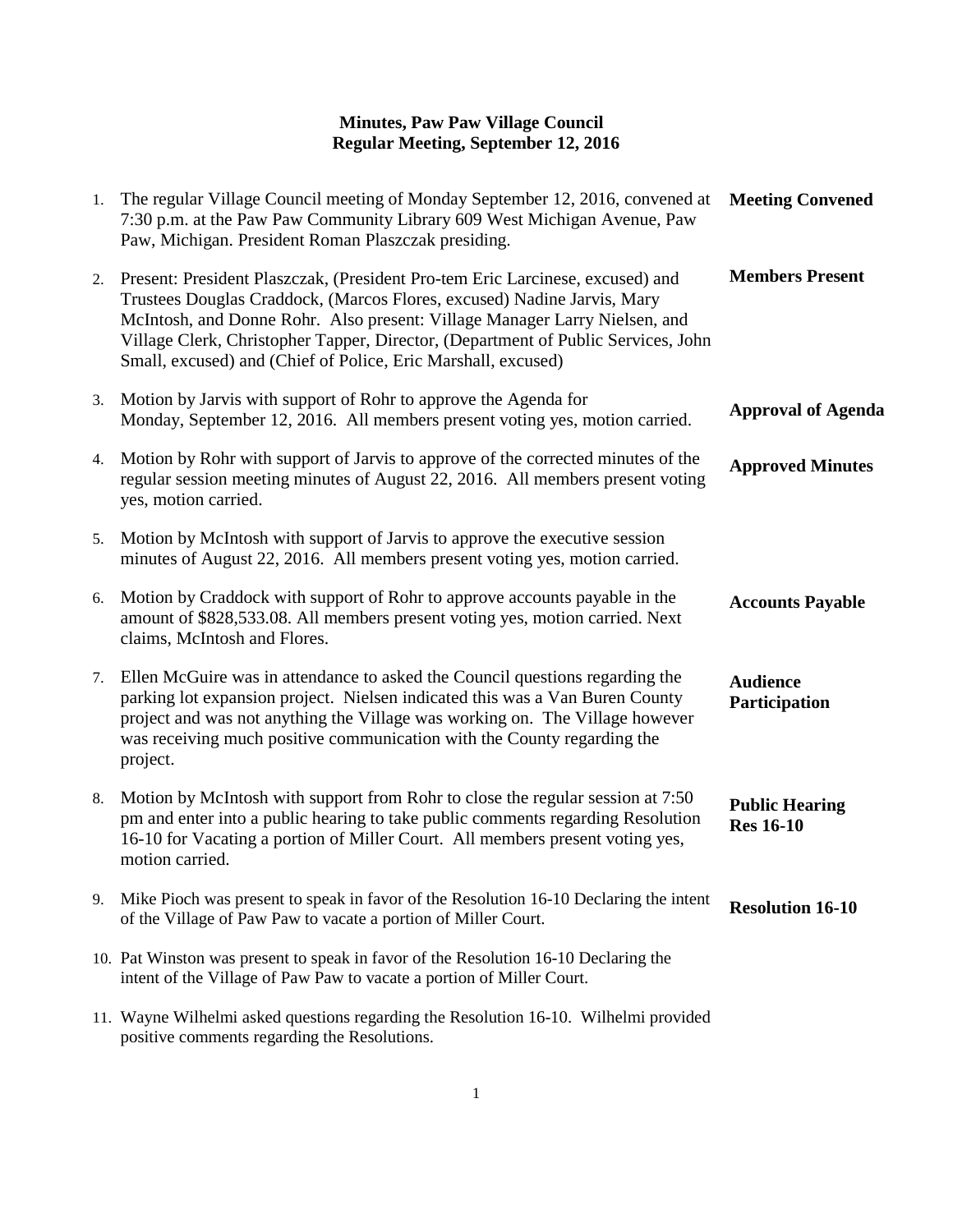# Minutes, Paw Paw Village Council
## Regular Meeting, September 12, 2016

1. The regular Village Council meeting of Monday September 12, 2016, convened at 7:30 p.m. at the Paw Paw Community Library 609 West Michigan Avenue, Paw Paw, Michigan. President Roman Plaszczak presiding. **Meeting Convened**

2. Present: President Plaszczak, (President Pro-tem Eric Larcinese, excused) and Trustees Douglas Craddock, (Marcos Flores, excused) Nadine Jarvis, Mary McIntosh, and Donne Rohr. Also present: Village Manager Larry Nielsen, and Village Clerk, Christopher Tapper, Director, (Department of Public Services, John Small, excused) and (Chief of Police, Eric Marshall, excused) **Members Present**

3. Motion by Jarvis with support of Rohr to approve the Agenda for Monday, September 12, 2016. All members present voting yes, motion carried. **Approval of Agenda**

4. Motion by Rohr with support of Jarvis to approve of the corrected minutes of the regular session meeting minutes of August 22, 2016. All members present voting yes, motion carried. **Approved Minutes**

5. Motion by McIntosh with support of Jarvis to approve the executive session minutes of August 22, 2016. All members present voting yes, motion carried.

6. Motion by Craddock with support of Rohr to approve accounts payable in the amount of $828,533.08. All members present voting yes, motion carried. Next claims, McIntosh and Flores. **Accounts Payable**

7. Ellen McGuire was in attendance to asked the Council questions regarding the parking lot expansion project. Nielsen indicated this was a Van Buren County project and was not anything the Village was working on. The Village however was receiving much positive communication with the County regarding the project. **Audience Participation**

8. Motion by McIntosh with support from Rohr to close the regular session at 7:50 pm and enter into a public hearing to take public comments regarding Resolution 16-10 for Vacating a portion of Miller Court. All members present voting yes, motion carried. **Public Hearing Res 16-10**

9. Mike Pioch was present to speak in favor of the Resolution 16-10 Declaring the intent of the Village of Paw Paw to vacate a portion of Miller Court. **Resolution 16-10**

10. Pat Winston was present to speak in favor of the Resolution 16-10 Declaring the intent of the Village of Paw Paw to vacate a portion of Miller Court.

11. Wayne Wilhelmi asked questions regarding the Resolution 16-10. Wilhelmi provided positive comments regarding the Resolutions.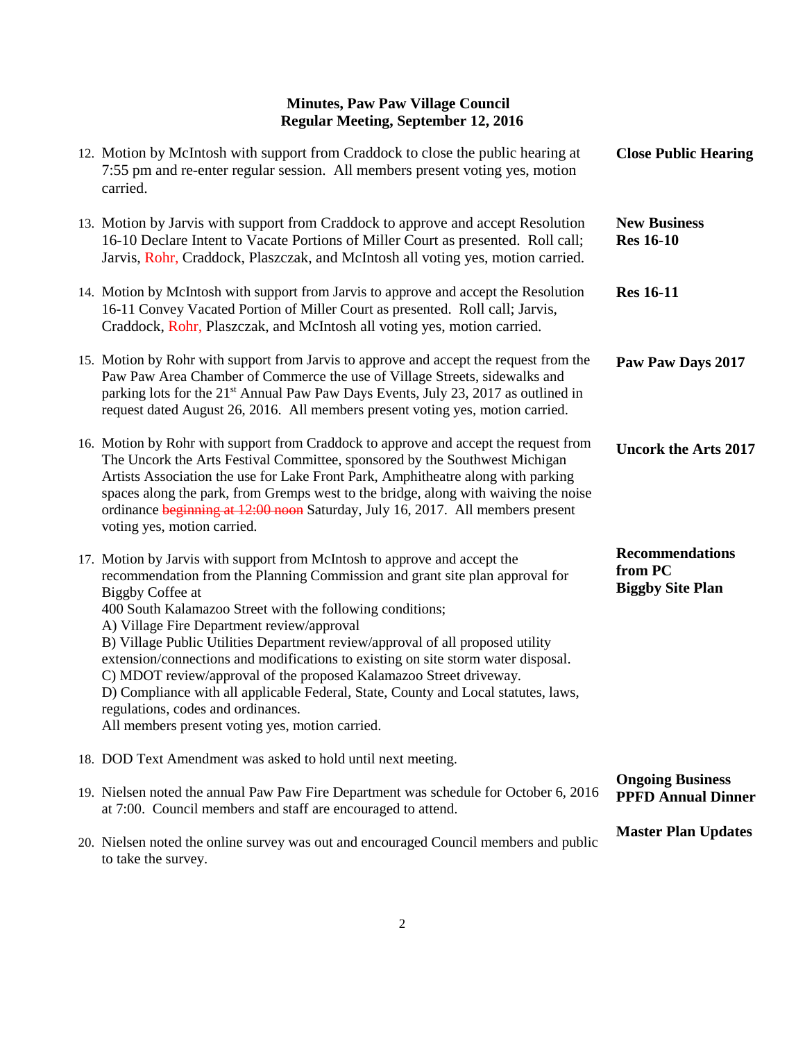**Minutes, Paw Paw Village Council**
**Regular Meeting, September 12, 2016**

12. Motion by McIntosh with support from Craddock to close the public hearing at 7:55 pm and re-enter regular session. All members present voting yes, motion carried. — **Close Public Hearing**

**New Business**

13. Motion by Jarvis with support from Craddock to approve and accept Resolution 16-10 Declare Intent to Vacate Portions of Miller Court as presented. Roll call; Jarvis, Rohr, Craddock, Plaszczak, and McIntosh all voting yes, motion carried. — **Res 16-10**

14. Motion by McIntosh with support from Jarvis to approve and accept the Resolution 16-11 Convey Vacated Portion of Miller Court as presented. Roll call; Jarvis, Craddock, Rohr, Plaszczak, and McIntosh all voting yes, motion carried. — **Res 16-11**

15. Motion by Rohr with support from Jarvis to approve and accept the request from the Paw Paw Area Chamber of Commerce the use of Village Streets, sidewalks and parking lots for the 21st Annual Paw Paw Days Events, July 23, 2017 as outlined in request dated August 26, 2016. All members present voting yes, motion carried. — **Paw Paw Days 2017**

16. Motion by Rohr with support from Craddock to approve and accept the request from The Uncork the Arts Festival Committee, sponsored by the Southwest Michigan Artists Association the use for Lake Front Park, Amphitheatre along with parking spaces along the park, from Gremps west to the bridge, along with waiving the noise ordinance ~~beginning at 12:00 noon~~ Saturday, July 16, 2017. All members present voting yes, motion carried. — **Uncork the Arts 2017**

17. Motion by Jarvis with support from McIntosh to approve and accept the recommendation from the Planning Commission and grant site plan approval for Biggby Coffee at 400 South Kalamazoo Street with the following conditions; — **Recommendations from PC Biggby Site Plan**
    A) Village Fire Department review/approval
    B) Village Public Utilities Department review/approval of all proposed utility extension/connections and modifications to existing on site storm water disposal.
    C) MDOT review/approval of the proposed Kalamazoo Street driveway.
    D) Compliance with all applicable Federal, State, County and Local statutes, laws, regulations, codes and ordinances.
    All members present voting yes, motion carried.

18. DOD Text Amendment was asked to hold until next meeting.

**Ongoing Business**

19. Nielsen noted the annual Paw Paw Fire Department was schedule for October 6, 2016 at 7:00. Council members and staff are encouraged to attend. — **PPFD Annual Dinner**

20. Nielsen noted the online survey was out and encouraged Council members and public to take the survey. — **Master Plan Updates**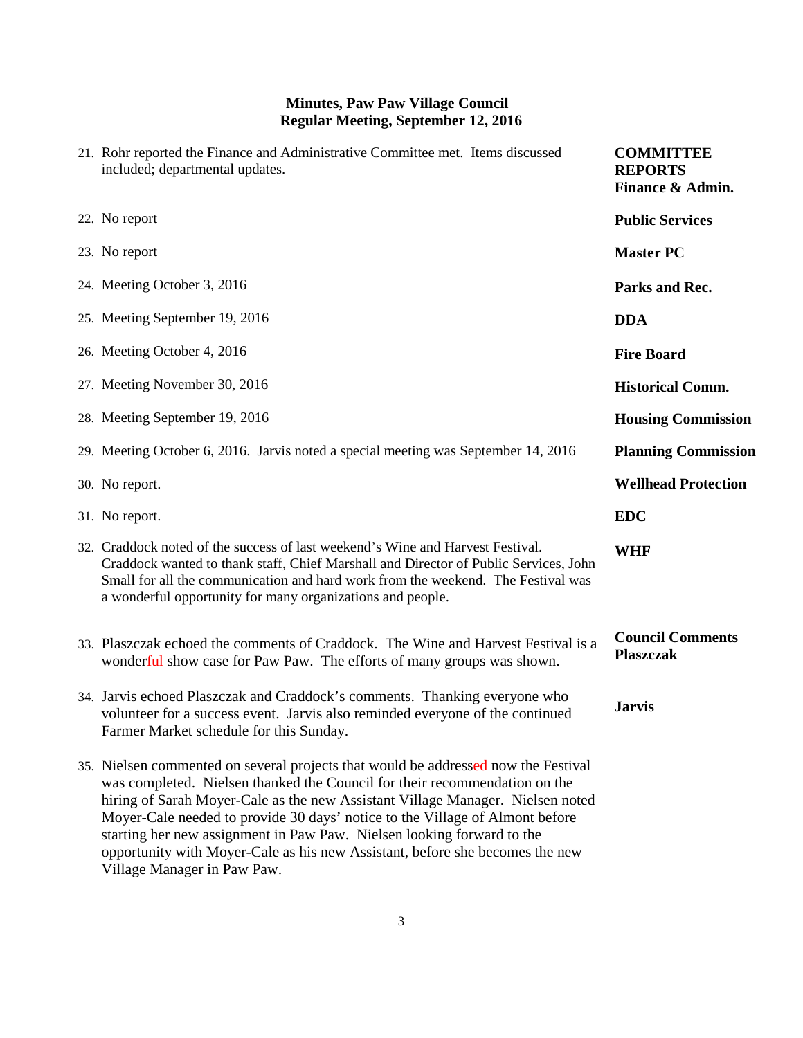**Minutes, Paw Paw Village Council**
**Regular Meeting, September 12, 2016**

| | |
|---|---|
| 21. Rohr reported the Finance and Administrative Committee met. Items discussed included; departmental updates. | **COMMITTEE REPORTS** **Finance & Admin.** |
| 22. No report | **Public Services** |
| 23. No report | **Master PC** |
| 24. Meeting October 3, 2016 | **Parks and Rec.** |
| 25. Meeting September 19, 2016 | **DDA** |
| 26. Meeting October 4, 2016 | **Fire Board** |
| 27. Meeting November 30, 2016 | **Historical Comm.** |
| 28. Meeting September 19, 2016 | **Housing Commission** |
| 29. Meeting October 6, 2016. Jarvis noted a special meeting was September 14, 2016 | **Planning Commission** |
| 30. No report. | **Wellhead Protection** |
| 31. No report. | **EDC** |
| 32. Craddock noted of the success of last weekend's Wine and Harvest Festival. Craddock wanted to thank staff, Chief Marshall and Director of Public Services, John Small for all the communication and hard work from the weekend. The Festival was a wonderful opportunity for many organizations and people. | **WHF** |
| 33. Plaszczak echoed the comments of Craddock. The Wine and Harvest Festival is a wonderful show case for Paw Paw. The efforts of many groups was shown. | **Council Comments** **Plaszczak** |
| 34. Jarvis echoed Plaszczak and Craddock's comments. Thanking everyone who volunteer for a success event. Jarvis also reminded everyone of the continued Farmer Market schedule for this Sunday. | **Jarvis** |
| 35. Nielsen commented on several projects that would be addressed now the Festival was completed. Nielsen thanked the Council for their recommendation on the hiring of Sarah Moyer-Cale as the new Assistant Village Manager. Nielsen noted Moyer-Cale needed to provide 30 days' notice to the Village of Almont before starting her new assignment in Paw Paw. Nielsen looking forward to the opportunity with Moyer-Cale as his new Assistant, before she becomes the new Village Manager in Paw Paw. | |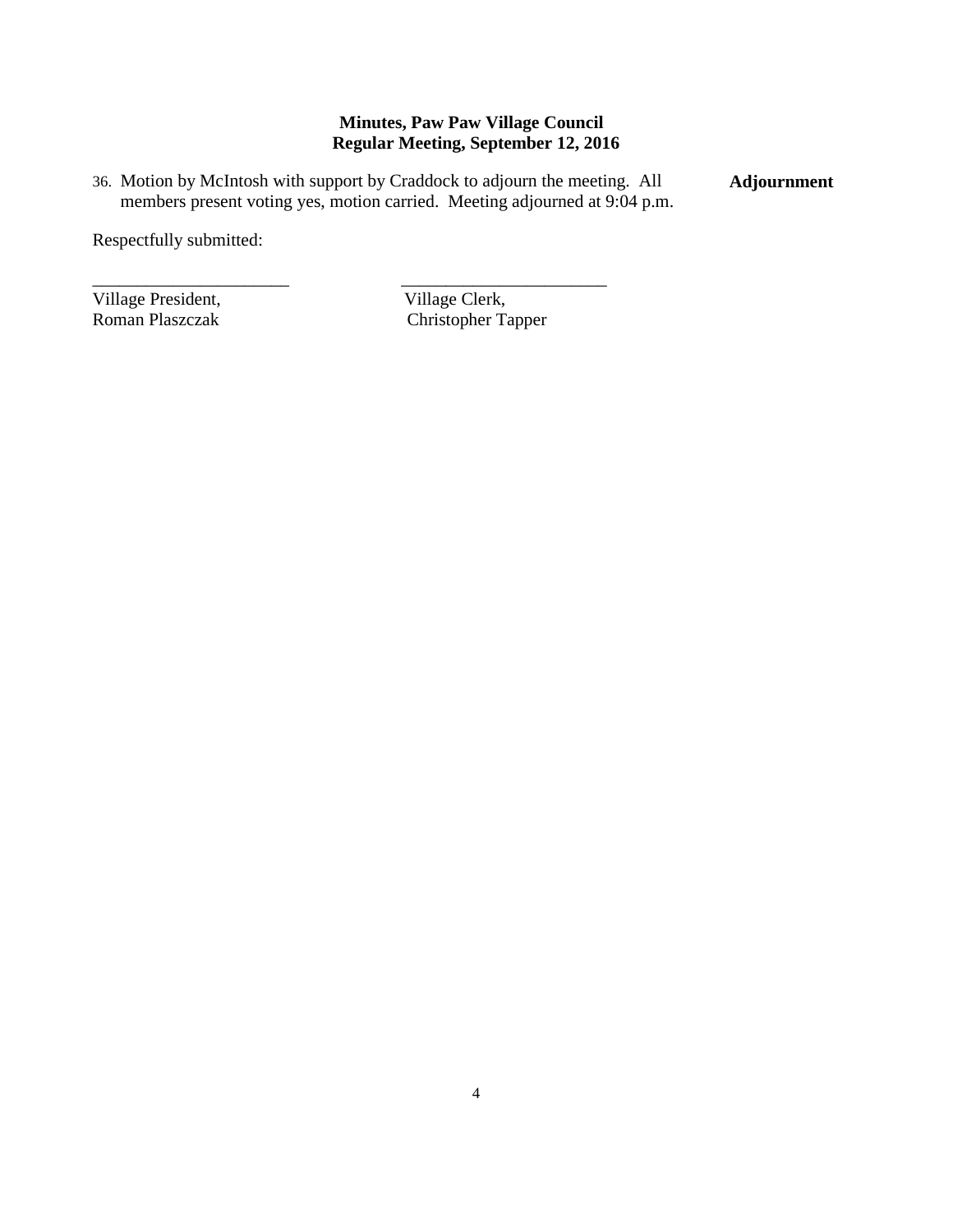**Minutes, Paw Paw Village Council**
**Regular Meeting, September 12, 2016**

36. Motion by McIntosh with support by Craddock to adjourn the meeting. All members present voting yes, motion carried. Meeting adjourned at 9:04 p.m. **Adjournment**

Respectfully submitted:

______________________ ______________________

Village President, Village Clerk,
Roman Plaszczak Christopher Tapper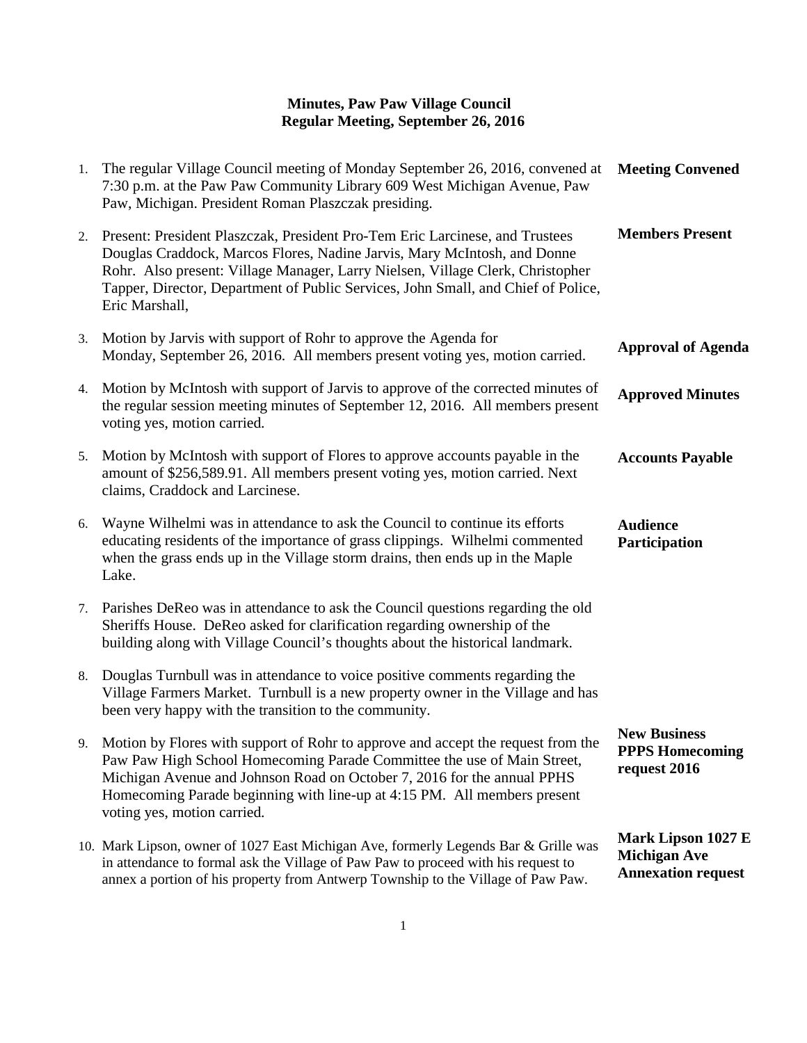# Minutes, Paw Paw Village Council
## Regular Meeting, September 26, 2016

1. The regular Village Council meeting of Monday September 26, 2016, convened at 7:30 p.m. at the Paw Paw Community Library 609 West Michigan Avenue, Paw Paw, Michigan. President Roman Plaszczak presiding. **Meeting Convened**

2. Present: President Plaszczak, President Pro-Tem Eric Larcinese, and Trustees Douglas Craddock, Marcos Flores, Nadine Jarvis, Mary McIntosh, and Donne Rohr. Also present: Village Manager, Larry Nielsen, Village Clerk, Christopher Tapper, Director, Department of Public Services, John Small, and Chief of Police, Eric Marshall, **Members Present**

3. Motion by Jarvis with support of Rohr to approve the Agenda for Monday, September 26, 2016. All members present voting yes, motion carried. **Approval of Agenda**

4. Motion by McIntosh with support of Jarvis to approve of the corrected minutes of the regular session meeting minutes of September 12, 2016. All members present voting yes, motion carried. **Approved Minutes**

5. Motion by McIntosh with support of Flores to approve accounts payable in the amount of $256,589.91. All members present voting yes, motion carried. Next claims, Craddock and Larcinese. **Accounts Payable**

6. Wayne Wilhelmi was in attendance to ask the Council to continue its efforts educating residents of the importance of grass clippings. Wilhelmi commented when the grass ends up in the Village storm drains, then ends up in the Maple Lake. **Audience Participation**

7. Parishes DeReo was in attendance to ask the Council questions regarding the old Sheriffs House. DeReo asked for clarification regarding ownership of the building along with Village Council's thoughts about the historical landmark.

8. Douglas Turnbull was in attendance to voice positive comments regarding the Village Farmers Market. Turnbull is a new property owner in the Village and has been very happy with the transition to the community.

9. Motion by Flores with support of Rohr to approve and accept the request from the Paw Paw High School Homecoming Parade Committee the use of Main Street, Michigan Avenue and Johnson Road on October 7, 2016 for the annual PPHS Homecoming Parade beginning with line-up at 4:15 PM. All members present voting yes, motion carried. **New Business PPPS Homecoming request 2016**

10. Mark Lipson, owner of 1027 East Michigan Ave, formerly Legends Bar & Grille was in attendance to formal ask the Village of Paw Paw to proceed with his request to annex a portion of his property from Antwerp Township to the Village of Paw Paw. **Mark Lipson 1027 E Michigan Ave Annexation request**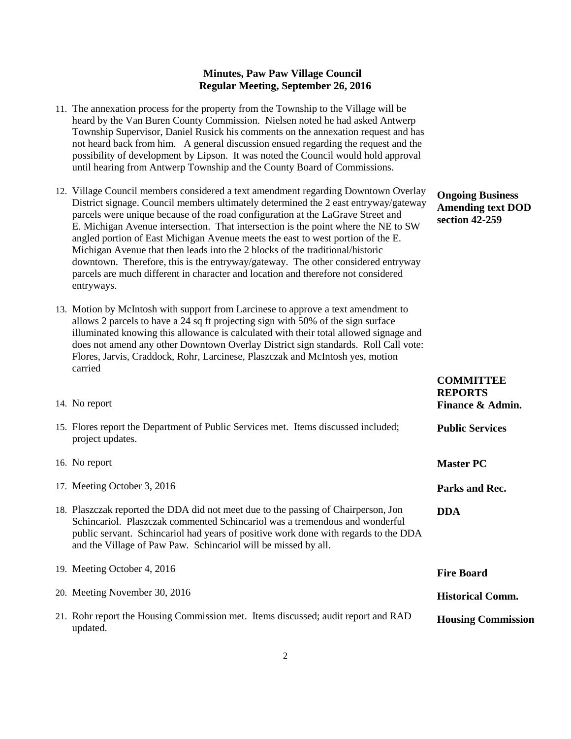**Minutes, Paw Paw Village Council**
**Regular Meeting, September 26, 2016**

11. The annexation process for the property from the Township to the Village will be heard by the Van Buren County Commission. Nielsen noted he had asked Antwerp Township Supervisor, Daniel Rusick his comments on the annexation request and has not heard back from him. A general discussion ensued regarding the request and the possibility of development by Lipson. It was noted the Council would hold approval until hearing from Antwerp Township and the County Board of Commissions.

**Ongoing Business Amending text DOD section 42-259**

12. Village Council members considered a text amendment regarding Downtown Overlay District signage. Council members ultimately determined the 2 east entryway/gateway parcels were unique because of the road configuration at the LaGrave Street and E. Michigan Avenue intersection. That intersection is the point where the NE to SW angled portion of East Michigan Avenue meets the east to west portion of the E. Michigan Avenue that then leads into the 2 blocks of the traditional/historic downtown. Therefore, this is the entryway/gateway. The other considered entryway parcels are much different in character and location and therefore not considered entryways.

13. Motion by McIntosh with support from Larcinese to approve a text amendment to allows 2 parcels to have a 24 sq ft projecting sign with 50% of the sign surface illuminated knowing this allowance is calculated with their total allowed signage and does not amend any other Downtown Overlay District sign standards. Roll Call vote: Flores, Jarvis, Craddock, Rohr, Larcinese, Plaszczak and McIntosh yes, motion carried

**COMMITTEE REPORTS**

**Finance & Admin.**

14. No report

**Public Services**

15. Flores report the Department of Public Services met. Items discussed included; project updates.

**Master PC**

16. No report

**Parks and Rec.**

17. Meeting October 3, 2016

**DDA**

18. Plaszczak reported the DDA did not meet due to the passing of Chairperson, Jon Schincariol. Plaszczak commented Schincariol was a tremendous and wonderful public servant. Schincariol had years of positive work done with regards to the DDA and the Village of Paw Paw. Schincariol will be missed by all.

**Fire Board**

19. Meeting October 4, 2016

**Historical Comm.**

20. Meeting November 30, 2016

**Housing Commission**

21. Rohr report the Housing Commission met. Items discussed; audit report and RAD updated.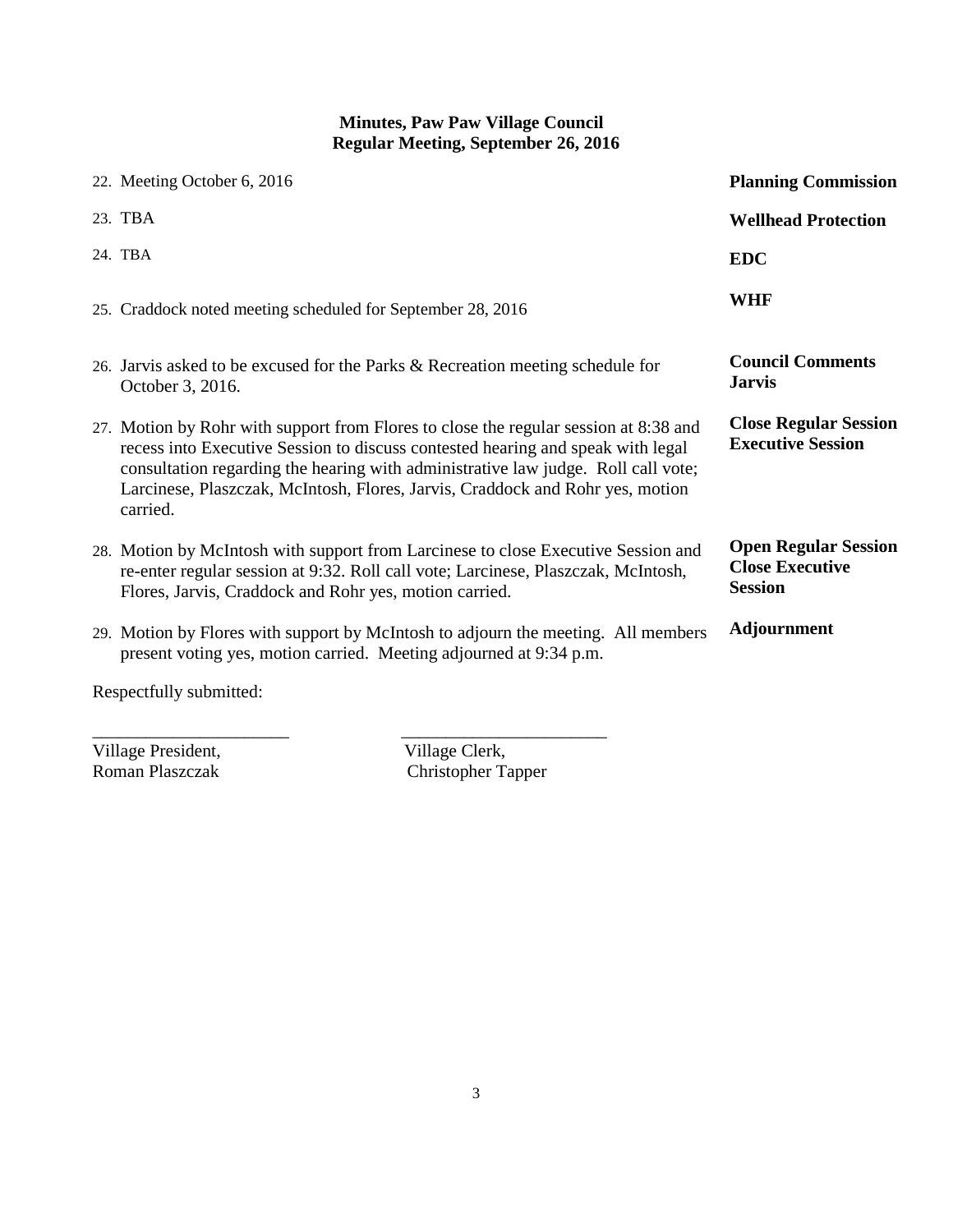**Minutes, Paw Paw Village Council**
**Regular Meeting, September 26, 2016**

| | |
|---|---|
| 22. Meeting October 6, 2016 | **Planning Commission** |
| 23. TBA | **Wellhead Protection** |
| 24. TBA | **EDC** |
| 25. Craddock noted meeting scheduled for September 28, 2016 | **WHF** |
| 26. Jarvis asked to be excused for the Parks & Recreation meeting schedule for October 3, 2016. | **Council Comments Jarvis** |
| 27. Motion by Rohr with support from Flores to close the regular session at 8:38 and recess into Executive Session to discuss contested hearing and speak with legal consultation regarding the hearing with administrative law judge. Roll call vote; Larcinese, Plaszczak, McIntosh, Flores, Jarvis, Craddock and Rohr yes, motion carried. | **Close Regular Session Executive Session** |
| 28. Motion by McIntosh with support from Larcinese to close Executive Session and re-enter regular session at 9:32. Roll call vote; Larcinese, Plaszczak, McIntosh, Flores, Jarvis, Craddock and Rohr yes, motion carried. | **Open Regular Session Close Executive Session** |
| 29. Motion by Flores with support by McIntosh to adjourn the meeting. All members present voting yes, motion carried. Meeting adjourned at 9:34 p.m. | **Adjournment** |

Respectfully submitted:

______________________ ______________________

Village President, Roman Plaszczak

Village Clerk, Christopher Tapper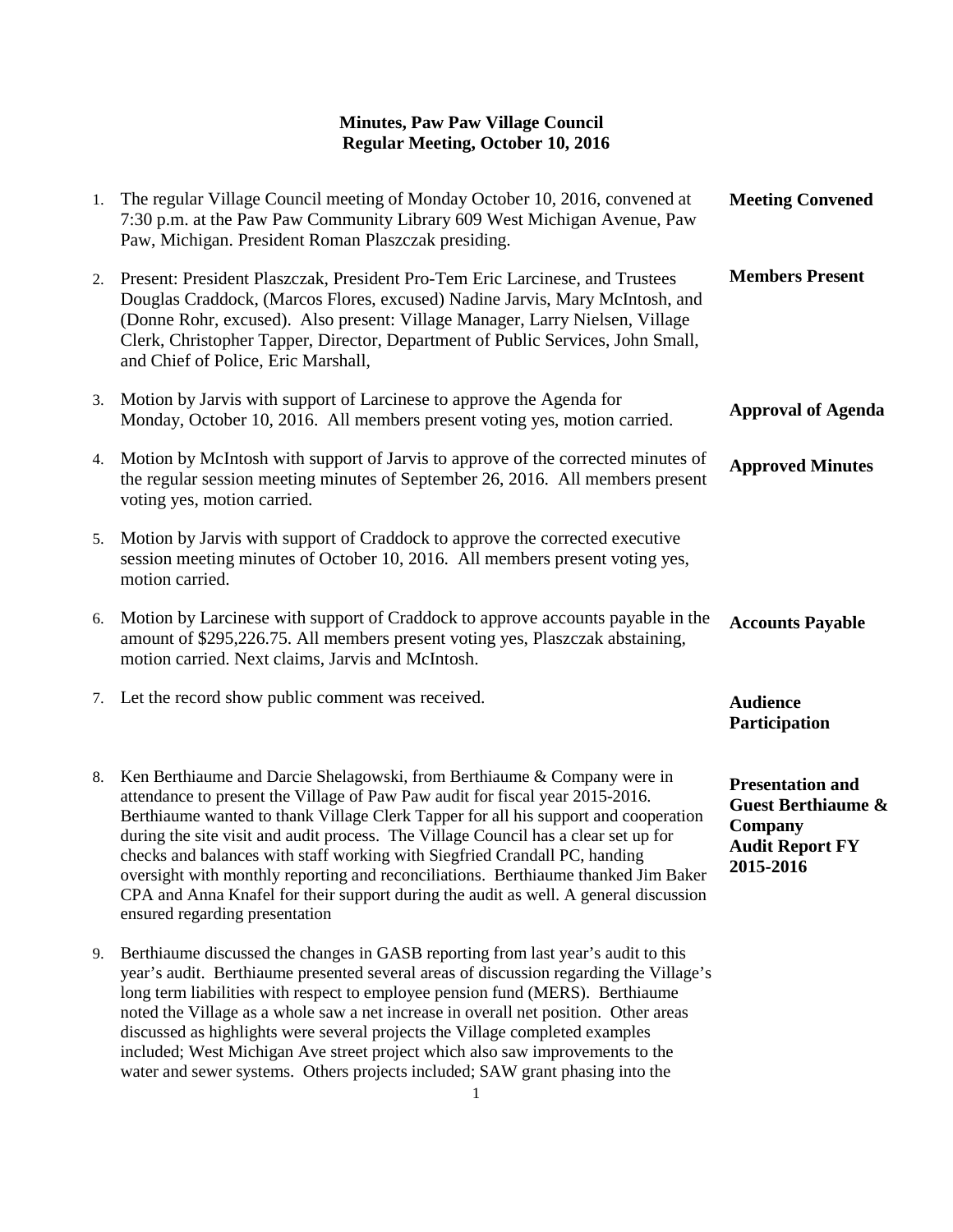**Minutes, Paw Paw Village Council**
**Regular Meeting, October 10, 2016**

1. The regular Village Council meeting of Monday October 10, 2016, convened at 7:30 p.m. at the Paw Paw Community Library 609 West Michigan Avenue, Paw Paw, Michigan. President Roman Plaszczak presiding. — **Meeting Convened**

2. Present: President Plaszczak, President Pro-Tem Eric Larcinese, and Trustees Douglas Craddock, (Marcos Flores, excused) Nadine Jarvis, Mary McIntosh, and (Donne Rohr, excused). Also present: Village Manager, Larry Nielsen, Village Clerk, Christopher Tapper, Director, Department of Public Services, John Small, and Chief of Police, Eric Marshall, — **Members Present**

3. Motion by Jarvis with support of Larcinese to approve the Agenda for Monday, October 10, 2016. All members present voting yes, motion carried. — **Approval of Agenda**

4. Motion by McIntosh with support of Jarvis to approve of the corrected minutes of the regular session meeting minutes of September 26, 2016. All members present voting yes, motion carried. — **Approved Minutes**

5. Motion by Jarvis with support of Craddock to approve the corrected executive session meeting minutes of October 10, 2016. All members present voting yes, motion carried.

6. Motion by Larcinese with support of Craddock to approve accounts payable in the amount of $295,226.75. All members present voting yes, Plaszczak abstaining, motion carried. Next claims, Jarvis and McIntosh. — **Accounts Payable**

7. Let the record show public comment was received. — **Audience Participation**

8. Ken Berthiaume and Darcie Shelagowski, from Berthiaume & Company were in attendance to present the Village of Paw Paw audit for fiscal year 2015-2016. Berthiaume wanted to thank Village Clerk Tapper for all his support and cooperation during the site visit and audit process. The Village Council has a clear set up for checks and balances with staff working with Siegfried Crandall PC, handing oversight with monthly reporting and reconciliations. Berthiaume thanked Jim Baker CPA and Anna Knafel for their support during the audit as well. A general discussion ensured regarding presentation — **Presentation and Guest Berthiaume & Company Audit Report FY 2015-2016**

9. Berthiaume discussed the changes in GASB reporting from last year's audit to this year's audit. Berthiaume presented several areas of discussion regarding the Village's long term liabilities with respect to employee pension fund (MERS). Berthiaume noted the Village as a whole saw a net increase in overall net position. Other areas discussed as highlights were several projects the Village completed examples included; West Michigan Ave street project which also saw improvements to the water and sewer systems. Others projects included; SAW grant phasing into the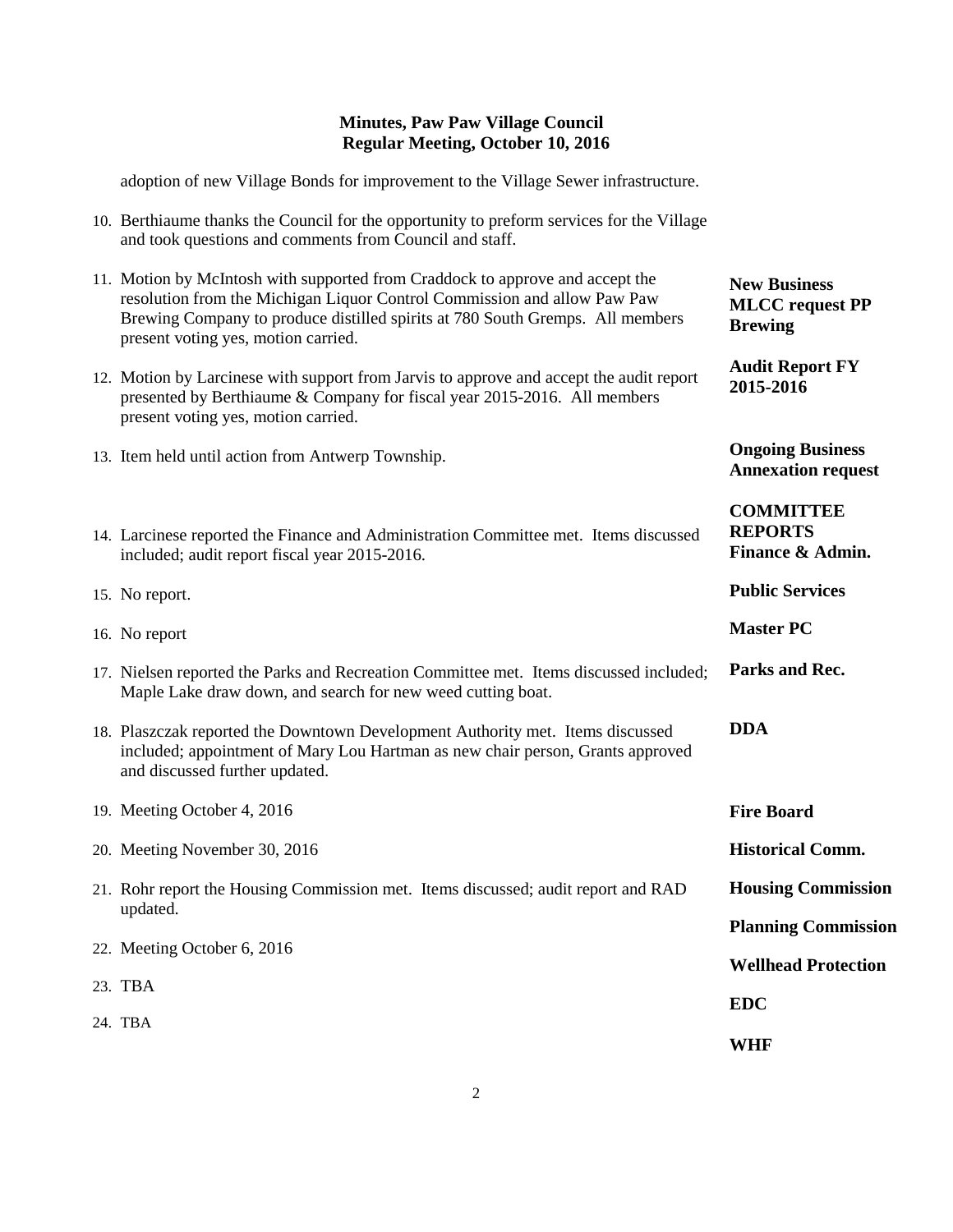**Minutes, Paw Paw Village Council**
**Regular Meeting, October 10, 2016**

adoption of new Village Bonds for improvement to the Village Sewer infrastructure.

10. Berthiaume thanks the Council for the opportunity to preform services for the Village and took questions and comments from Council and staff.

**New Business**
**MLCC request PP Brewing**

11. Motion by McIntosh with supported from Craddock to approve and accept the resolution from the Michigan Liquor Control Commission and allow Paw Paw Brewing Company to produce distilled spirits at 780 South Gremps. All members present voting yes, motion carried.

**Audit Report FY 2015-2016**

12. Motion by Larcinese with support from Jarvis to approve and accept the audit report presented by Berthiaume & Company for fiscal year 2015-2016. All members present voting yes, motion carried.

**Ongoing Business**
**Annexation request**

13. Item held until action from Antwerp Township.

**COMMITTEE REPORTS**
**Finance & Admin.**

14. Larcinese reported the Finance and Administration Committee met. Items discussed included; audit report fiscal year 2015-2016.

**Public Services**

15. No report.

**Master PC**

16. No report

**Parks and Rec.**

17. Nielsen reported the Parks and Recreation Committee met. Items discussed included; Maple Lake draw down, and search for new weed cutting boat.

**DDA**

18. Plaszczak reported the Downtown Development Authority met. Items discussed included; appointment of Mary Lou Hartman as new chair person, Grants approved and discussed further updated.

**Fire Board**

19. Meeting October 4, 2016

**Historical Comm.**

20. Meeting November 30, 2016

**Housing Commission**

21. Rohr report the Housing Commission met. Items discussed; audit report and RAD updated.

**Planning Commission**

22. Meeting October 6, 2016

**Wellhead Protection**

23. TBA

**EDC**

24. TBA

**WHF**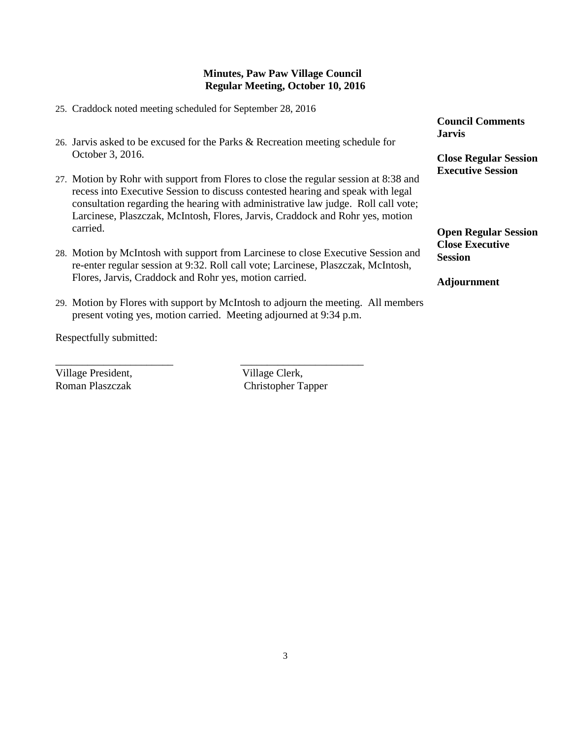**Minutes, Paw Paw Village Council**
**Regular Meeting, October 10, 2016**

25. Craddock noted meeting scheduled for September 28, 2016

**Council Comments**
**Jarvis**

26. Jarvis asked to be excused for the Parks & Recreation meeting schedule for October 3, 2016.

**Close Regular Session**
**Executive Session**

27. Motion by Rohr with support from Flores to close the regular session at 8:38 and recess into Executive Session to discuss contested hearing and speak with legal consultation regarding the hearing with administrative law judge. Roll call vote; Larcinese, Plaszczak, McIntosh, Flores, Jarvis, Craddock and Rohr yes, motion carried.

**Open Regular Session**
**Close Executive Session**

28. Motion by McIntosh with support from Larcinese to close Executive Session and re-enter regular session at 9:32. Roll call vote; Larcinese, Plaszczak, McIntosh, Flores, Jarvis, Craddock and Rohr yes, motion carried.

**Adjournment**

29. Motion by Flores with support by McIntosh to adjourn the meeting. All members present voting yes, motion carried. Meeting adjourned at 9:34 p.m.

Respectfully submitted:

______________________ ______________________

Village President, Village Clerk,
Roman Plaszczak Christopher Tapper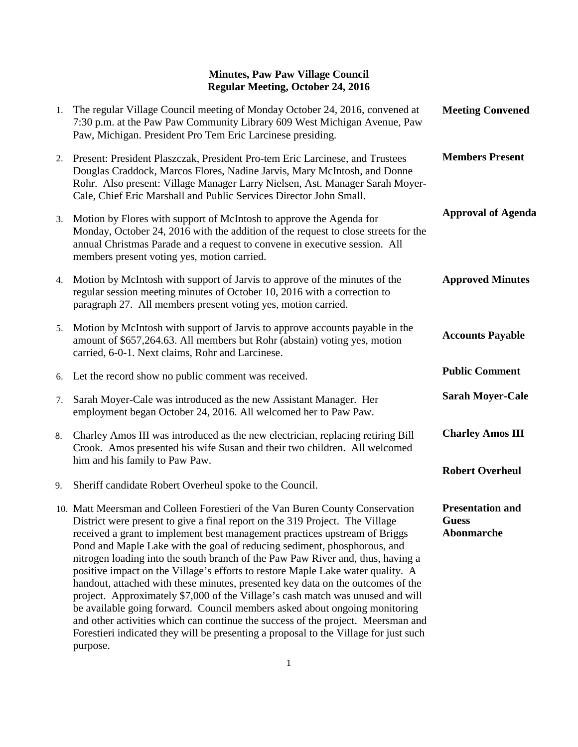**Minutes, Paw Paw Village Council**
**Regular Meeting, October 24, 2016**

| | | |
|---|---|---|
| 1. | The regular Village Council meeting of Monday October 24, 2016, convened at 7:30 p.m. at the Paw Paw Community Library 609 West Michigan Avenue, Paw Paw, Michigan. President Pro Tem Eric Larcinese presiding. | **Meeting Convened** |
| 2. | Present: President Plaszczak, President Pro-tem Eric Larcinese, and Trustees Douglas Craddock, Marcos Flores, Nadine Jarvis, Mary McIntosh, and Donne Rohr. Also present: Village Manager Larry Nielsen, Ast. Manager Sarah Moyer-Cale, Chief Eric Marshall and Public Services Director John Small. | **Members Present** |
| 3. | Motion by Flores with support of McIntosh to approve the Agenda for Monday, October 24, 2016 with the addition of the request to close streets for the annual Christmas Parade and a request to convene in executive session. All members present voting yes, motion carried. | **Approval of Agenda** |
| 4. | Motion by McIntosh with support of Jarvis to approve of the minutes of the regular session meeting minutes of October 10, 2016 with a correction to paragraph 27. All members present voting yes, motion carried. | **Approved Minutes** |
| 5. | Motion by McIntosh with support of Jarvis to approve accounts payable in the amount of $657,264.63. All members but Rohr (abstain) voting yes, motion carried, 6-0-1. Next claims, Rohr and Larcinese. | **Accounts Payable** |
| 6. | Let the record show no public comment was received. | **Public Comment** |
| 7. | Sarah Moyer-Cale was introduced as the new Assistant Manager. Her employment began October 24, 2016. All welcomed her to Paw Paw. | **Sarah Moyer-Cale** |
| 8. | Charley Amos III was introduced as the new electrician, replacing retiring Bill Crook. Amos presented his wife Susan and their two children. All welcomed him and his family to Paw Paw. | **Charley Amos III** |
| 9. | Sheriff candidate Robert Overheul spoke to the Council. | **Robert Overheul** |
| 10. | Matt Meersman and Colleen Forestieri of the Van Buren County Conservation District were present to give a final report on the 319 Project. The Village received a grant to implement best management practices upstream of Briggs Pond and Maple Lake with the goal of reducing sediment, phosphorous, and nitrogen loading into the south branch of the Paw Paw River and, thus, having a positive impact on the Village's efforts to restore Maple Lake water quality. A handout, attached with these minutes, presented key data on the outcomes of the project. Approximately $7,000 of the Village's cash match was unused and will be available going forward. Council members asked about ongoing monitoring and other activities which can continue the success of the project. Meersman and Forestieri indicated they will be presenting a proposal to the Village for just such purpose. | **Presentation and Guess Abonmarche** |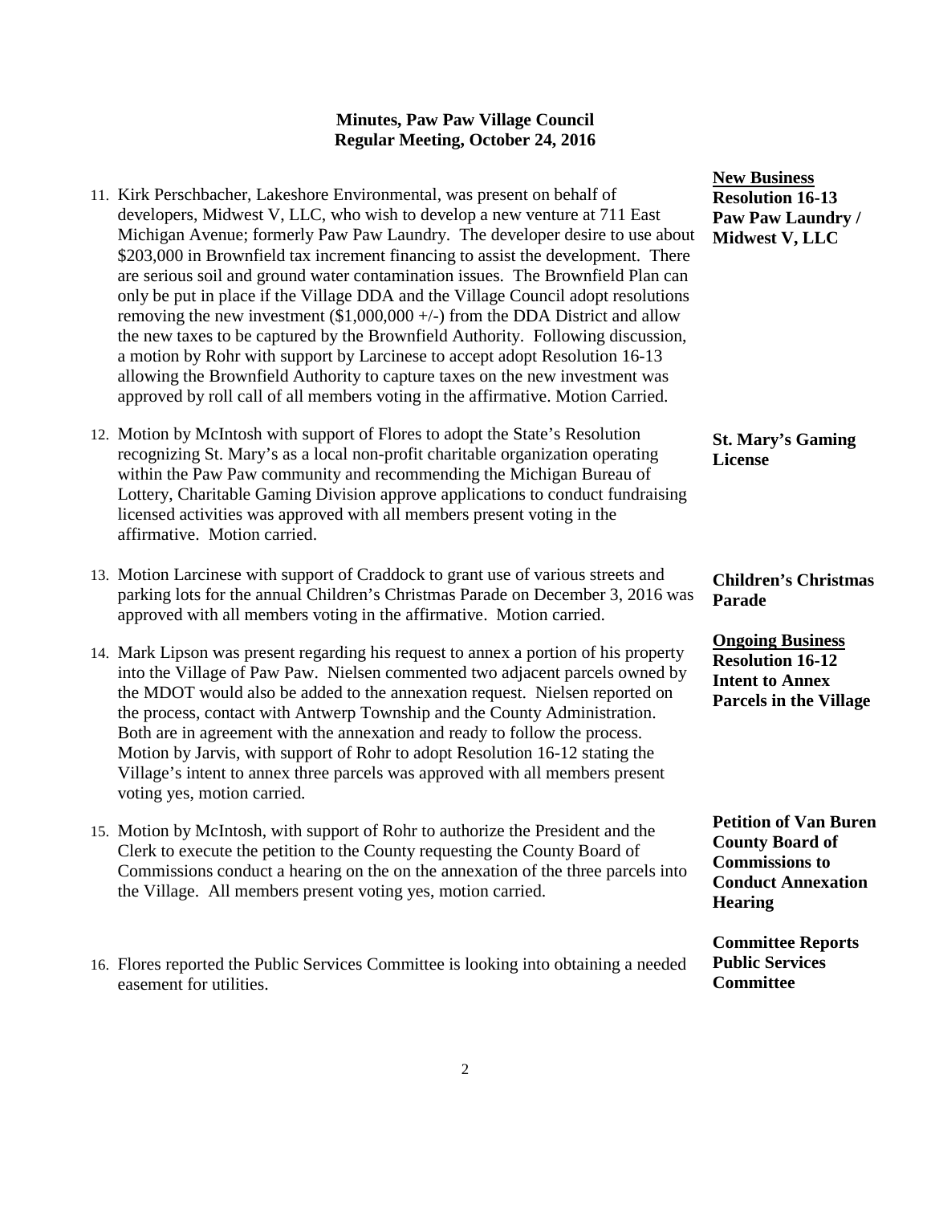**Minutes, Paw Paw Village Council**
**Regular Meeting, October 24, 2016**

**New Business**
**Resolution 16-13**
**Paw Paw Laundry / Midwest V, LLC**

11. Kirk Perschbacher, Lakeshore Environmental, was present on behalf of developers, Midwest V, LLC, who wish to develop a new venture at 711 East Michigan Avenue; formerly Paw Paw Laundry. The developer desire to use about $203,000 in Brownfield tax increment financing to assist the development. There are serious soil and ground water contamination issues. The Brownfield Plan can only be put in place if the Village DDA and the Village Council adopt resolutions removing the new investment ($1,000,000 +/-) from the DDA District and allow the new taxes to be captured by the Brownfield Authority. Following discussion, a motion by Rohr with support by Larcinese to accept adopt Resolution 16-13 allowing the Brownfield Authority to capture taxes on the new investment was approved by roll call of all members voting in the affirmative. Motion Carried.

**St. Mary's Gaming License**

12. Motion by McIntosh with support of Flores to adopt the State's Resolution recognizing St. Mary's as a local non-profit charitable organization operating within the Paw Paw community and recommending the Michigan Bureau of Lottery, Charitable Gaming Division approve applications to conduct fundraising licensed activities was approved with all members present voting in the affirmative. Motion carried.

**Children's Christmas Parade**

13. Motion Larcinese with support of Craddock to grant use of various streets and parking lots for the annual Children's Christmas Parade on December 3, 2016 was approved with all members voting in the affirmative. Motion carried.

**Ongoing Business**
**Resolution 16-12**
**Intent to Annex Parcels in the Village**

14. Mark Lipson was present regarding his request to annex a portion of his property into the Village of Paw Paw. Nielsen commented two adjacent parcels owned by the MDOT would also be added to the annexation request. Nielsen reported on the process, contact with Antwerp Township and the County Administration. Both are in agreement with the annexation and ready to follow the process. Motion by Jarvis, with support of Rohr to adopt Resolution 16-12 stating the Village's intent to annex three parcels was approved with all members present voting yes, motion carried.

**Petition of Van Buren County Board of Commissions to Conduct Annexation Hearing**

15. Motion by McIntosh, with support of Rohr to authorize the President and the Clerk to execute the petition to the County requesting the County Board of Commissions conduct a hearing on the on the annexation of the three parcels into the Village. All members present voting yes, motion carried.

**Committee Reports**
**Public Services Committee**

16. Flores reported the Public Services Committee is looking into obtaining a needed easement for utilities.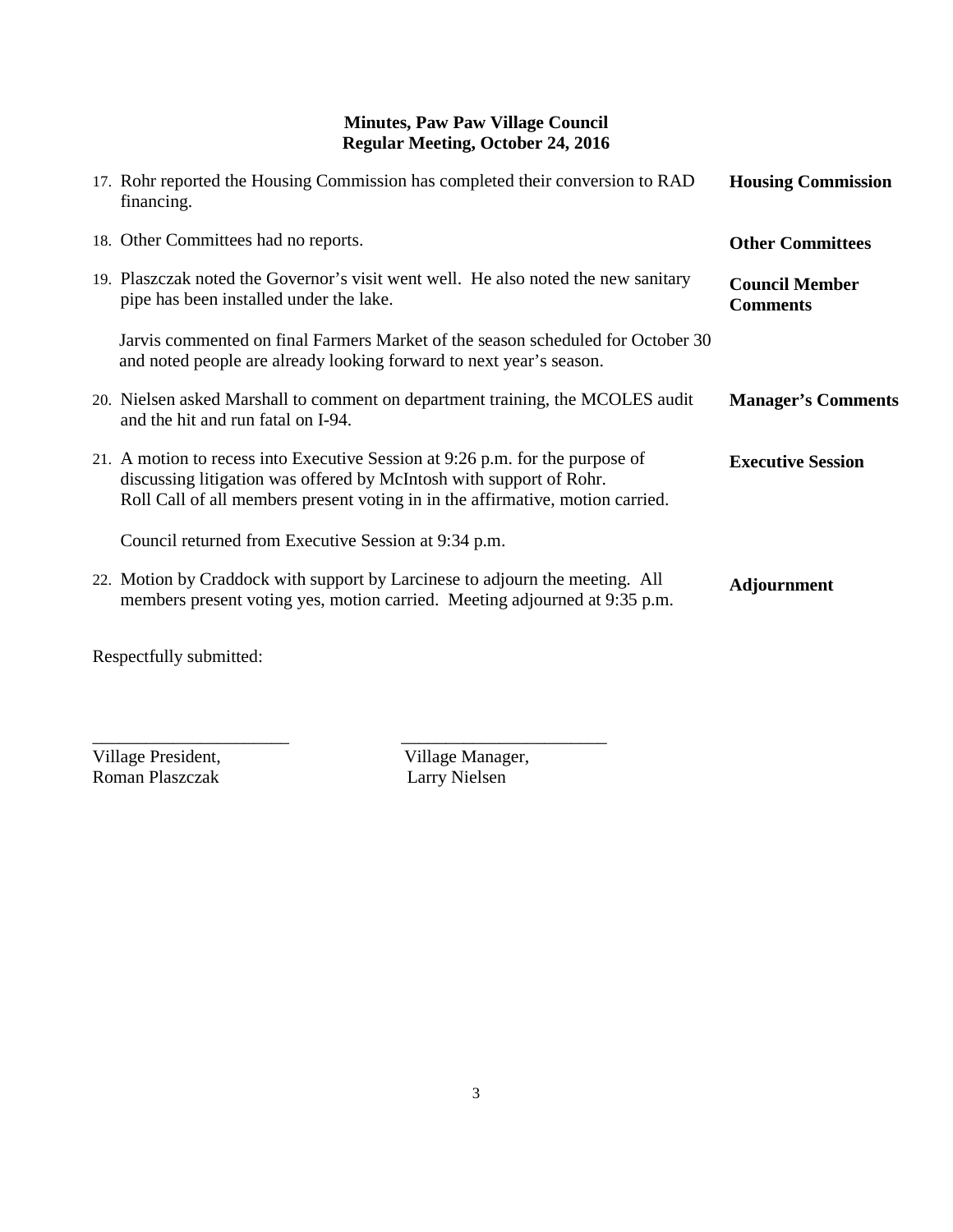**Minutes, Paw Paw Village Council**
**Regular Meeting, October 24, 2016**

17. Rohr reported the Housing Commission has completed their conversion to RAD financing. — **Housing Commission**

18. Other Committees had no reports. — **Other Committees**

19. Plaszczak noted the Governor's visit went well. He also noted the new sanitary pipe has been installed under the lake. — **Council Member Comments**

    Jarvis commented on final Farmers Market of the season scheduled for October 30 and noted people are already looking forward to next year's season.

20. Nielsen asked Marshall to comment on department training, the MCOLES audit and the hit and run fatal on I-94. — **Manager's Comments**

21. A motion to recess into Executive Session at 9:26 p.m. for the purpose of discussing litigation was offered by McIntosh with support of Rohr. Roll Call of all members present voting in in the affirmative, motion carried. — **Executive Session**

    Council returned from Executive Session at 9:34 p.m.

22. Motion by Craddock with support by Larcinese to adjourn the meeting. All members present voting yes, motion carried. Meeting adjourned at 9:35 p.m. — **Adjournment**

Respectfully submitted:

______________________ ______________________

Village President, Roman Plaszczak

Village Manager, Larry Nielsen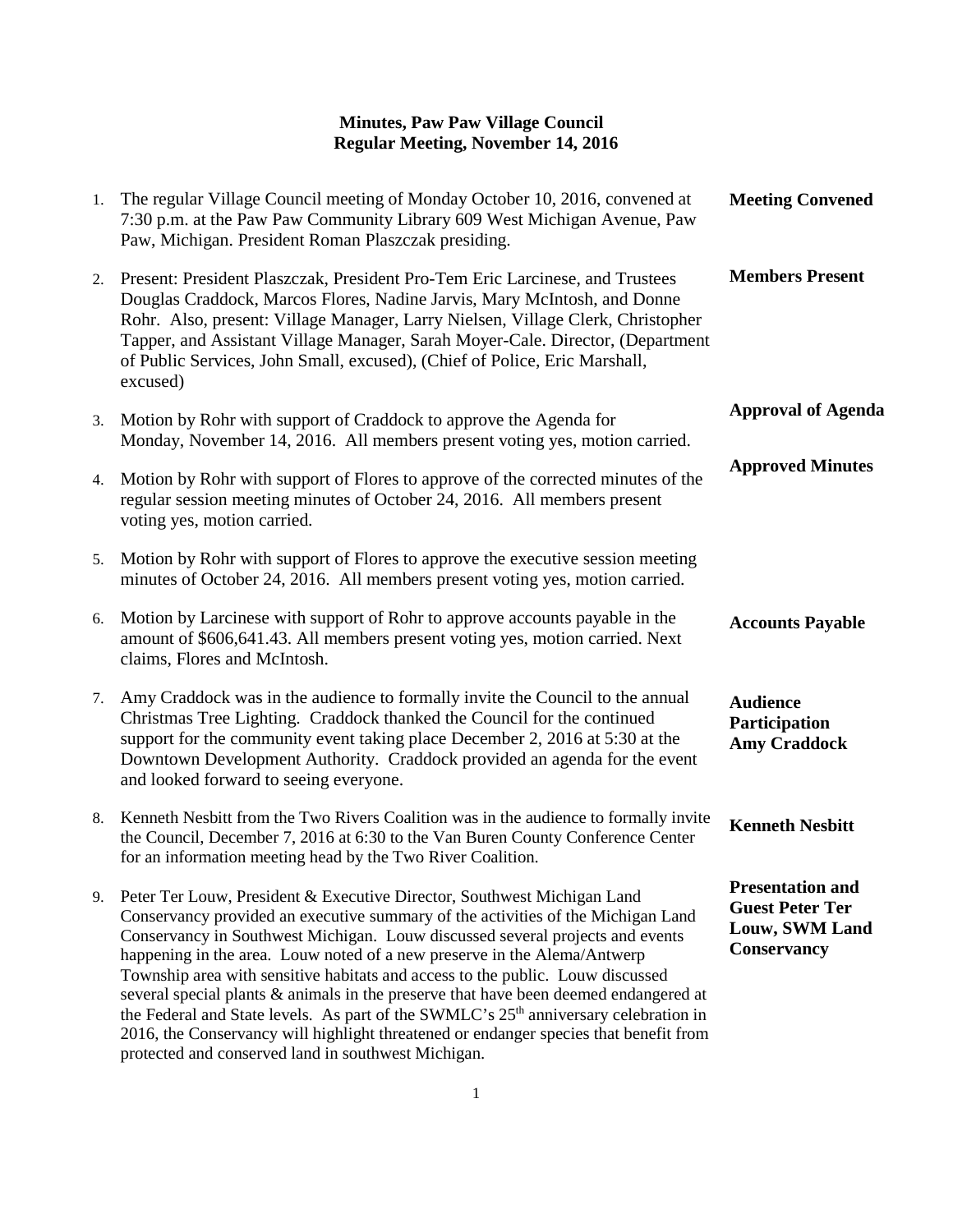# Minutes, Paw Paw Village Council
## Regular Meeting, November 14, 2016

1. The regular Village Council meeting of Monday October 10, 2016, convened at 7:30 p.m. at the Paw Paw Community Library 609 West Michigan Avenue, Paw Paw, Michigan. President Roman Plaszczak presiding. **Meeting Convened**

2. Present: President Plaszczak, President Pro-Tem Eric Larcinese, and Trustees Douglas Craddock, Marcos Flores, Nadine Jarvis, Mary McIntosh, and Donne Rohr. Also, present: Village Manager, Larry Nielsen, Village Clerk, Christopher Tapper, and Assistant Village Manager, Sarah Moyer-Cale. Director, (Department of Public Services, John Small, excused), (Chief of Police, Eric Marshall, excused) **Members Present**

3. Motion by Rohr with support of Craddock to approve the Agenda for Monday, November 14, 2016. All members present voting yes, motion carried. **Approval of Agenda**

4. Motion by Rohr with support of Flores to approve of the corrected minutes of the regular session meeting minutes of October 24, 2016. All members present voting yes, motion carried. **Approved Minutes**

5. Motion by Rohr with support of Flores to approve the executive session meeting minutes of October 24, 2016. All members present voting yes, motion carried.

6. Motion by Larcinese with support of Rohr to approve accounts payable in the amount of $606,641.43. All members present voting yes, motion carried. Next claims, Flores and McIntosh. **Accounts Payable**

7. Amy Craddock was in the audience to formally invite the Council to the annual Christmas Tree Lighting. Craddock thanked the Council for the continued support for the community event taking place December 2, 2016 at 5:30 at the Downtown Development Authority. Craddock provided an agenda for the event and looked forward to seeing everyone. **Audience Participation Amy Craddock**

8. Kenneth Nesbitt from the Two Rivers Coalition was in the audience to formally invite the Council, December 7, 2016 at 6:30 to the Van Buren County Conference Center for an information meeting head by the Two River Coalition. **Kenneth Nesbitt**

9. Peter Ter Louw, President & Executive Director, Southwest Michigan Land Conservancy provided an executive summary of the activities of the Michigan Land Conservancy in Southwest Michigan. Louw discussed several projects and events happening in the area. Louw noted of a new preserve in the Alema/Antwerp Township area with sensitive habitats and access to the public. Louw discussed several special plants & animals in the preserve that have been deemed endangered at the Federal and State levels. As part of the SWMLC's 25th anniversary celebration in 2016, the Conservancy will highlight threatened or endanger species that benefit from protected and conserved land in southwest Michigan. **Presentation and Guest Peter Ter Louw, SWM Land Conservancy**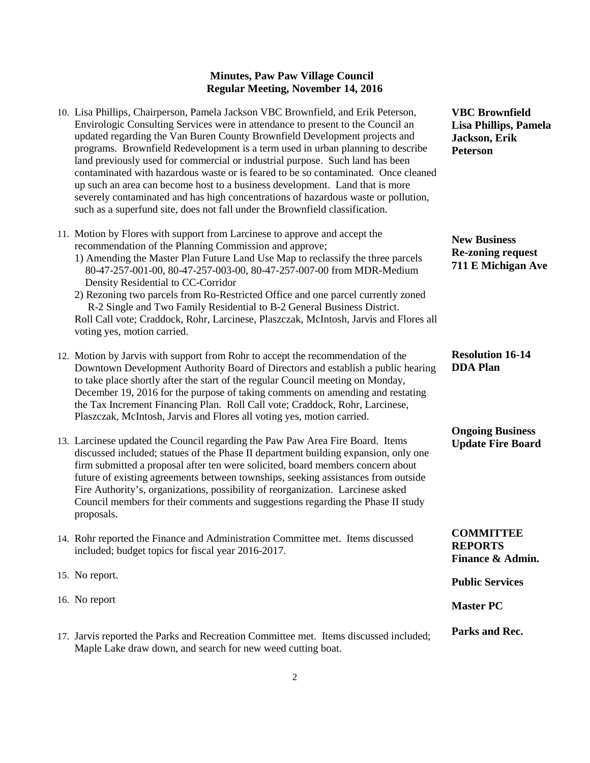**Minutes, Paw Paw Village Council**
**Regular Meeting, November 14, 2016**

10. Lisa Phillips, Chairperson, Pamela Jackson VBC Brownfield, and Erik Peterson, Envirologic Consulting Services were in attendance to present to the Council an updated regarding the Van Buren County Brownfield Development projects and programs. Brownfield Redevelopment is a term used in urban planning to describe land previously used for commercial or industrial purpose. Such land has been contaminated with hazardous waste or is feared to be so contaminated. Once cleaned up such an area can become host to a business development. Land that is more severely contaminated and has high concentrations of hazardous waste or pollution, such as a superfund site, does not fall under the Brownfield classification.

**VBC Brownfield Lisa Phillips, Pamela Jackson, Erik Peterson**

**New Business**
**Re-zoning request 711 E Michigan Ave**

11. Motion by Flores with support from Larcinese to approve and accept the recommendation of the Planning Commission and approve;
    1) Amending the Master Plan Future Land Use Map to reclassify the three parcels 80-47-257-001-00, 80-47-257-003-00, 80-47-257-007-00 from MDR-Medium Density Residential to CC-Corridor
    2) Rezoning two parcels from Ro-Restricted Office and one parcel currently zoned R-2 Single and Two Family Residential to B-2 General Business District.

    Roll Call vote; Craddock, Rohr, Larcinese, Plaszczak, McIntosh, Jarvis and Flores all voting yes, motion carried.

**Resolution 16-14 DDA Plan**

12. Motion by Jarvis with support from Rohr to accept the recommendation of the Downtown Development Authority Board of Directors and establish a public hearing to take place shortly after the start of the regular Council meeting on Monday, December 19, 2016 for the purpose of taking comments on amending and restating the Tax Increment Financing Plan. Roll Call vote; Craddock, Rohr, Larcinese, Plaszczak, McIntosh, Jarvis and Flores all voting yes, motion carried.

**Ongoing Business**
**Update Fire Board**

13. Larcinese updated the Council regarding the Paw Paw Area Fire Board. Items discussed included; statues of the Phase II department building expansion, only one firm submitted a proposal after ten were solicited, board members concern about future of existing agreements between townships, seeking assistances from outside Fire Authority's, organizations, possibility of reorganization. Larcinese asked Council members for their comments and suggestions regarding the Phase II study proposals.

**COMMITTEE REPORTS**
**Finance & Admin.**

14. Rohr reported the Finance and Administration Committee met. Items discussed included; budget topics for fiscal year 2016-2017.

**Public Services**

15. No report.

**Master PC**

16. No report

**Parks and Rec.**

17. Jarvis reported the Parks and Recreation Committee met. Items discussed included; Maple Lake draw down, and search for new weed cutting boat.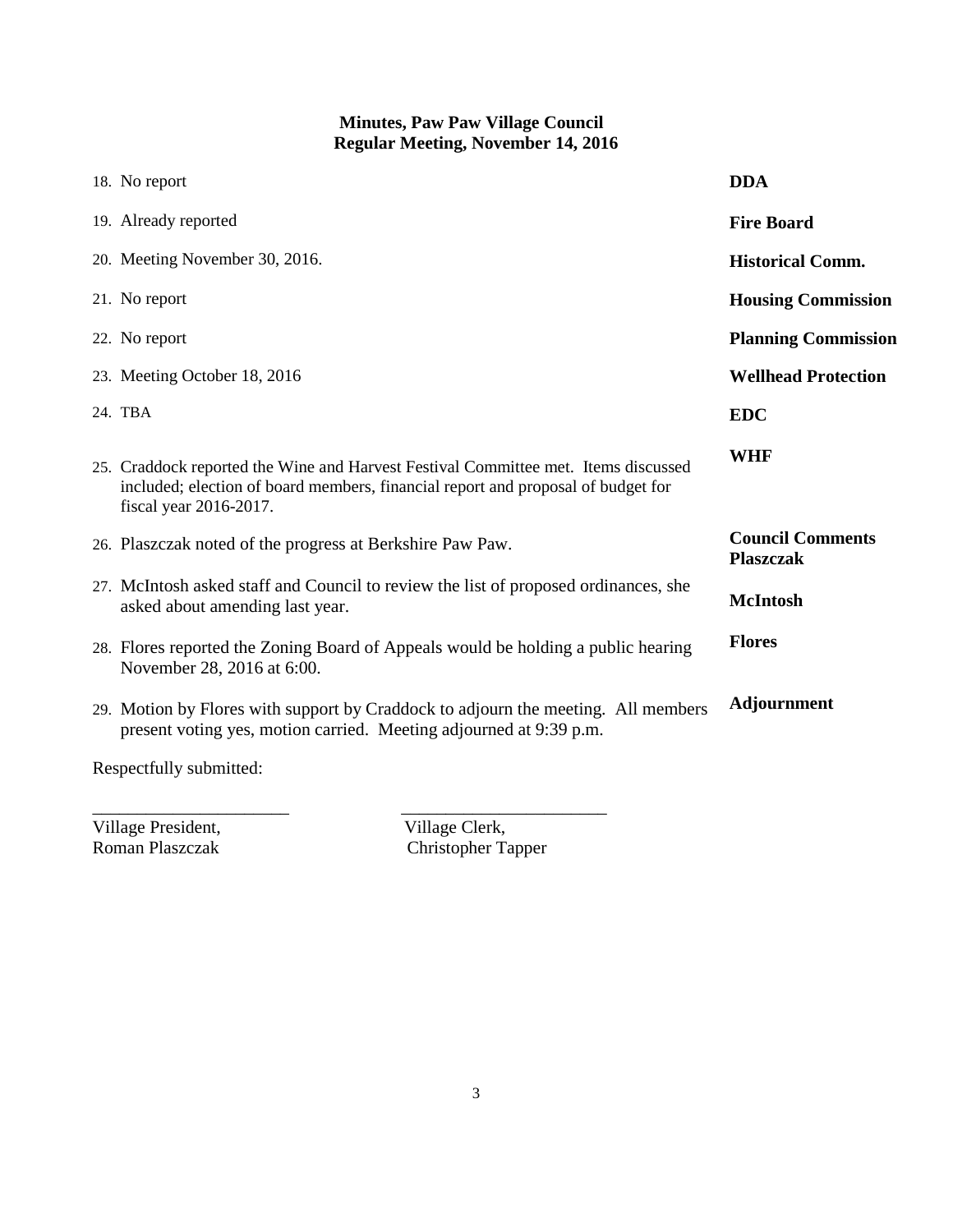**Minutes, Paw Paw Village Council**
**Regular Meeting, November 14, 2016**

| | |
|---|---|
| 18. No report | **DDA** |
| 19. Already reported | **Fire Board** |
| 20. Meeting November 30, 2016. | **Historical Comm.** |
| 21. No report | **Housing Commission** |
| 22. No report | **Planning Commission** |
| 23. Meeting October 18, 2016 | **Wellhead Protection** |
| 24. TBA | **EDC** |
| 25. Craddock reported the Wine and Harvest Festival Committee met. Items discussed included; election of board members, financial report and proposal of budget for fiscal year 2016-2017. | **WHF** |
| 26. Plaszczak noted of the progress at Berkshire Paw Paw. | **Council Comments Plaszczak** |
| 27. McIntosh asked staff and Council to review the list of proposed ordinances, she asked about amending last year. | **McIntosh** |
| 28. Flores reported the Zoning Board of Appeals would be holding a public hearing November 28, 2016 at 6:00. | **Flores** |
| 29. Motion by Flores with support by Craddock to adjourn the meeting. All members present voting yes, motion carried. Meeting adjourned at 9:39 p.m. | **Adjournment** |

Respectfully submitted:

______________________ ______________________

Village President, Roman Plaszczak

Village Clerk, Christopher Tapper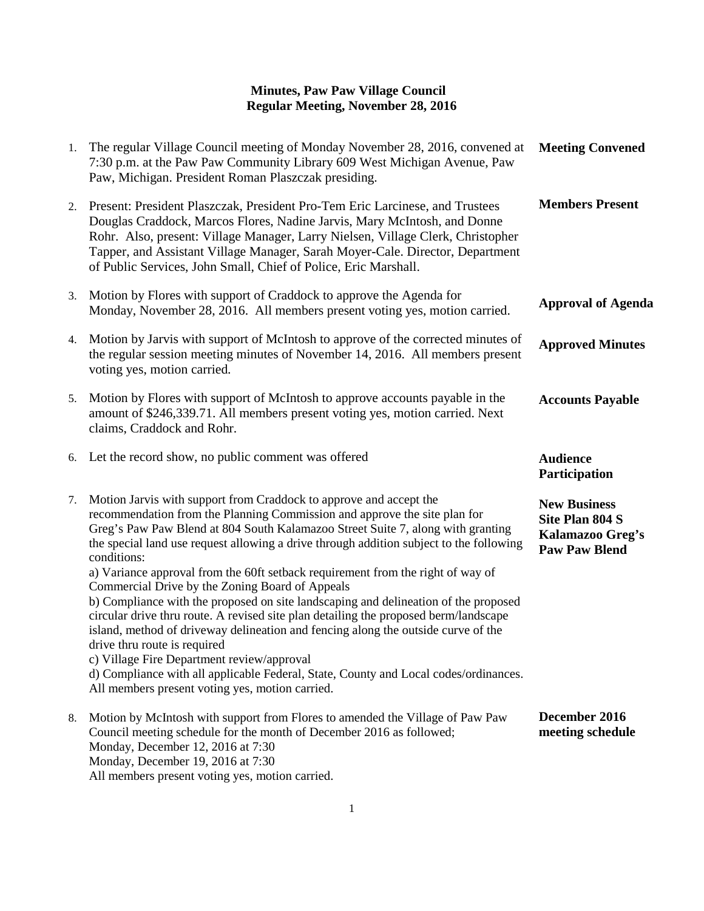**Minutes, Paw Paw Village Council**
**Regular Meeting, November 28, 2016**

| | | |
|---|---|---|
| 1. | The regular Village Council meeting of Monday November 28, 2016, convened at 7:30 p.m. at the Paw Paw Community Library 609 West Michigan Avenue, Paw Paw, Michigan. President Roman Plaszczak presiding. | **Meeting Convened** |
| 2. | Present: President Plaszczak, President Pro-Tem Eric Larcinese, and Trustees Douglas Craddock, Marcos Flores, Nadine Jarvis, Mary McIntosh, and Donne Rohr. Also, present: Village Manager, Larry Nielsen, Village Clerk, Christopher Tapper, and Assistant Village Manager, Sarah Moyer-Cale. Director, Department of Public Services, John Small, Chief of Police, Eric Marshall. | **Members Present** |
| 3. | Motion by Flores with support of Craddock to approve the Agenda for Monday, November 28, 2016. All members present voting yes, motion carried. | **Approval of Agenda** |
| 4. | Motion by Jarvis with support of McIntosh to approve of the corrected minutes of the regular session meeting minutes of November 14, 2016. All members present voting yes, motion carried. | **Approved Minutes** |
| 5. | Motion by Flores with support of McIntosh to approve accounts payable in the amount of $246,339.71. All members present voting yes, motion carried. Next claims, Craddock and Rohr. | **Accounts Payable** |
| 6. | Let the record show, no public comment was offered | **Audience Participation** |
| 7. | Motion Jarvis with support from Craddock to approve and accept the recommendation from the Planning Commission and approve the site plan for Greg's Paw Paw Blend at 804 South Kalamazoo Street Suite 7, along with granting the special land use request allowing a drive through addition subject to the following conditions:<br>a) Variance approval from the 60ft setback requirement from the right of way of Commercial Drive by the Zoning Board of Appeals<br>b) Compliance with the proposed on site landscaping and delineation of the proposed circular drive thru route. A revised site plan detailing the proposed berm/landscape island, method of driveway delineation and fencing along the outside curve of the drive thru route is required<br>c) Village Fire Department review/approval<br>d) Compliance with all applicable Federal, State, County and Local codes/ordinances.<br>All members present voting yes, motion carried. | **New Business Site Plan 804 S Kalamazoo Greg's Paw Paw Blend** |
| 8. | Motion by McIntosh with support from Flores to amended the Village of Paw Paw Council meeting schedule for the month of December 2016 as followed;<br>Monday, December 12, 2016 at 7:30<br>Monday, December 19, 2016 at 7:30<br>All members present voting yes, motion carried. | **December 2016 meeting schedule** |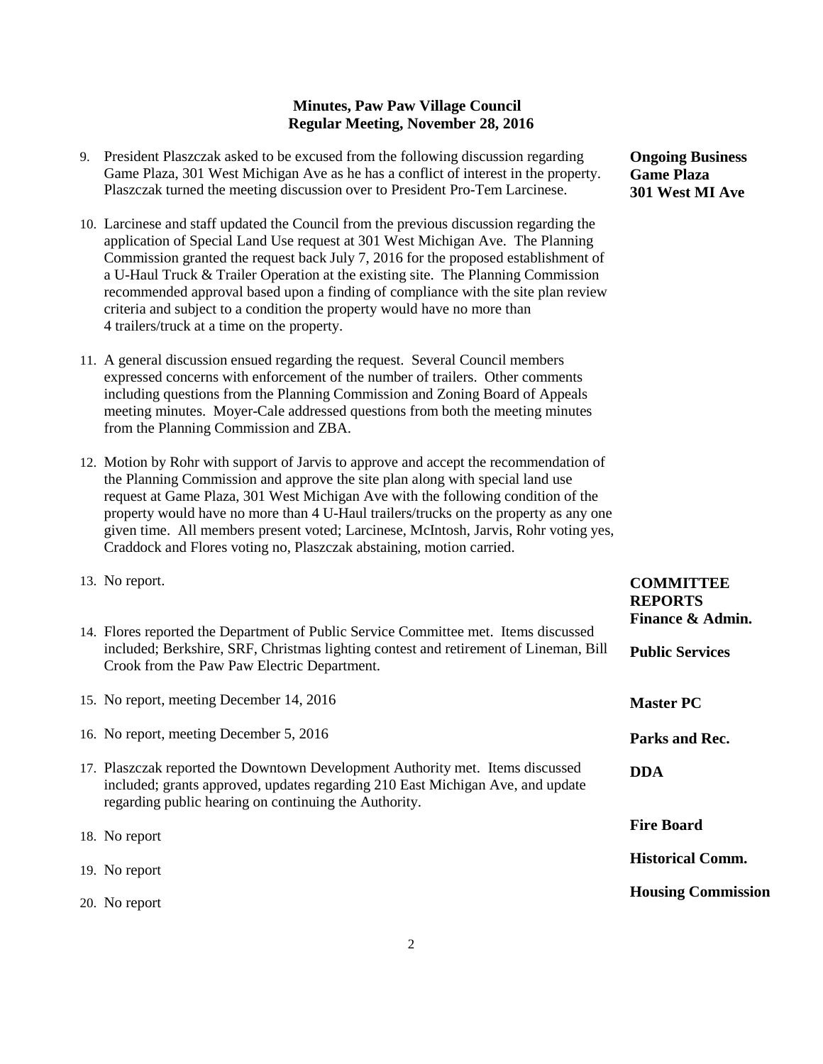**Minutes, Paw Paw Village Council**
**Regular Meeting, November 28, 2016**

9. President Plaszczak asked to be excused from the following discussion regarding Game Plaza, 301 West Michigan Ave as he has a conflict of interest in the property. Plaszczak turned the meeting discussion over to President Pro-Tem Larcinese. — **Ongoing Business Game Plaza 301 West MI Ave**

10. Larcinese and staff updated the Council from the previous discussion regarding the application of Special Land Use request at 301 West Michigan Ave. The Planning Commission granted the request back July 7, 2016 for the proposed establishment of a U-Haul Truck & Trailer Operation at the existing site. The Planning Commission recommended approval based upon a finding of compliance with the site plan review criteria and subject to a condition the property would have no more than 4 trailers/truck at a time on the property.

11. A general discussion ensued regarding the request. Several Council members expressed concerns with enforcement of the number of trailers. Other comments including questions from the Planning Commission and Zoning Board of Appeals meeting minutes. Moyer-Cale addressed questions from both the meeting minutes from the Planning Commission and ZBA.

12. Motion by Rohr with support of Jarvis to approve and accept the recommendation of the Planning Commission and approve the site plan along with special land use request at Game Plaza, 301 West Michigan Ave with the following condition of the property would have no more than 4 U-Haul trailers/trucks on the property as any one given time. All members present voted; Larcinese, McIntosh, Jarvis, Rohr voting yes, Craddock and Flores voting no, Plaszczak abstaining, motion carried.

**COMMITTEE REPORTS**

13. No report. — **Finance & Admin.**

14. Flores reported the Department of Public Service Committee met. Items discussed included; Berkshire, SRF, Christmas lighting contest and retirement of Lineman, Bill Crook from the Paw Paw Electric Department. — **Public Services**

15. No report, meeting December 14, 2016 — **Master PC**

16. No report, meeting December 5, 2016 — **Parks and Rec.**

17. Plaszczak reported the Downtown Development Authority met. Items discussed included; grants approved, updates regarding 210 East Michigan Ave, and update regarding public hearing on continuing the Authority. — **DDA**

18. No report — **Fire Board**

19. No report — **Historical Comm.**

20. No report — **Housing Commission**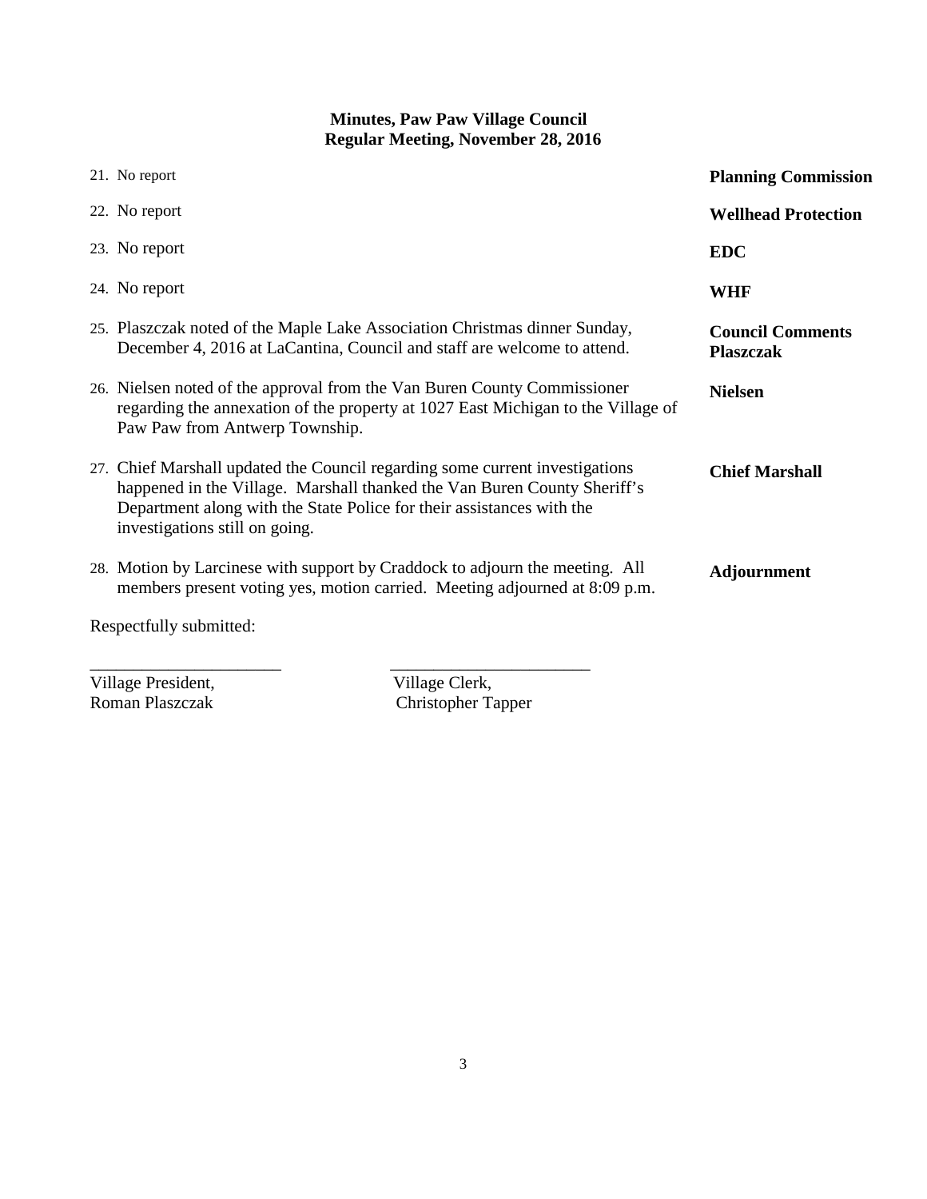**Minutes, Paw Paw Village Council**
**Regular Meeting, November 28, 2016**

| | |
|---|---|
| 21. No report | **Planning Commission** |
| 22. No report | **Wellhead Protection** |
| 23. No report | **EDC** |
| 24. No report | **WHF** |
| 25. Plaszczak noted of the Maple Lake Association Christmas dinner Sunday, December 4, 2016 at LaCantina, Council and staff are welcome to attend. | **Council Comments Plaszczak** |
| 26. Nielsen noted of the approval from the Van Buren County Commissioner regarding the annexation of the property at 1027 East Michigan to the Village of Paw Paw from Antwerp Township. | **Nielsen** |
| 27. Chief Marshall updated the Council regarding some current investigations happened in the Village. Marshall thanked the Van Buren County Sheriff's Department along with the State Police for their assistances with the investigations still on going. | **Chief Marshall** |
| 28. Motion by Larcinese with support by Craddock to adjourn the meeting. All members present voting yes, motion carried. Meeting adjourned at 8:09 p.m. | **Adjournment** |

Respectfully submitted:

______________________ ______________________

Village President, Roman Plaszczak

Village Clerk, Christopher Tapper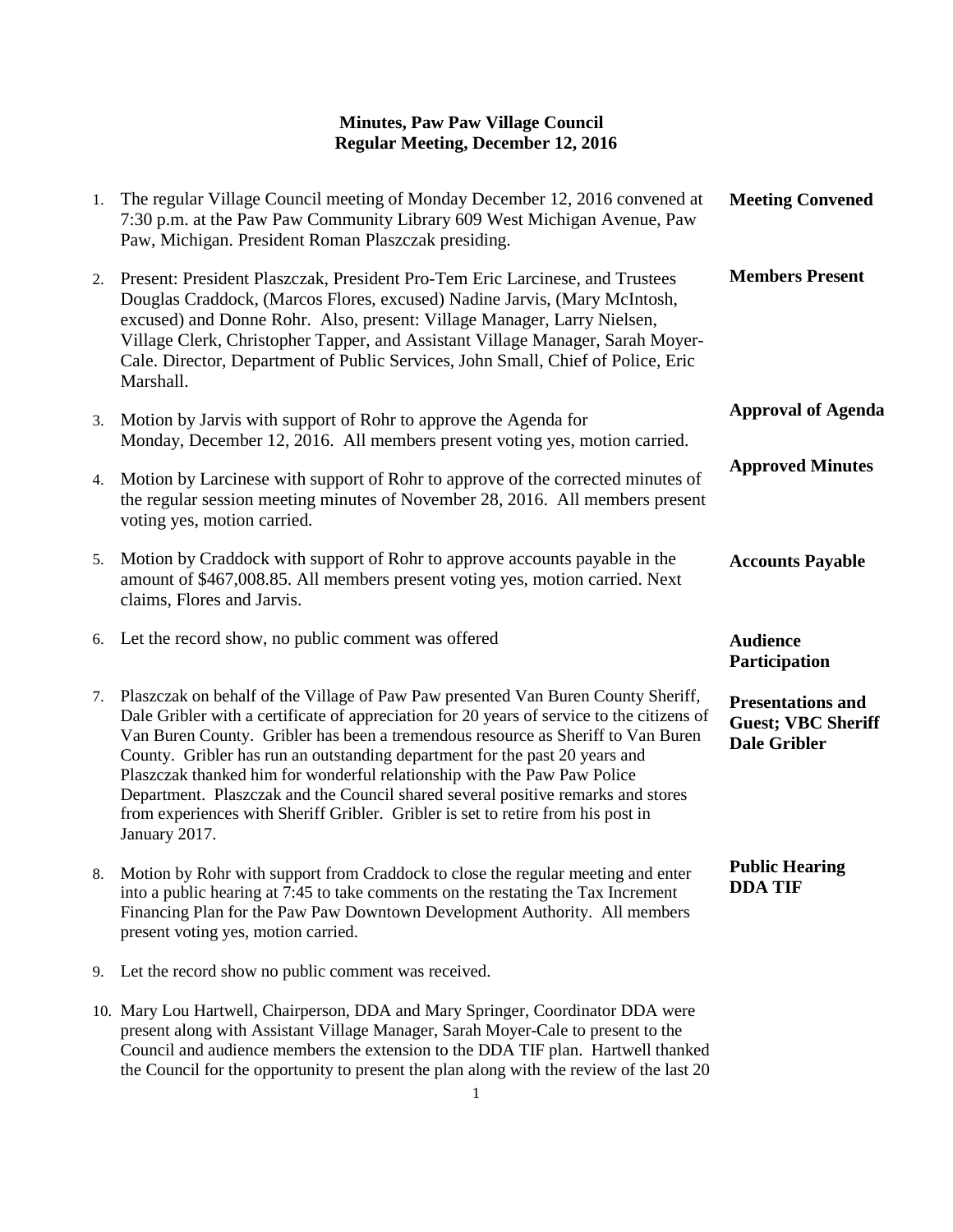# Minutes, Paw Paw Village Council
## Regular Meeting, December 12, 2016

| | | |
|---|---|---|
| 1. | The regular Village Council meeting of Monday December 12, 2016 convened at 7:30 p.m. at the Paw Paw Community Library 609 West Michigan Avenue, Paw Paw, Michigan. President Roman Plaszczak presiding. | **Meeting Convened** |
| 2. | Present: President Plaszczak, President Pro-Tem Eric Larcinese, and Trustees Douglas Craddock, (Marcos Flores, excused) Nadine Jarvis, (Mary McIntosh, excused) and Donne Rohr. Also, present: Village Manager, Larry Nielsen, Village Clerk, Christopher Tapper, and Assistant Village Manager, Sarah Moyer-Cale. Director, Department of Public Services, John Small, Chief of Police, Eric Marshall. | **Members Present** |
| 3. | Motion by Jarvis with support of Rohr to approve the Agenda for Monday, December 12, 2016. All members present voting yes, motion carried. | **Approval of Agenda** |
| 4. | Motion by Larcinese with support of Rohr to approve of the corrected minutes of the regular session meeting minutes of November 28, 2016. All members present voting yes, motion carried. | **Approved Minutes** |
| 5. | Motion by Craddock with support of Rohr to approve accounts payable in the amount of $467,008.85. All members present voting yes, motion carried. Next claims, Flores and Jarvis. | **Accounts Payable** |
| 6. | Let the record show, no public comment was offered | **Audience Participation** |
| 7. | Plaszczak on behalf of the Village of Paw Paw presented Van Buren County Sheriff, Dale Gribler with a certificate of appreciation for 20 years of service to the citizens of Van Buren County. Gribler has been a tremendous resource as Sheriff to Van Buren County. Gribler has run an outstanding department for the past 20 years and Plaszczak thanked him for wonderful relationship with the Paw Paw Police Department. Plaszczak and the Council shared several positive remarks and stores from experiences with Sheriff Gribler. Gribler is set to retire from his post in January 2017. | **Presentations and Guest; VBC Sheriff Dale Gribler** |
| 8. | Motion by Rohr with support from Craddock to close the regular meeting and enter into a public hearing at 7:45 to take comments on the restating the Tax Increment Financing Plan for the Paw Paw Downtown Development Authority. All members present voting yes, motion carried. | **Public Hearing DDA TIF** |
| 9. | Let the record show no public comment was received. | |
| 10. | Mary Lou Hartwell, Chairperson, DDA and Mary Springer, Coordinator DDA were present along with Assistant Village Manager, Sarah Moyer-Cale to present to the Council and audience members the extension to the DDA TIF plan. Hartwell thanked the Council for the opportunity to present the plan along with the review of the last 20 | |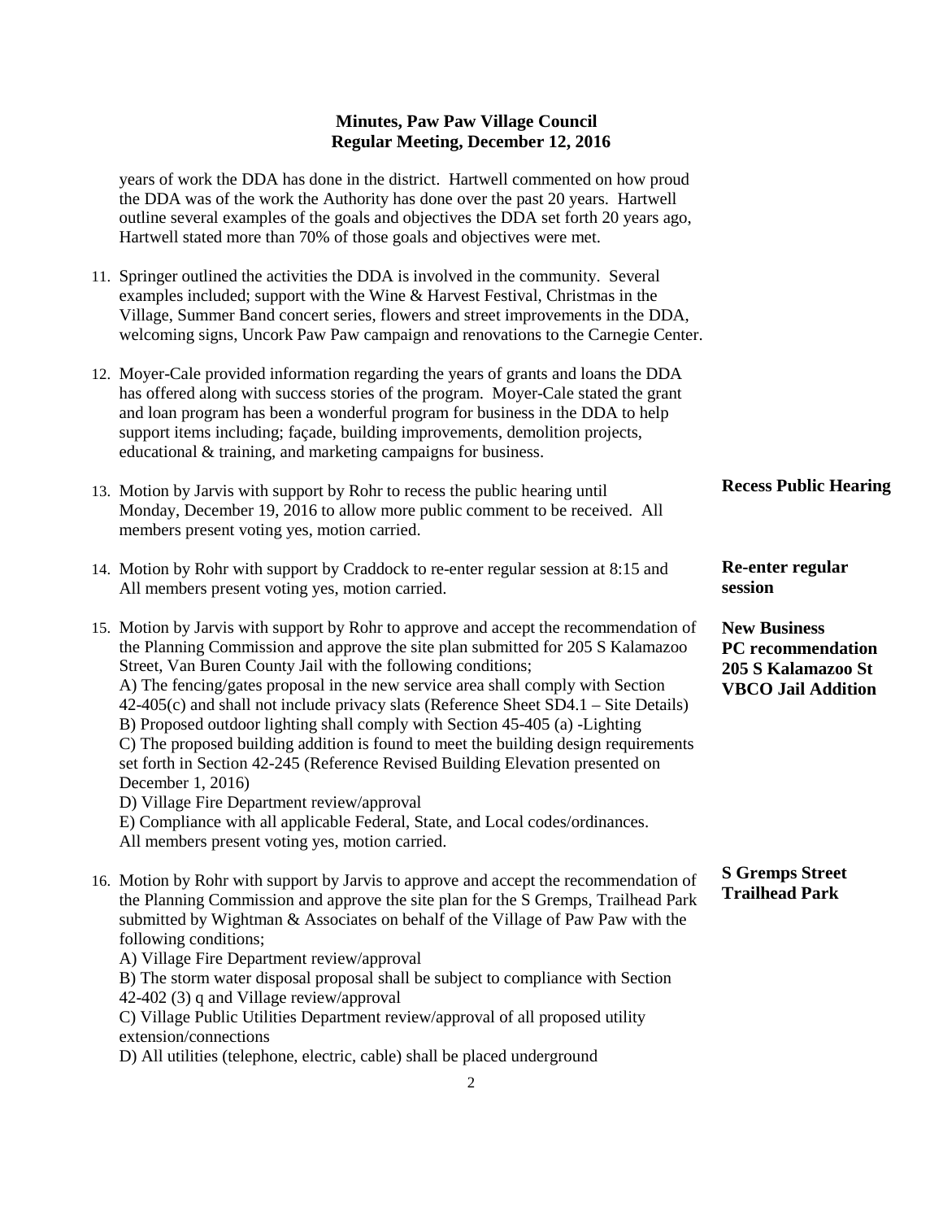years of work the DDA has done in the district. Hartwell commented on how proud the DDA was of the work the Authority has done over the past 20 years. Hartwell outline several examples of the goals and objectives the DDA set forth 20 years ago, Hartwell stated more than 70% of those goals and objectives were met.

11. Springer outlined the activities the DDA is involved in the community. Several examples included; support with the Wine & Harvest Festival, Christmas in the Village, Summer Band concert series, flowers and street improvements in the DDA, welcoming signs, Uncork Paw Paw campaign and renovations to the Carnegie Center.

12. Moyer-Cale provided information regarding the years of grants and loans the DDA has offered along with success stories of the program. Moyer-Cale stated the grant and loan program has been a wonderful program for business in the DDA to help support items including; façade, building improvements, demolition projects, educational & training, and marketing campaigns for business.

**Recess Public Hearing**

13. Motion by Jarvis with support by Rohr to recess the public hearing until Monday, December 19, 2016 to allow more public comment to be received. All members present voting yes, motion carried.

**Re-enter regular session**

14. Motion by Rohr with support by Craddock to re-enter regular session at 8:15 and All members present voting yes, motion carried.

**New Business**
**PC recommendation 205 S Kalamazoo St VBCO Jail Addition**

15. Motion by Jarvis with support by Rohr to approve and accept the recommendation of the Planning Commission and approve the site plan submitted for 205 S Kalamazoo Street, Van Buren County Jail with the following conditions;
    A) The fencing/gates proposal in the new service area shall comply with Section 42-405(c) and shall not include privacy slats (Reference Sheet SD4.1 – Site Details)
    B) Proposed outdoor lighting shall comply with Section 45-405 (a) -Lighting
    C) The proposed building addition is found to meet the building design requirements set forth in Section 42-245 (Reference Revised Building Elevation presented on December 1, 2016)
    D) Village Fire Department review/approval
    E) Compliance with all applicable Federal, State, and Local codes/ordinances.
    All members present voting yes, motion carried.

**S Gremps Street Trailhead Park**

16. Motion by Rohr with support by Jarvis to approve and accept the recommendation of the Planning Commission and approve the site plan for the S Gremps, Trailhead Park submitted by Wightman & Associates on behalf of the Village of Paw Paw with the following conditions;
    A) Village Fire Department review/approval
    B) The storm water disposal proposal shall be subject to compliance with Section 42-402 (3) q and Village review/approval
    C) Village Public Utilities Department review/approval of all proposed utility extension/connections
    D) All utilities (telephone, electric, cable) shall be placed underground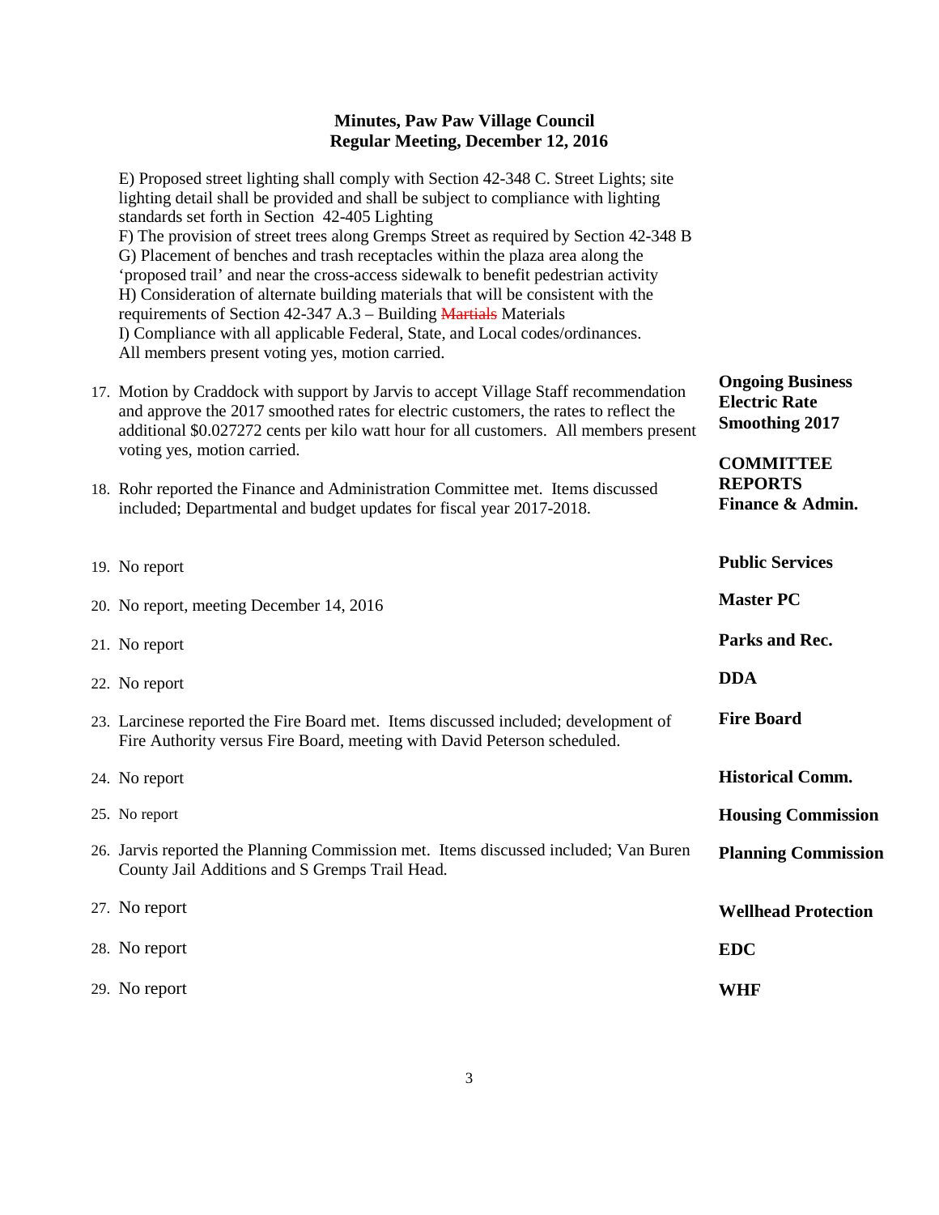**Minutes, Paw Paw Village Council**
**Regular Meeting, December 12, 2016**

E) Proposed street lighting shall comply with Section 42-348 C. Street Lights; site lighting detail shall be provided and shall be subject to compliance with lighting standards set forth in Section 42-405 Lighting
F) The provision of street trees along Gremps Street as required by Section 42-348 B
G) Placement of benches and trash receptacles within the plaza area along the 'proposed trail' and near the cross-access sidewalk to benefit pedestrian activity
H) Consideration of alternate building materials that will be consistent with the requirements of Section 42-347 A.3 – Building ~~Martials~~ Materials
I) Compliance with all applicable Federal, State, and Local codes/ordinances.
All members present voting yes, motion carried.

**Ongoing Business**
**Electric Rate Smoothing 2017**

17. Motion by Craddock with support by Jarvis to accept Village Staff recommendation and approve the 2017 smoothed rates for electric customers, the rates to reflect the additional $0.027272 cents per kilo watt hour for all customers. All members present voting yes, motion carried.

**COMMITTEE REPORTS**
**Finance & Admin.**

18. Rohr reported the Finance and Administration Committee met. Items discussed included; Departmental and budget updates for fiscal year 2017-2018.

**Public Services**

19. No report

**Master PC**

20. No report, meeting December 14, 2016

**Parks and Rec.**

21. No report

**DDA**

22. No report

**Fire Board**

23. Larcinese reported the Fire Board met. Items discussed included; development of Fire Authority versus Fire Board, meeting with David Peterson scheduled.

**Historical Comm.**

24. No report

**Housing Commission**

25. No report

**Planning Commission**

26. Jarvis reported the Planning Commission met. Items discussed included; Van Buren County Jail Additions and S Gremps Trail Head.

**Wellhead Protection**

27. No report

**EDC**

28. No report

**WHF**

29. No report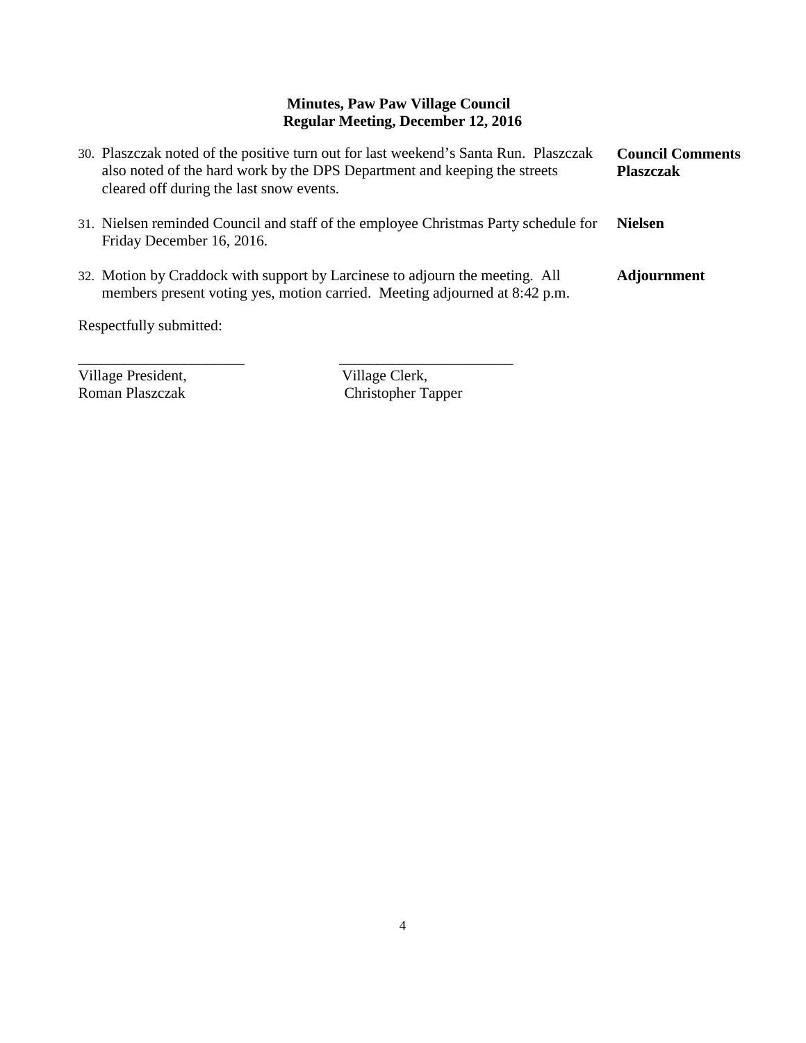**Minutes, Paw Paw Village Council**
**Regular Meeting, December 12, 2016**

| | |
|---|---|
| 30. Plaszczak noted of the positive turn out for last weekend's Santa Run. Plaszczak also noted of the hard work by the DPS Department and keeping the streets cleared off during the last snow events. | **Council Comments Plaszczak** |
| 31. Nielsen reminded Council and staff of the employee Christmas Party schedule for Friday December 16, 2016. | **Nielsen** |
| 32. Motion by Craddock with support by Larcinese to adjourn the meeting. All members present voting yes, motion carried. Meeting adjourned at 8:42 p.m. | **Adjournment** |

Respectfully submitted:

______________________ ______________________

Village President,
Roman Plaszczak

Village Clerk,
Christopher Tapper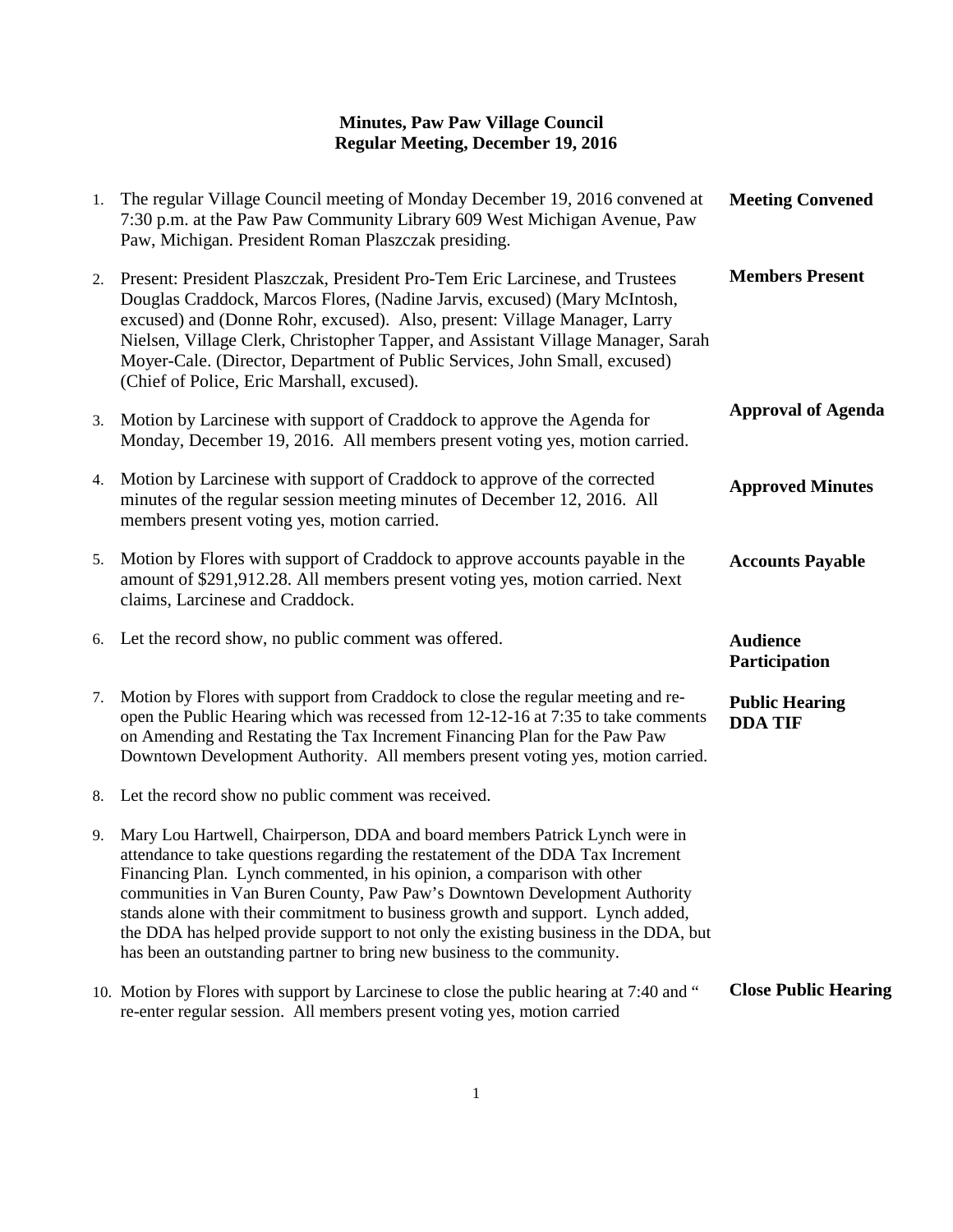# Minutes, Paw Paw Village Council
## Regular Meeting, December 19, 2016

1. The regular Village Council meeting of Monday December 19, 2016 convened at 7:30 p.m. at the Paw Paw Community Library 609 West Michigan Avenue, Paw Paw, Michigan. President Roman Plaszczak presiding. **Meeting Convened**

2. Present: President Plaszczak, President Pro-Tem Eric Larcinese, and Trustees Douglas Craddock, Marcos Flores, (Nadine Jarvis, excused) (Mary McIntosh, excused) and (Donne Rohr, excused). Also, present: Village Manager, Larry Nielsen, Village Clerk, Christopher Tapper, and Assistant Village Manager, Sarah Moyer-Cale. (Director, Department of Public Services, John Small, excused) (Chief of Police, Eric Marshall, excused). **Members Present**

3. Motion by Larcinese with support of Craddock to approve the Agenda for Monday, December 19, 2016. All members present voting yes, motion carried. **Approval of Agenda**

4. Motion by Larcinese with support of Craddock to approve of the corrected minutes of the regular session meeting minutes of December 12, 2016. All members present voting yes, motion carried. **Approved Minutes**

5. Motion by Flores with support of Craddock to approve accounts payable in the amount of $291,912.28. All members present voting yes, motion carried. Next claims, Larcinese and Craddock. **Accounts Payable**

6. Let the record show, no public comment was offered. **Audience Participation**

7. Motion by Flores with support from Craddock to close the regular meeting and re-open the Public Hearing which was recessed from 12-12-16 at 7:35 to take comments on Amending and Restating the Tax Increment Financing Plan for the Paw Paw Downtown Development Authority. All members present voting yes, motion carried. **Public Hearing DDA TIF**

8. Let the record show no public comment was received.

9. Mary Lou Hartwell, Chairperson, DDA and board members Patrick Lynch were in attendance to take questions regarding the restatement of the DDA Tax Increment Financing Plan. Lynch commented, in his opinion, a comparison with other communities in Van Buren County, Paw Paw's Downtown Development Authority stands alone with their commitment to business growth and support. Lynch added, the DDA has helped provide support to not only the existing business in the DDA, but has been an outstanding partner to bring new business to the community.

10. Motion by Flores with support by Larcinese to close the public hearing at 7:40 and " re-enter regular session. All members present voting yes, motion carried **Close Public Hearing**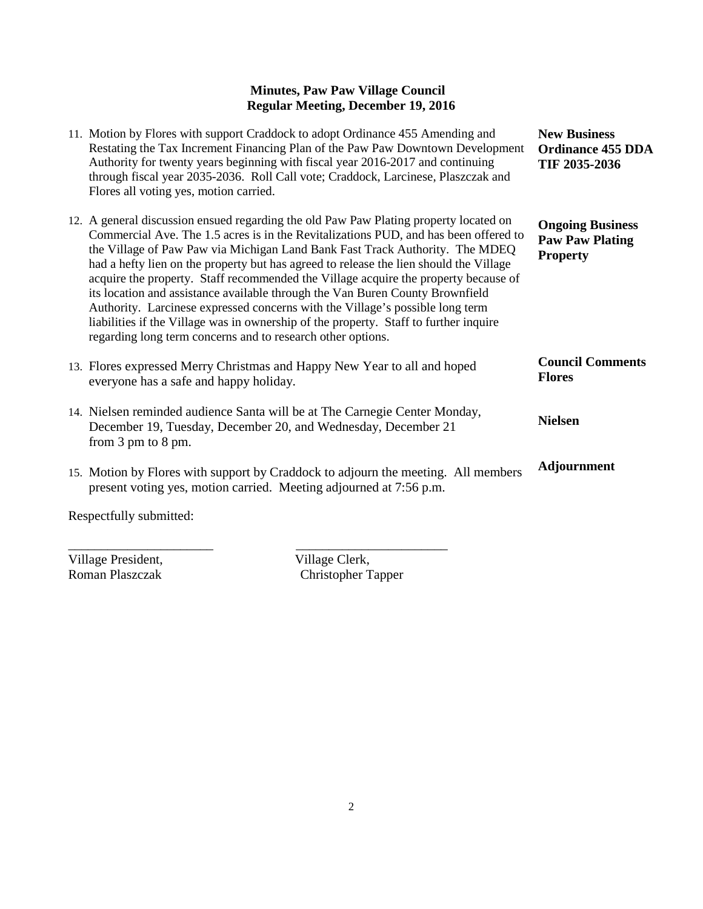**Minutes, Paw Paw Village Council**
**Regular Meeting, December 19, 2016**

11. Motion by Flores with support Craddock to adopt Ordinance 455 Amending and Restating the Tax Increment Financing Plan of the Paw Paw Downtown Development Authority for twenty years beginning with fiscal year 2016-2017 and continuing through fiscal year 2035-2036. Roll Call vote; Craddock, Larcinese, Plaszczak and Flores all voting yes, motion carried.

   **New Business**
   **Ordinance 455 DDA TIF 2035-2036**

12. A general discussion ensued regarding the old Paw Paw Plating property located on Commercial Ave. The 1.5 acres is in the Revitalizations PUD, and has been offered to the Village of Paw Paw via Michigan Land Bank Fast Track Authority. The MDEQ had a hefty lien on the property but has agreed to release the lien should the Village acquire the property. Staff recommended the Village acquire the property because of its location and assistance available through the Van Buren County Brownfield Authority. Larcinese expressed concerns with the Village's possible long term liabilities if the Village was in ownership of the property. Staff to further inquire regarding long term concerns and to research other options.

   **Ongoing Business**
   **Paw Paw Plating Property**

13. Flores expressed Merry Christmas and Happy New Year to all and hoped everyone has a safe and happy holiday.

   **Council Comments**
   **Flores**

14. Nielsen reminded audience Santa will be at The Carnegie Center Monday, December 19, Tuesday, December 20, and Wednesday, December 21 from 3 pm to 8 pm.

   **Nielsen**

15. Motion by Flores with support by Craddock to adjourn the meeting. All members present voting yes, motion carried. Meeting adjourned at 7:56 p.m.

   **Adjournment**

Respectfully submitted:

______________________ ______________________

Village President, Roman Plaszczak

Village Clerk, Christopher Tapper